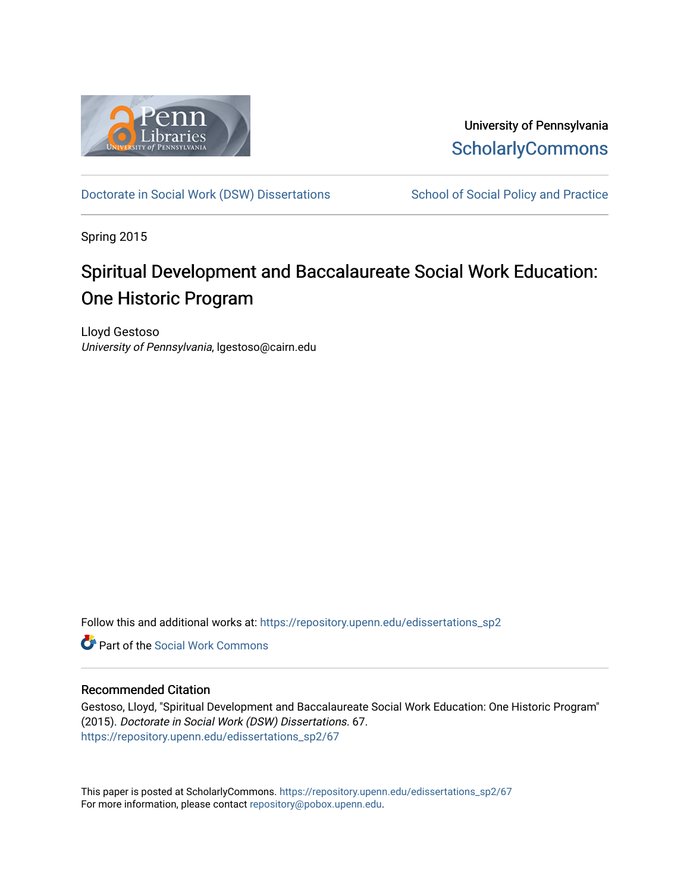University of Pennsylvania
ScholarlyCommons

Doctorate in Social Work (DSW) Dissertations | School of Social Policy and Practice

Spring 2015

# Spiritual Development and Baccalaureate Social Work Education: One Historic Program

Lloyd Gestoso
*University of Pennsylvania*, lgestoso@cairn.edu

Follow this and additional works at: https://repository.upenn.edu/edissertations_sp2

Part of the Social Work Commons

## Recommended Citation

Gestoso, Lloyd, "Spiritual Development and Baccalaureate Social Work Education: One Historic Program" (2015). *Doctorate in Social Work (DSW) Dissertations*. 67.
https://repository.upenn.edu/edissertations_sp2/67

This paper is posted at ScholarlyCommons. https://repository.upenn.edu/edissertations_sp2/67
For more information, please contact repository@pobox.upenn.edu.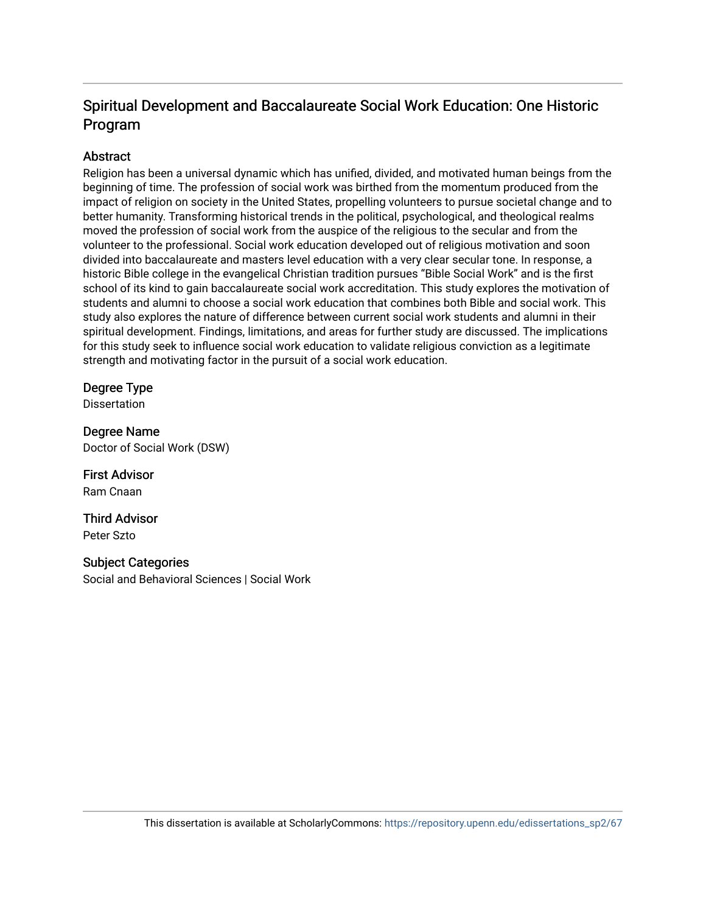## Spiritual Development and Baccalaureate Social Work Education: One Historic Program

### Abstract

Religion has been a universal dynamic which has unified, divided, and motivated human beings from the beginning of time. The profession of social work was birthed from the momentum produced from the impact of religion on society in the United States, propelling volunteers to pursue societal change and to better humanity. Transforming historical trends in the political, psychological, and theological realms moved the profession of social work from the auspice of the religious to the secular and from the volunteer to the professional. Social work education developed out of religious motivation and soon divided into baccalaureate and masters level education with a very clear secular tone. In response, a historic Bible college in the evangelical Christian tradition pursues "Bible Social Work" and is the first school of its kind to gain baccalaureate social work accreditation. This study explores the motivation of students and alumni to choose a social work education that combines both Bible and social work. This study also explores the nature of difference between current social work students and alumni in their spiritual development. Findings, limitations, and areas for further study are discussed. The implications for this study seek to influence social work education to validate religious conviction as a legitimate strength and motivating factor in the pursuit of a social work education.

### Degree Type

Dissertation

### Degree Name

Doctor of Social Work (DSW)

### First Advisor

Ram Cnaan

### Third Advisor

Peter Szto

### Subject Categories

Social and Behavioral Sciences | Social Work

This dissertation is available at ScholarlyCommons: https://repository.upenn.edu/edissertations_sp2/67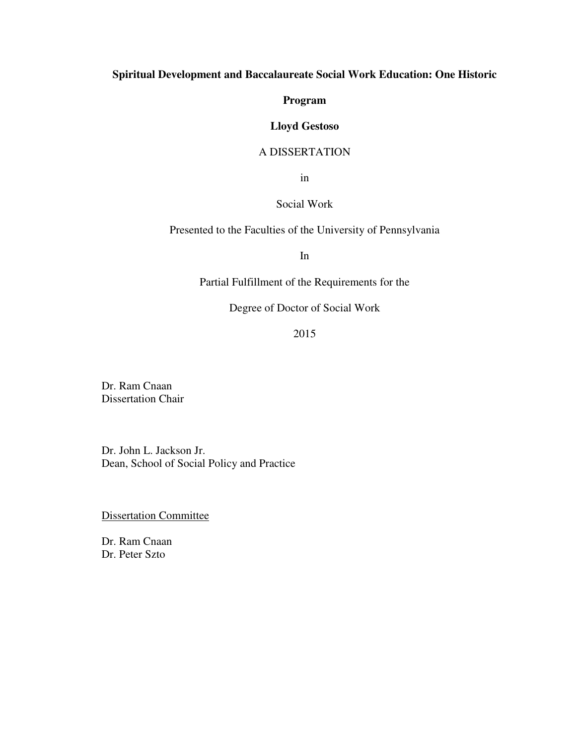**Spiritual Development and Baccalaureate Social Work Education: One Historic Program**

**Lloyd Gestoso**

A DISSERTATION

in

Social Work

Presented to the Faculties of the University of Pennsylvania

In

Partial Fulfillment of the Requirements for the

Degree of Doctor of Social Work

2015

Dr. Ram Cnaan
Dissertation Chair

Dr. John L. Jackson Jr.
Dean, School of Social Policy and Practice

<u>Dissertation Committee</u>

Dr. Ram Cnaan
Dr. Peter Szto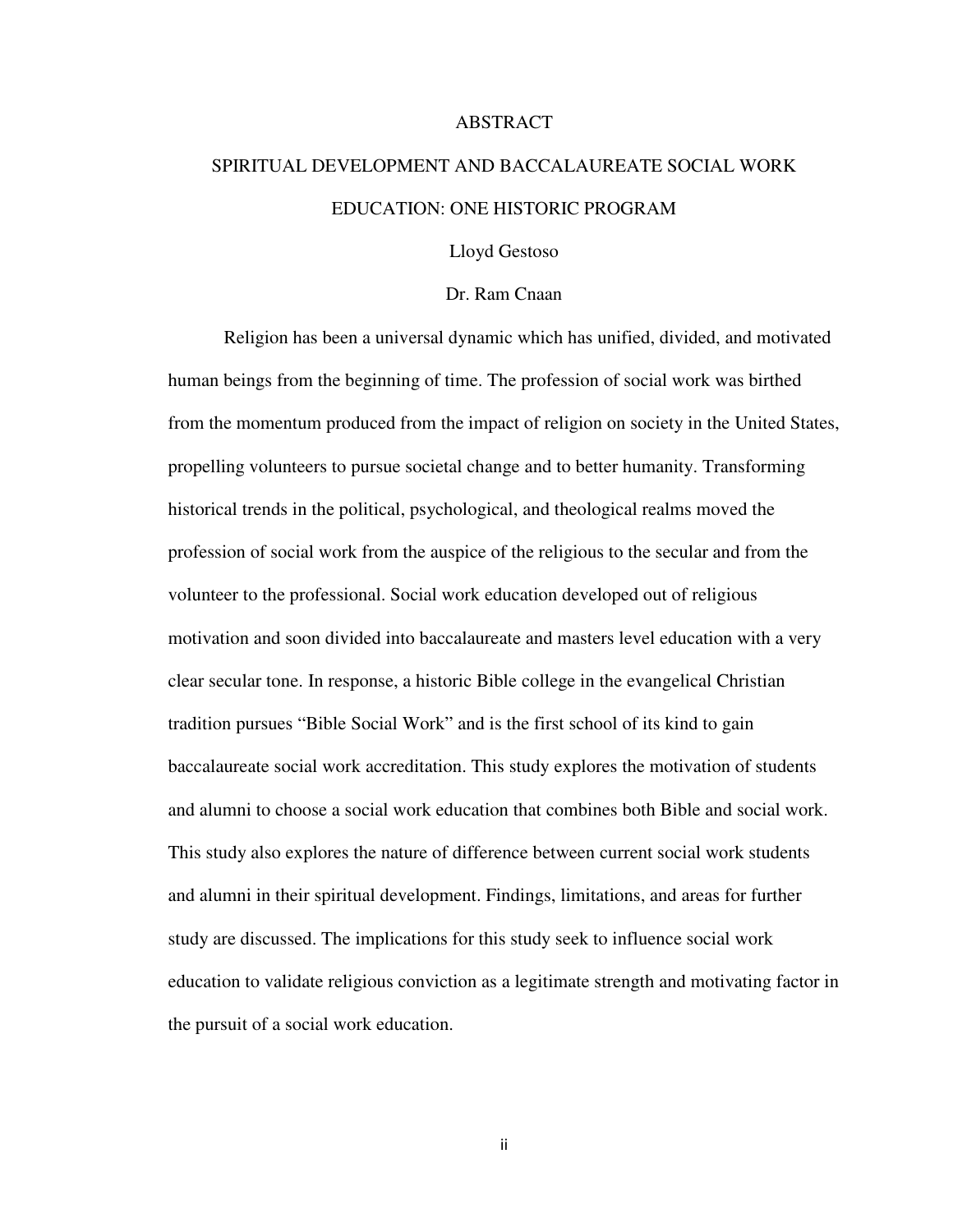# ABSTRACT

## SPIRITUAL DEVELOPMENT AND BACCALAUREATE SOCIAL WORK EDUCATION: ONE HISTORIC PROGRAM

Lloyd Gestoso

Dr. Ram Cnaan

Religion has been a universal dynamic which has unified, divided, and motivated human beings from the beginning of time. The profession of social work was birthed from the momentum produced from the impact of religion on society in the United States, propelling volunteers to pursue societal change and to better humanity. Transforming historical trends in the political, psychological, and theological realms moved the profession of social work from the auspice of the religious to the secular and from the volunteer to the professional. Social work education developed out of religious motivation and soon divided into baccalaureate and masters level education with a very clear secular tone. In response, a historic Bible college in the evangelical Christian tradition pursues "Bible Social Work" and is the first school of its kind to gain baccalaureate social work accreditation. This study explores the motivation of students and alumni to choose a social work education that combines both Bible and social work. This study also explores the nature of difference between current social work students and alumni in their spiritual development. Findings, limitations, and areas for further study are discussed. The implications for this study seek to influence social work education to validate religious conviction as a legitimate strength and motivating factor in the pursuit of a social work education.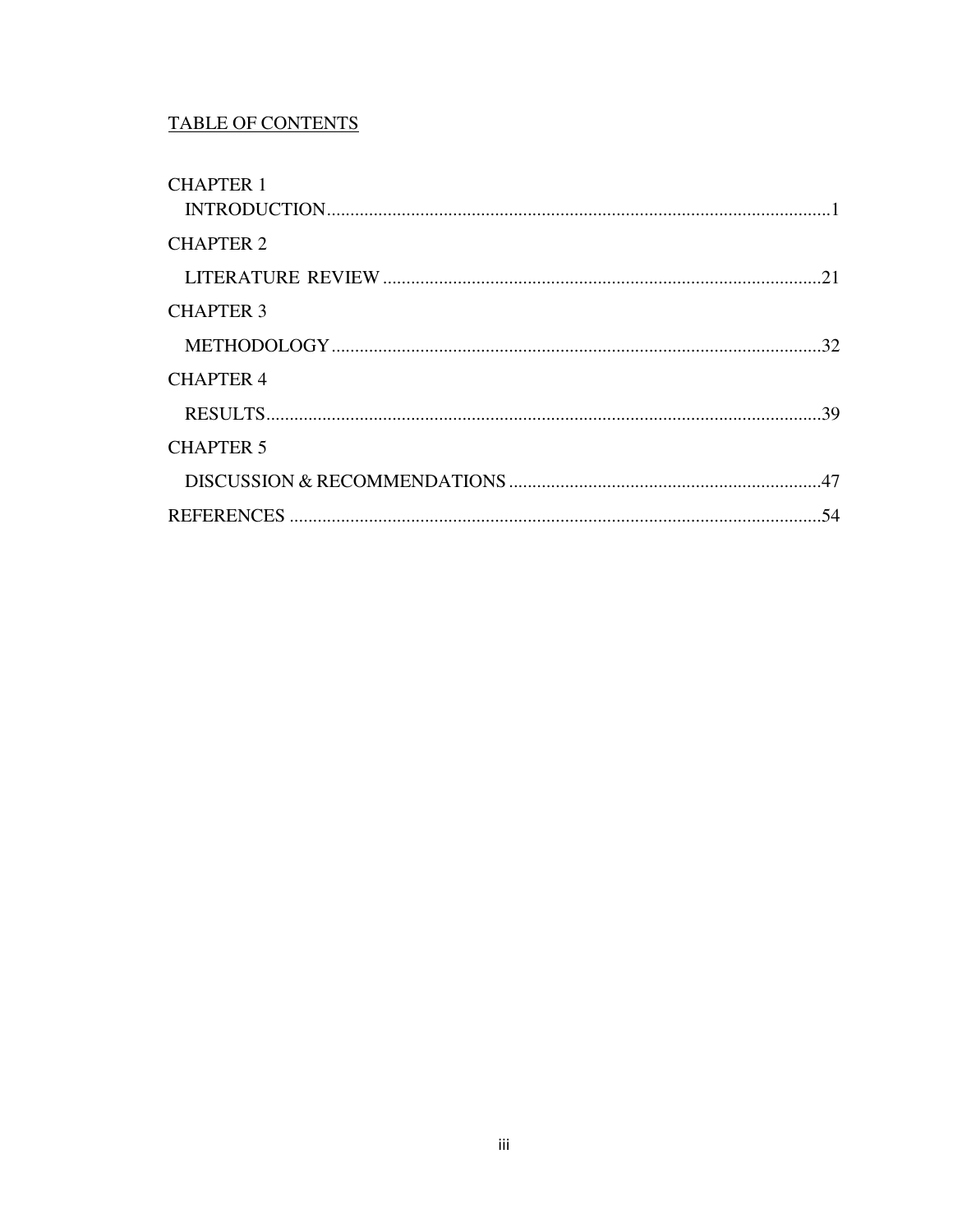TABLE OF CONTENTS

CHAPTER 1

INTRODUCTION...........................................................................................................1

CHAPTER 2

LITERATURE REVIEW ............................................................................................21

CHAPTER 3

METHODOLOGY........................................................................................................32

CHAPTER 4

RESULTS......................................................................................................................39

CHAPTER 5

DISCUSSION & RECOMMENDATIONS..................................................................47

REFERENCES ..................................................................................................................54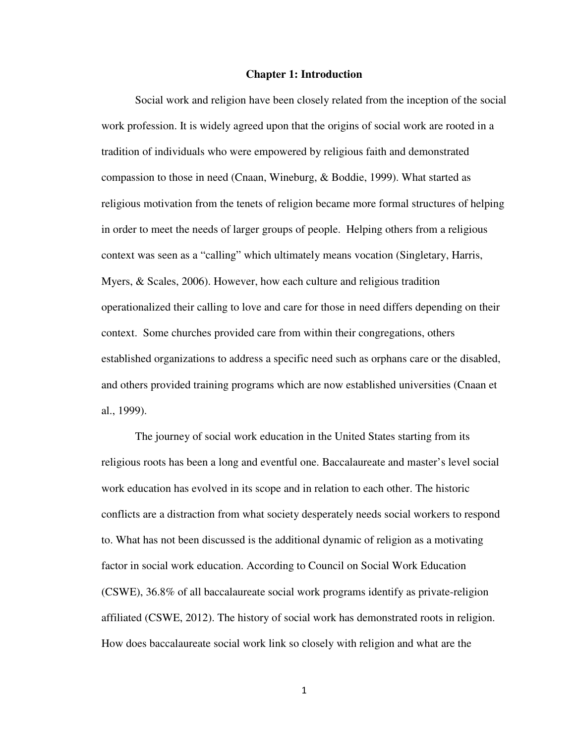# Chapter 1: Introduction

Social work and religion have been closely related from the inception of the social work profession. It is widely agreed upon that the origins of social work are rooted in a tradition of individuals who were empowered by religious faith and demonstrated compassion to those in need (Cnaan, Wineburg, & Boddie, 1999). What started as religious motivation from the tenets of religion became more formal structures of helping in order to meet the needs of larger groups of people. Helping others from a religious context was seen as a "calling" which ultimately means vocation (Singletary, Harris, Myers, & Scales, 2006). However, how each culture and religious tradition operationalized their calling to love and care for those in need differs depending on their context. Some churches provided care from within their congregations, others established organizations to address a specific need such as orphans care or the disabled, and others provided training programs which are now established universities (Cnaan et al., 1999).

The journey of social work education in the United States starting from its religious roots has been a long and eventful one. Baccalaureate and master's level social work education has evolved in its scope and in relation to each other. The historic conflicts are a distraction from what society desperately needs social workers to respond to. What has not been discussed is the additional dynamic of religion as a motivating factor in social work education. According to Council on Social Work Education (CSWE), 36.8% of all baccalaureate social work programs identify as private-religion affiliated (CSWE, 2012). The history of social work has demonstrated roots in religion. How does baccalaureate social work link so closely with religion and what are the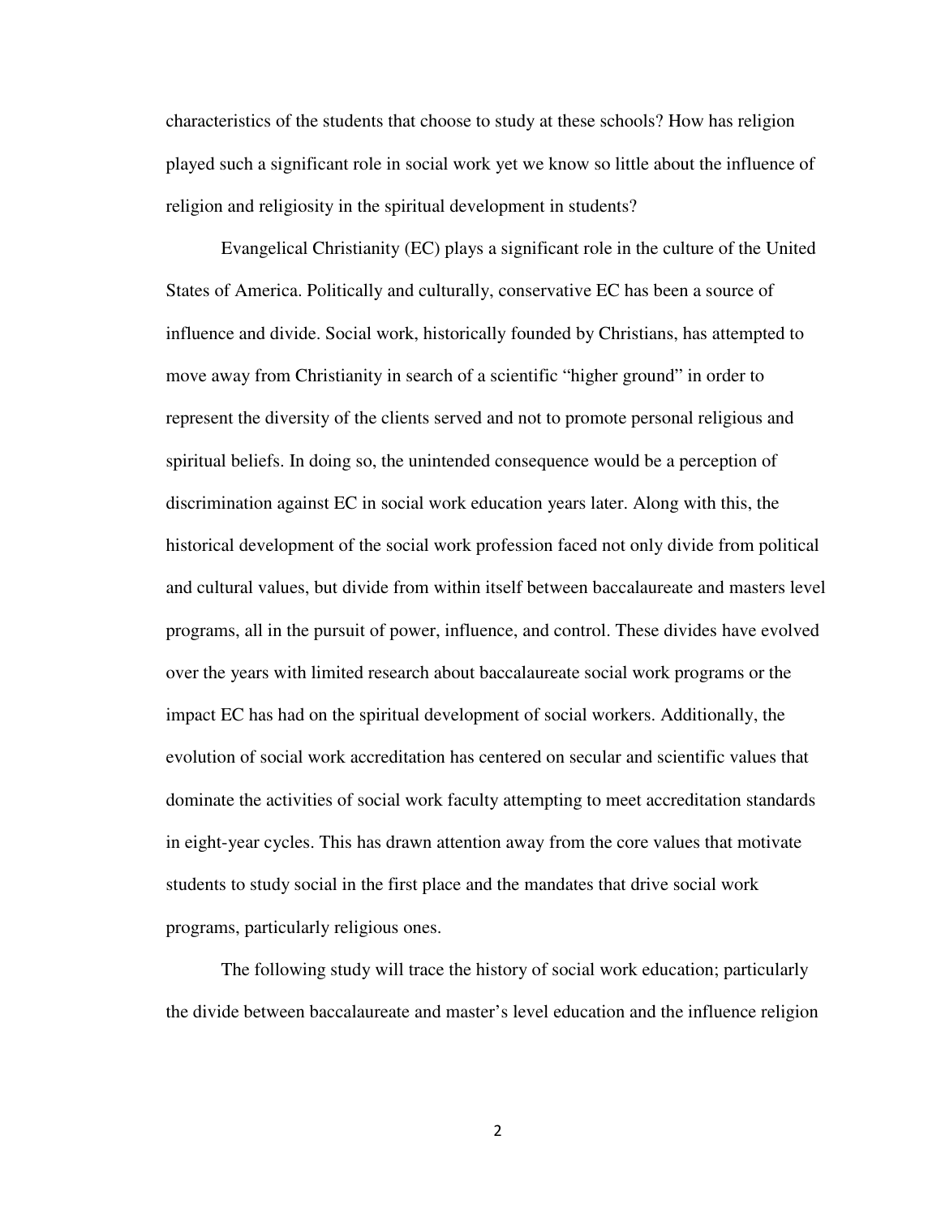characteristics of the students that choose to study at these schools? How has religion played such a significant role in social work yet we know so little about the influence of religion and religiosity in the spiritual development in students?

Evangelical Christianity (EC) plays a significant role in the culture of the United States of America. Politically and culturally, conservative EC has been a source of influence and divide. Social work, historically founded by Christians, has attempted to move away from Christianity in search of a scientific "higher ground" in order to represent the diversity of the clients served and not to promote personal religious and spiritual beliefs. In doing so, the unintended consequence would be a perception of discrimination against EC in social work education years later. Along with this, the historical development of the social work profession faced not only divide from political and cultural values, but divide from within itself between baccalaureate and masters level programs, all in the pursuit of power, influence, and control. These divides have evolved over the years with limited research about baccalaureate social work programs or the impact EC has had on the spiritual development of social workers. Additionally, the evolution of social work accreditation has centered on secular and scientific values that dominate the activities of social work faculty attempting to meet accreditation standards in eight-year cycles. This has drawn attention away from the core values that motivate students to study social in the first place and the mandates that drive social work programs, particularly religious ones.

The following study will trace the history of social work education; particularly the divide between baccalaureate and master's level education and the influence religion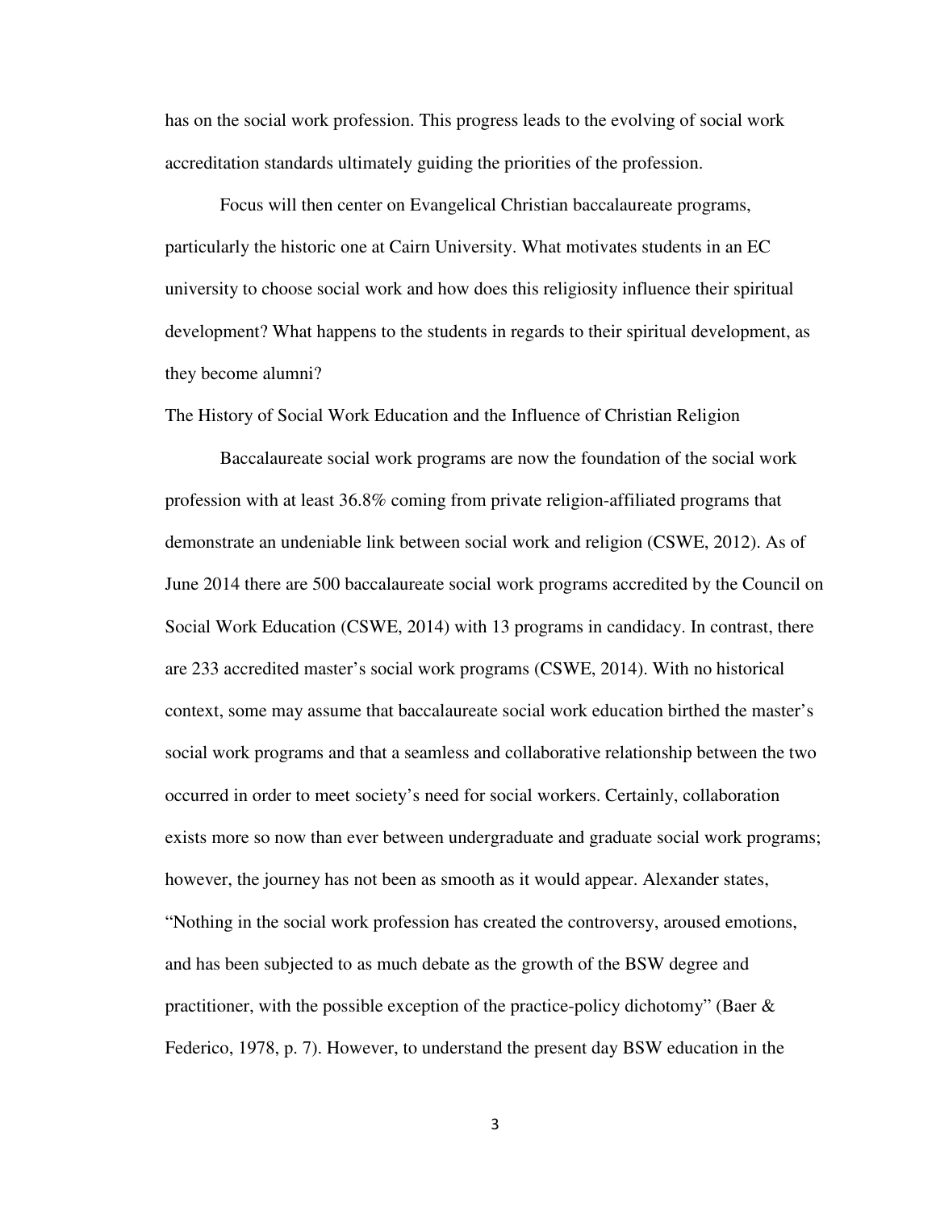has on the social work profession. This progress leads to the evolving of social work accreditation standards ultimately guiding the priorities of the profession.

Focus will then center on Evangelical Christian baccalaureate programs, particularly the historic one at Cairn University. What motivates students in an EC university to choose social work and how does this religiosity influence their spiritual development? What happens to the students in regards to their spiritual development, as they become alumni?

## The History of Social Work Education and the Influence of Christian Religion

Baccalaureate social work programs are now the foundation of the social work profession with at least 36.8% coming from private religion-affiliated programs that demonstrate an undeniable link between social work and religion (CSWE, 2012). As of June 2014 there are 500 baccalaureate social work programs accredited by the Council on Social Work Education (CSWE, 2014) with 13 programs in candidacy. In contrast, there are 233 accredited master's social work programs (CSWE, 2014). With no historical context, some may assume that baccalaureate social work education birthed the master's social work programs and that a seamless and collaborative relationship between the two occurred in order to meet society's need for social workers. Certainly, collaboration exists more so now than ever between undergraduate and graduate social work programs; however, the journey has not been as smooth as it would appear. Alexander states, "Nothing in the social work profession has created the controversy, aroused emotions, and has been subjected to as much debate as the growth of the BSW degree and practitioner, with the possible exception of the practice-policy dichotomy" (Baer & Federico, 1978, p. 7). However, to understand the present day BSW education in the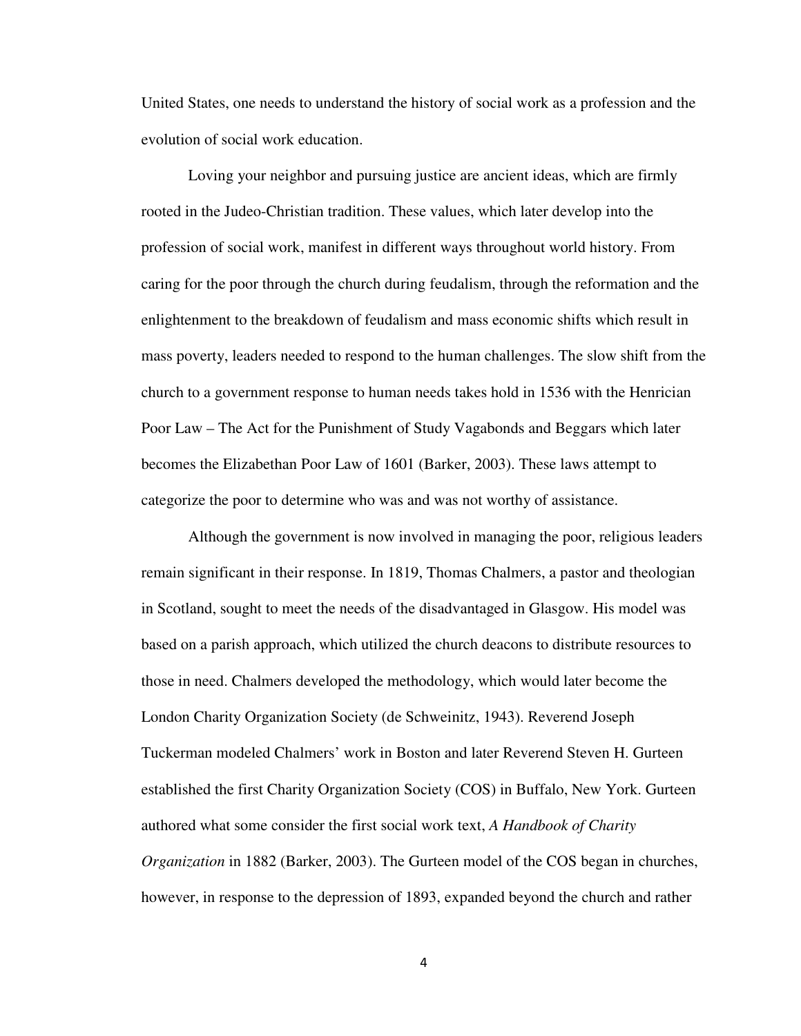United States, one needs to understand the history of social work as a profession and the evolution of social work education.

Loving your neighbor and pursuing justice are ancient ideas, which are firmly rooted in the Judeo-Christian tradition. These values, which later develop into the profession of social work, manifest in different ways throughout world history. From caring for the poor through the church during feudalism, through the reformation and the enlightenment to the breakdown of feudalism and mass economic shifts which result in mass poverty, leaders needed to respond to the human challenges. The slow shift from the church to a government response to human needs takes hold in 1536 with the Henrician Poor Law – The Act for the Punishment of Study Vagabonds and Beggars which later becomes the Elizabethan Poor Law of 1601 (Barker, 2003). These laws attempt to categorize the poor to determine who was and was not worthy of assistance.

Although the government is now involved in managing the poor, religious leaders remain significant in their response. In 1819, Thomas Chalmers, a pastor and theologian in Scotland, sought to meet the needs of the disadvantaged in Glasgow. His model was based on a parish approach, which utilized the church deacons to distribute resources to those in need. Chalmers developed the methodology, which would later become the London Charity Organization Society (de Schweinitz, 1943). Reverend Joseph Tuckerman modeled Chalmers' work in Boston and later Reverend Steven H. Gurteen established the first Charity Organization Society (COS) in Buffalo, New York. Gurteen authored what some consider the first social work text, *A Handbook of Charity Organization* in 1882 (Barker, 2003). The Gurteen model of the COS began in churches, however, in response to the depression of 1893, expanded beyond the church and rather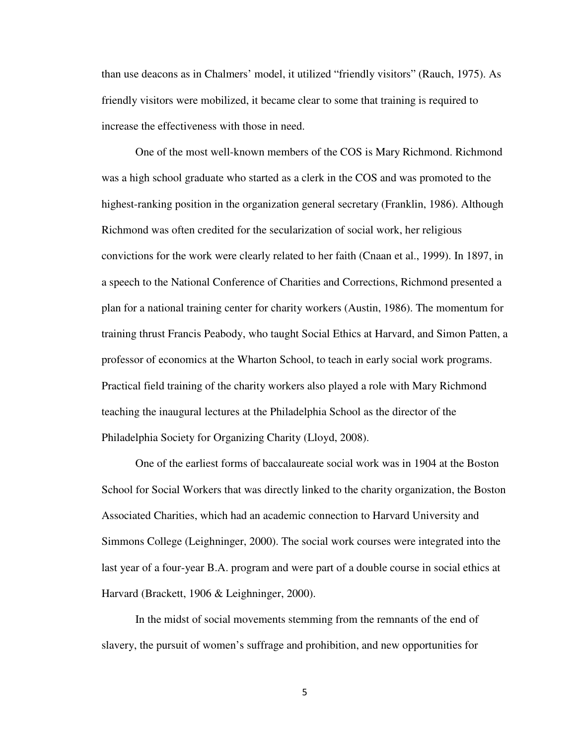than use deacons as in Chalmers' model, it utilized "friendly visitors" (Rauch, 1975). As friendly visitors were mobilized, it became clear to some that training is required to increase the effectiveness with those in need.

One of the most well-known members of the COS is Mary Richmond. Richmond was a high school graduate who started as a clerk in the COS and was promoted to the highest-ranking position in the organization general secretary (Franklin, 1986). Although Richmond was often credited for the secularization of social work, her religious convictions for the work were clearly related to her faith (Cnaan et al., 1999). In 1897, in a speech to the National Conference of Charities and Corrections, Richmond presented a plan for a national training center for charity workers (Austin, 1986). The momentum for training thrust Francis Peabody, who taught Social Ethics at Harvard, and Simon Patten, a professor of economics at the Wharton School, to teach in early social work programs. Practical field training of the charity workers also played a role with Mary Richmond teaching the inaugural lectures at the Philadelphia School as the director of the Philadelphia Society for Organizing Charity (Lloyd, 2008).

One of the earliest forms of baccalaureate social work was in 1904 at the Boston School for Social Workers that was directly linked to the charity organization, the Boston Associated Charities, which had an academic connection to Harvard University and Simmons College (Leighninger, 2000). The social work courses were integrated into the last year of a four-year B.A. program and were part of a double course in social ethics at Harvard (Brackett, 1906 & Leighninger, 2000).

In the midst of social movements stemming from the remnants of the end of slavery, the pursuit of women's suffrage and prohibition, and new opportunities for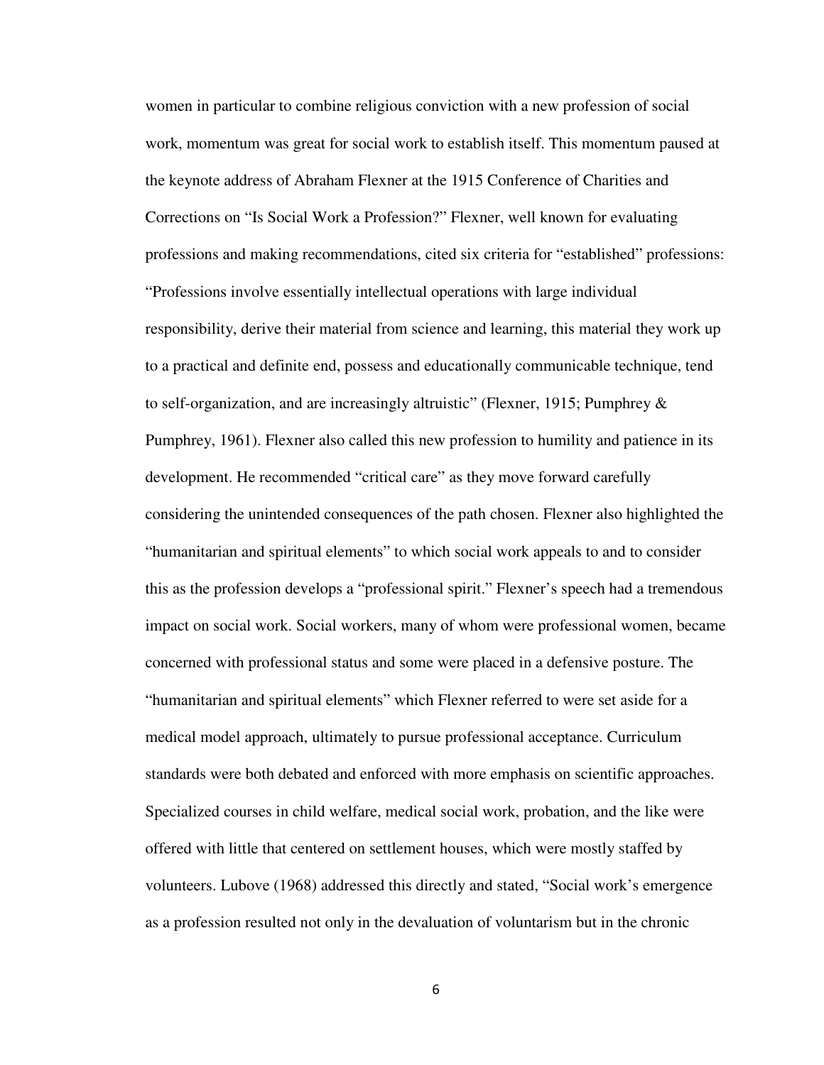women in particular to combine religious conviction with a new profession of social work, momentum was great for social work to establish itself. This momentum paused at the keynote address of Abraham Flexner at the 1915 Conference of Charities and Corrections on "Is Social Work a Profession?" Flexner, well known for evaluating professions and making recommendations, cited six criteria for "established" professions: "Professions involve essentially intellectual operations with large individual responsibility, derive their material from science and learning, this material they work up to a practical and definite end, possess and educationally communicable technique, tend to self-organization, and are increasingly altruistic" (Flexner, 1915; Pumphrey & Pumphrey, 1961). Flexner also called this new profession to humility and patience in its development. He recommended "critical care" as they move forward carefully considering the unintended consequences of the path chosen. Flexner also highlighted the "humanitarian and spiritual elements" to which social work appeals to and to consider this as the profession develops a "professional spirit." Flexner's speech had a tremendous impact on social work. Social workers, many of whom were professional women, became concerned with professional status and some were placed in a defensive posture. The "humanitarian and spiritual elements" which Flexner referred to were set aside for a medical model approach, ultimately to pursue professional acceptance. Curriculum standards were both debated and enforced with more emphasis on scientific approaches. Specialized courses in child welfare, medical social work, probation, and the like were offered with little that centered on settlement houses, which were mostly staffed by volunteers. Lubove (1968) addressed this directly and stated, "Social work's emergence as a profession resulted not only in the devaluation of voluntarism but in the chronic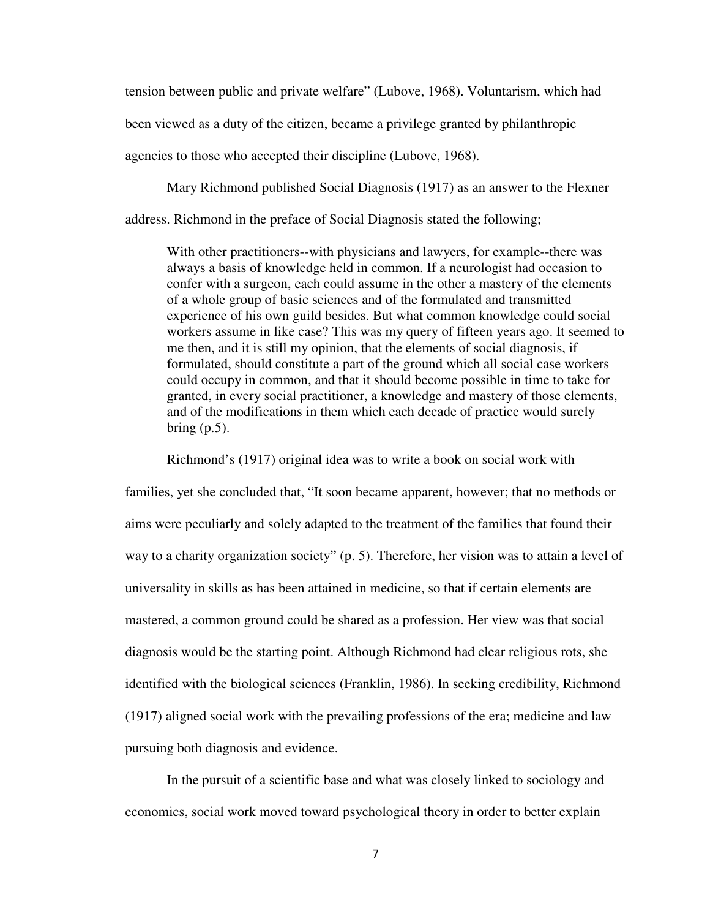tension between public and private welfare" (Lubove, 1968). Voluntarism, which had been viewed as a duty of the citizen, became a privilege granted by philanthropic agencies to those who accepted their discipline (Lubove, 1968).

Mary Richmond published Social Diagnosis (1917) as an answer to the Flexner address. Richmond in the preface of Social Diagnosis stated the following;

> With other practitioners--with physicians and lawyers, for example--there was always a basis of knowledge held in common. If a neurologist had occasion to confer with a surgeon, each could assume in the other a mastery of the elements of a whole group of basic sciences and of the formulated and transmitted experience of his own guild besides. But what common knowledge could social workers assume in like case? This was my query of fifteen years ago. It seemed to me then, and it is still my opinion, that the elements of social diagnosis, if formulated, should constitute a part of the ground which all social case workers could occupy in common, and that it should become possible in time to take for granted, in every social practitioner, a knowledge and mastery of those elements, and of the modifications in them which each decade of practice would surely bring (p.5).

Richmond's (1917) original idea was to write a book on social work with families, yet she concluded that, "It soon became apparent, however; that no methods or aims were peculiarly and solely adapted to the treatment of the families that found their way to a charity organization society" (p. 5). Therefore, her vision was to attain a level of universality in skills as has been attained in medicine, so that if certain elements are mastered, a common ground could be shared as a profession. Her view was that social diagnosis would be the starting point. Although Richmond had clear religious rots, she identified with the biological sciences (Franklin, 1986). In seeking credibility, Richmond (1917) aligned social work with the prevailing professions of the era; medicine and law pursuing both diagnosis and evidence.

In the pursuit of a scientific base and what was closely linked to sociology and economics, social work moved toward psychological theory in order to better explain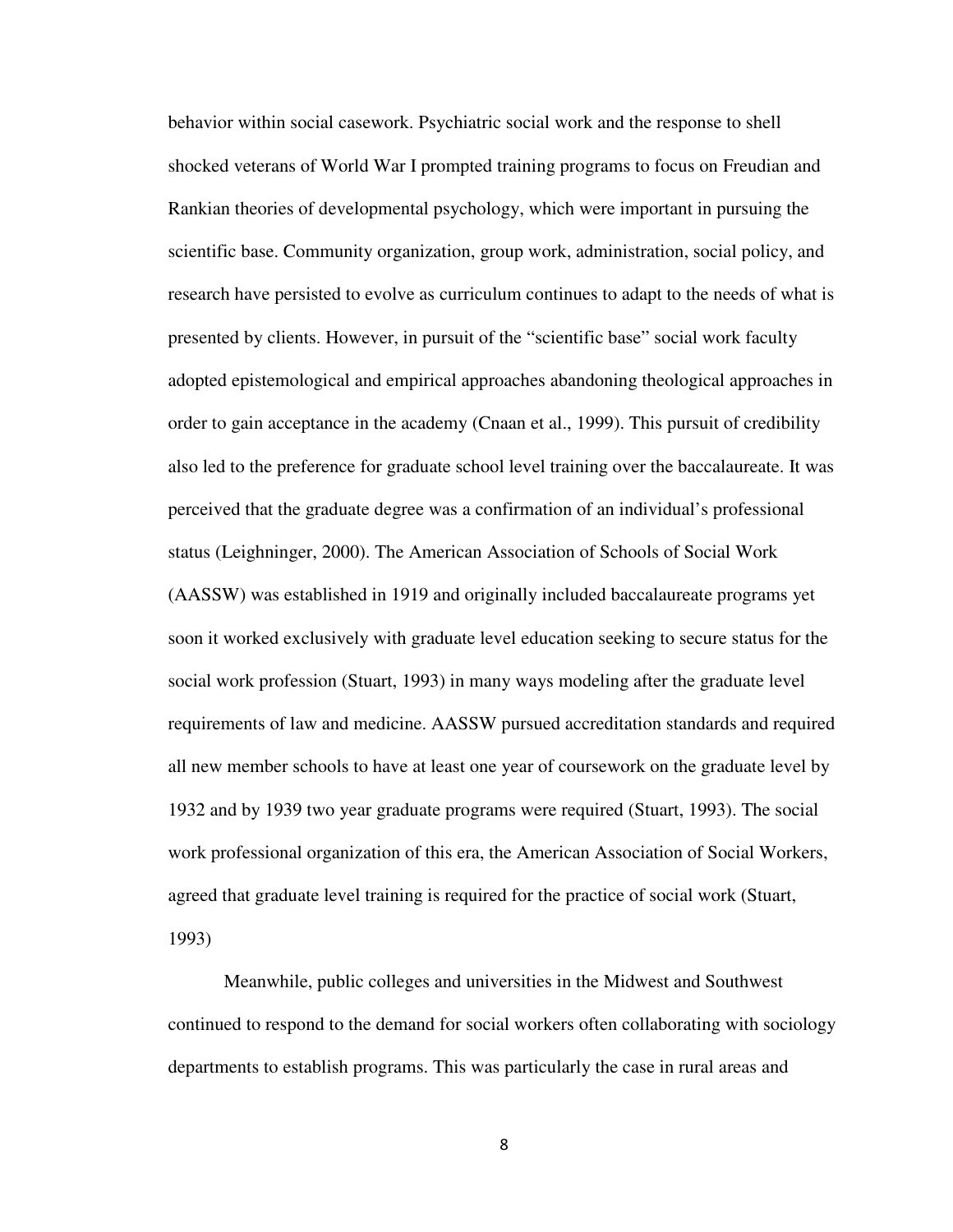behavior within social casework. Psychiatric social work and the response to shell shocked veterans of World War I prompted training programs to focus on Freudian and Rankian theories of developmental psychology, which were important in pursuing the scientific base. Community organization, group work, administration, social policy, and research have persisted to evolve as curriculum continues to adapt to the needs of what is presented by clients. However, in pursuit of the "scientific base" social work faculty adopted epistemological and empirical approaches abandoning theological approaches in order to gain acceptance in the academy (Cnaan et al., 1999). This pursuit of credibility also led to the preference for graduate school level training over the baccalaureate. It was perceived that the graduate degree was a confirmation of an individual's professional status (Leighninger, 2000). The American Association of Schools of Social Work (AASSW) was established in 1919 and originally included baccalaureate programs yet soon it worked exclusively with graduate level education seeking to secure status for the social work profession (Stuart, 1993) in many ways modeling after the graduate level requirements of law and medicine. AASSW pursued accreditation standards and required all new member schools to have at least one year of coursework on the graduate level by 1932 and by 1939 two year graduate programs were required (Stuart, 1993). The social work professional organization of this era, the American Association of Social Workers, agreed that graduate level training is required for the practice of social work (Stuart, 1993)

Meanwhile, public colleges and universities in the Midwest and Southwest continued to respond to the demand for social workers often collaborating with sociology departments to establish programs. This was particularly the case in rural areas and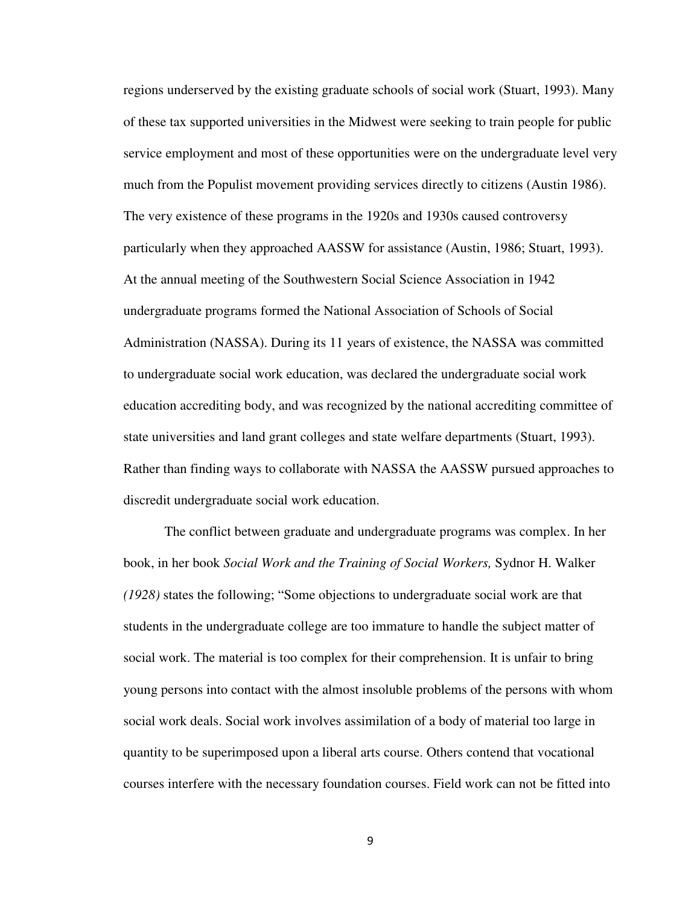regions underserved by the existing graduate schools of social work (Stuart, 1993). Many of these tax supported universities in the Midwest were seeking to train people for public service employment and most of these opportunities were on the undergraduate level very much from the Populist movement providing services directly to citizens (Austin 1986). The very existence of these programs in the 1920s and 1930s caused controversy particularly when they approached AASSW for assistance (Austin, 1986; Stuart, 1993). At the annual meeting of the Southwestern Social Science Association in 1942 undergraduate programs formed the National Association of Schools of Social Administration (NASSA). During its 11 years of existence, the NASSA was committed to undergraduate social work education, was declared the undergraduate social work education accrediting body, and was recognized by the national accrediting committee of state universities and land grant colleges and state welfare departments (Stuart, 1993). Rather than finding ways to collaborate with NASSA the AASSW pursued approaches to discredit undergraduate social work education.

The conflict between graduate and undergraduate programs was complex. In her book, in her book *Social Work and the Training of Social Workers,* Sydnor H. Walker *(1928)* states the following; "Some objections to undergraduate social work are that students in the undergraduate college are too immature to handle the subject matter of social work. The material is too complex for their comprehension. It is unfair to bring young persons into contact with the almost insoluble problems of the persons with whom social work deals. Social work involves assimilation of a body of material too large in quantity to be superimposed upon a liberal arts course. Others contend that vocational courses interfere with the necessary foundation courses. Field work can not be fitted into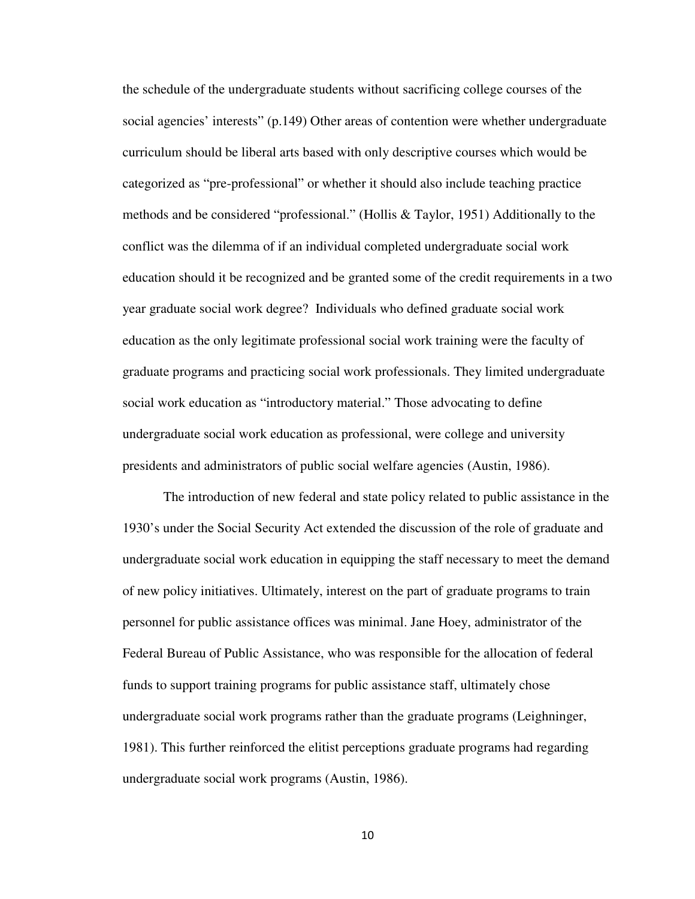the schedule of the undergraduate students without sacrificing college courses of the social agencies' interests" (p.149) Other areas of contention were whether undergraduate curriculum should be liberal arts based with only descriptive courses which would be categorized as "pre-professional" or whether it should also include teaching practice methods and be considered "professional." (Hollis & Taylor, 1951) Additionally to the conflict was the dilemma of if an individual completed undergraduate social work education should it be recognized and be granted some of the credit requirements in a two year graduate social work degree? Individuals who defined graduate social work education as the only legitimate professional social work training were the faculty of graduate programs and practicing social work professionals. They limited undergraduate social work education as "introductory material." Those advocating to define undergraduate social work education as professional, were college and university presidents and administrators of public social welfare agencies (Austin, 1986).

The introduction of new federal and state policy related to public assistance in the 1930's under the Social Security Act extended the discussion of the role of graduate and undergraduate social work education in equipping the staff necessary to meet the demand of new policy initiatives. Ultimately, interest on the part of graduate programs to train personnel for public assistance offices was minimal. Jane Hoey, administrator of the Federal Bureau of Public Assistance, who was responsible for the allocation of federal funds to support training programs for public assistance staff, ultimately chose undergraduate social work programs rather than the graduate programs (Leighninger, 1981). This further reinforced the elitist perceptions graduate programs had regarding undergraduate social work programs (Austin, 1986).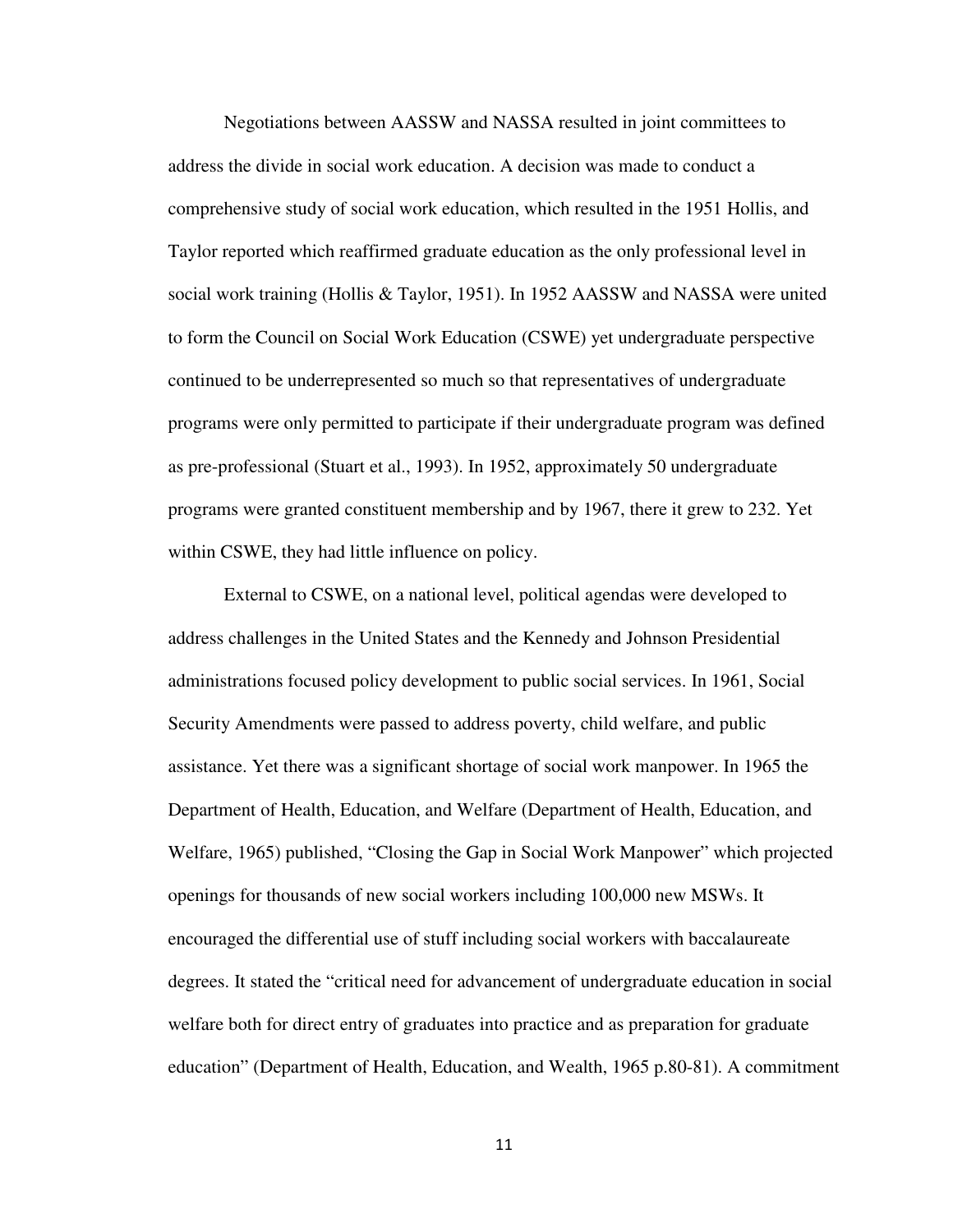Negotiations between AASSW and NASSA resulted in joint committees to address the divide in social work education. A decision was made to conduct a comprehensive study of social work education, which resulted in the 1951 Hollis, and Taylor reported which reaffirmed graduate education as the only professional level in social work training (Hollis & Taylor, 1951). In 1952 AASSW and NASSA were united to form the Council on Social Work Education (CSWE) yet undergraduate perspective continued to be underrepresented so much so that representatives of undergraduate programs were only permitted to participate if their undergraduate program was defined as pre-professional (Stuart et al., 1993). In 1952, approximately 50 undergraduate programs were granted constituent membership and by 1967, there it grew to 232. Yet within CSWE, they had little influence on policy.

External to CSWE, on a national level, political agendas were developed to address challenges in the United States and the Kennedy and Johnson Presidential administrations focused policy development to public social services. In 1961, Social Security Amendments were passed to address poverty, child welfare, and public assistance. Yet there was a significant shortage of social work manpower. In 1965 the Department of Health, Education, and Welfare (Department of Health, Education, and Welfare, 1965) published, "Closing the Gap in Social Work Manpower" which projected openings for thousands of new social workers including 100,000 new MSWs. It encouraged the differential use of stuff including social workers with baccalaureate degrees. It stated the "critical need for advancement of undergraduate education in social welfare both for direct entry of graduates into practice and as preparation for graduate education" (Department of Health, Education, and Wealth, 1965 p.80-81). A commitment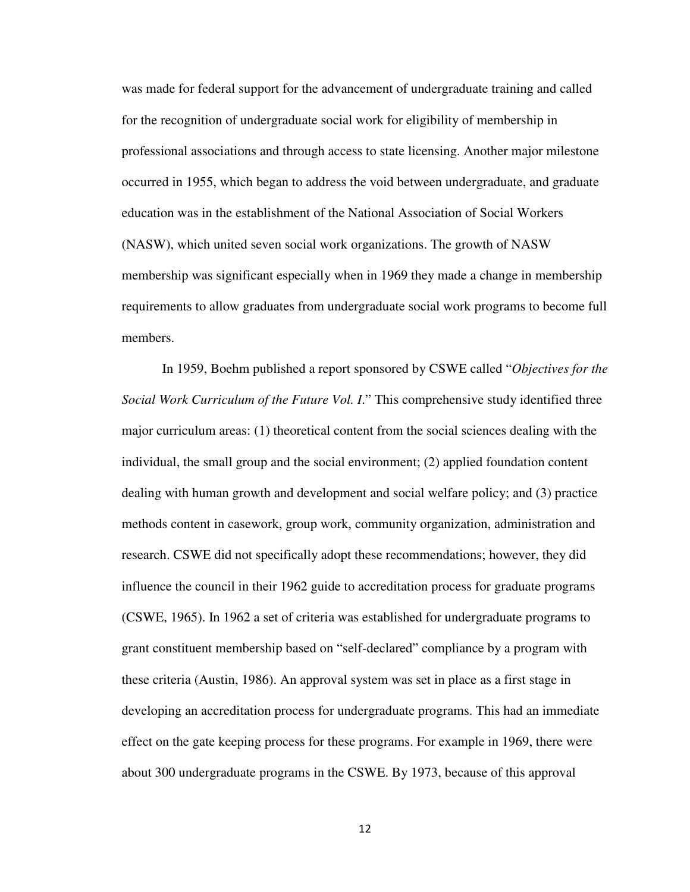was made for federal support for the advancement of undergraduate training and called for the recognition of undergraduate social work for eligibility of membership in professional associations and through access to state licensing. Another major milestone occurred in 1955, which began to address the void between undergraduate, and graduate education was in the establishment of the National Association of Social Workers (NASW), which united seven social work organizations. The growth of NASW membership was significant especially when in 1969 they made a change in membership requirements to allow graduates from undergraduate social work programs to become full members.

In 1959, Boehm published a report sponsored by CSWE called "*Objectives for the Social Work Curriculum of the Future Vol. I*." This comprehensive study identified three major curriculum areas: (1) theoretical content from the social sciences dealing with the individual, the small group and the social environment; (2) applied foundation content dealing with human growth and development and social welfare policy; and (3) practice methods content in casework, group work, community organization, administration and research. CSWE did not specifically adopt these recommendations; however, they did influence the council in their 1962 guide to accreditation process for graduate programs (CSWE, 1965). In 1962 a set of criteria was established for undergraduate programs to grant constituent membership based on "self-declared" compliance by a program with these criteria (Austin, 1986). An approval system was set in place as a first stage in developing an accreditation process for undergraduate programs. This had an immediate effect on the gate keeping process for these programs. For example in 1969, there were about 300 undergraduate programs in the CSWE. By 1973, because of this approval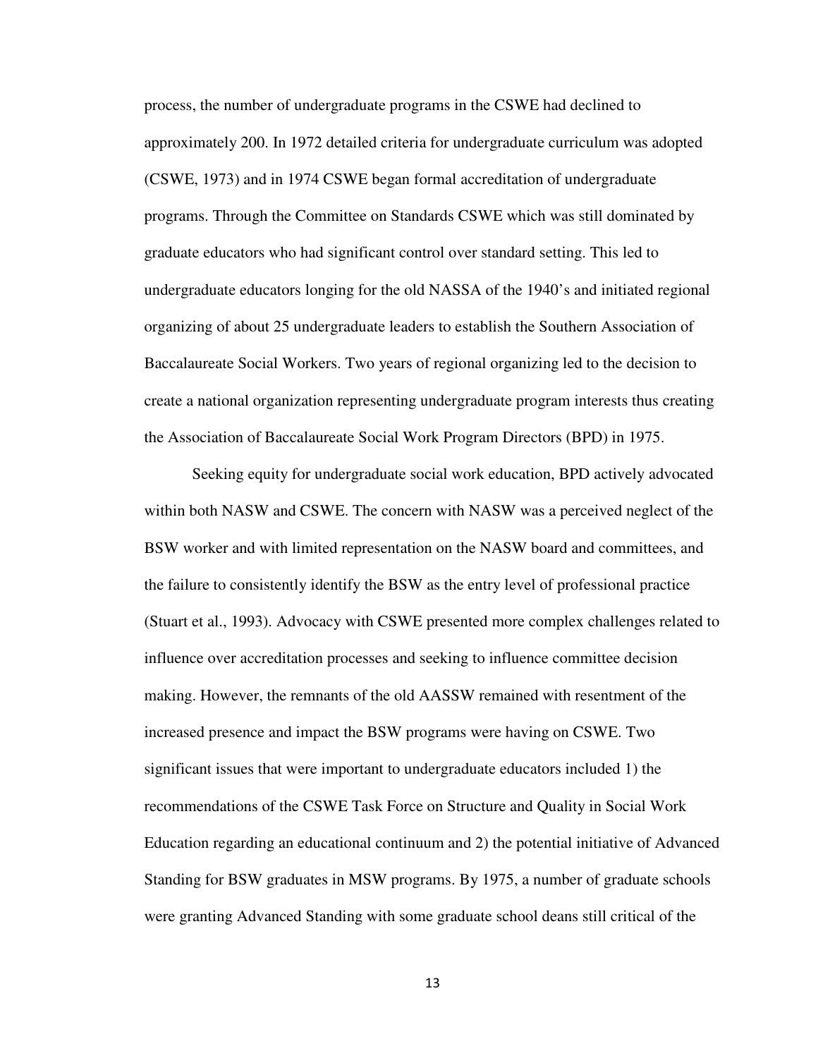process, the number of undergraduate programs in the CSWE had declined to approximately 200. In 1972 detailed criteria for undergraduate curriculum was adopted (CSWE, 1973) and in 1974 CSWE began formal accreditation of undergraduate programs. Through the Committee on Standards CSWE which was still dominated by graduate educators who had significant control over standard setting. This led to undergraduate educators longing for the old NASSA of the 1940's and initiated regional organizing of about 25 undergraduate leaders to establish the Southern Association of Baccalaureate Social Workers. Two years of regional organizing led to the decision to create a national organization representing undergraduate program interests thus creating the Association of Baccalaureate Social Work Program Directors (BPD) in 1975.

Seeking equity for undergraduate social work education, BPD actively advocated within both NASW and CSWE. The concern with NASW was a perceived neglect of the BSW worker and with limited representation on the NASW board and committees, and the failure to consistently identify the BSW as the entry level of professional practice (Stuart et al., 1993). Advocacy with CSWE presented more complex challenges related to influence over accreditation processes and seeking to influence committee decision making. However, the remnants of the old AASSW remained with resentment of the increased presence and impact the BSW programs were having on CSWE. Two significant issues that were important to undergraduate educators included 1) the recommendations of the CSWE Task Force on Structure and Quality in Social Work Education regarding an educational continuum and 2) the potential initiative of Advanced Standing for BSW graduates in MSW programs. By 1975, a number of graduate schools were granting Advanced Standing with some graduate school deans still critical of the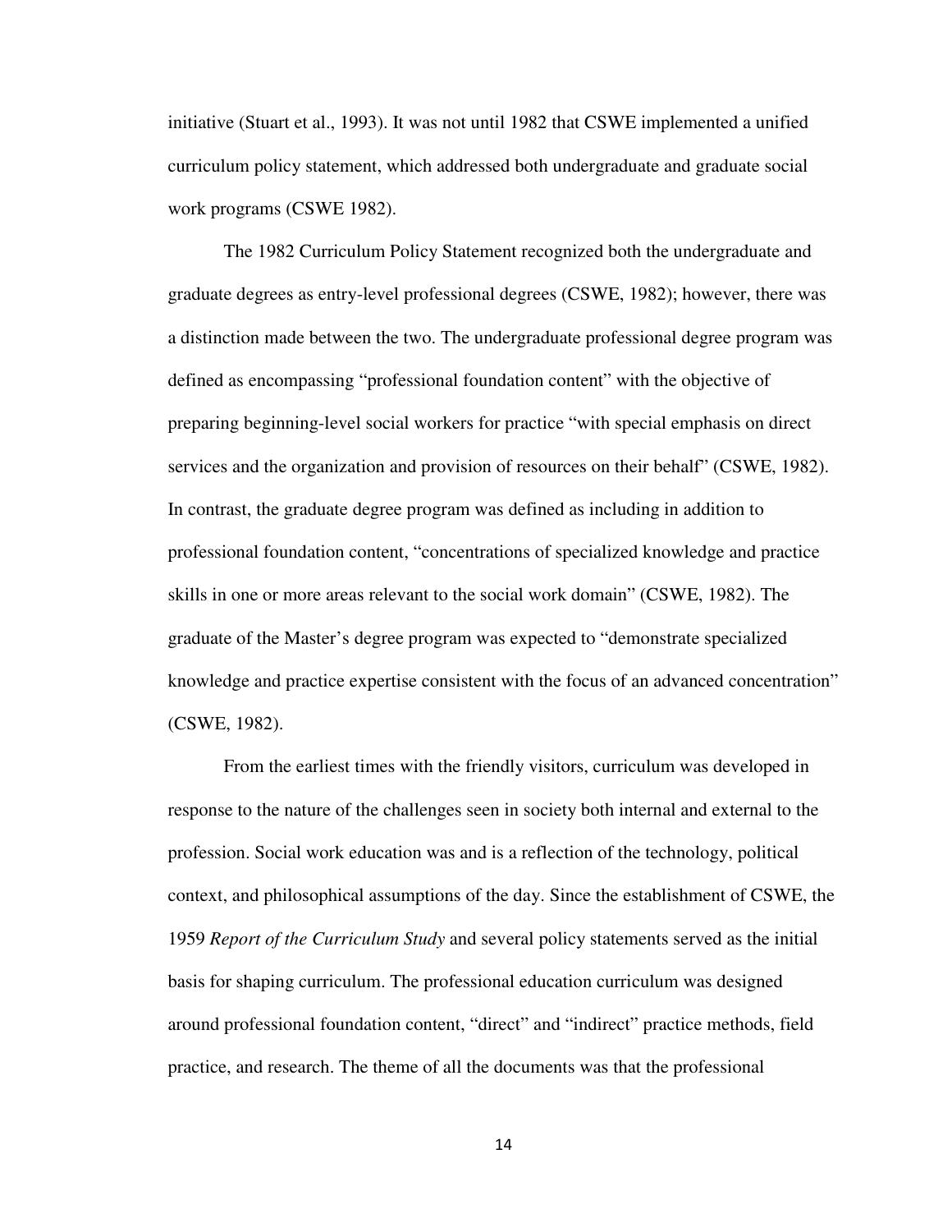initiative (Stuart et al., 1993). It was not until 1982 that CSWE implemented a unified curriculum policy statement, which addressed both undergraduate and graduate social work programs (CSWE 1982).

The 1982 Curriculum Policy Statement recognized both the undergraduate and graduate degrees as entry-level professional degrees (CSWE, 1982); however, there was a distinction made between the two. The undergraduate professional degree program was defined as encompassing "professional foundation content" with the objective of preparing beginning-level social workers for practice "with special emphasis on direct services and the organization and provision of resources on their behalf" (CSWE, 1982). In contrast, the graduate degree program was defined as including in addition to professional foundation content, "concentrations of specialized knowledge and practice skills in one or more areas relevant to the social work domain" (CSWE, 1982). The graduate of the Master's degree program was expected to "demonstrate specialized knowledge and practice expertise consistent with the focus of an advanced concentration" (CSWE, 1982).

From the earliest times with the friendly visitors, curriculum was developed in response to the nature of the challenges seen in society both internal and external to the profession. Social work education was and is a reflection of the technology, political context, and philosophical assumptions of the day. Since the establishment of CSWE, the 1959 *Report of the Curriculum Study* and several policy statements served as the initial basis for shaping curriculum. The professional education curriculum was designed around professional foundation content, "direct" and "indirect" practice methods, field practice, and research. The theme of all the documents was that the professional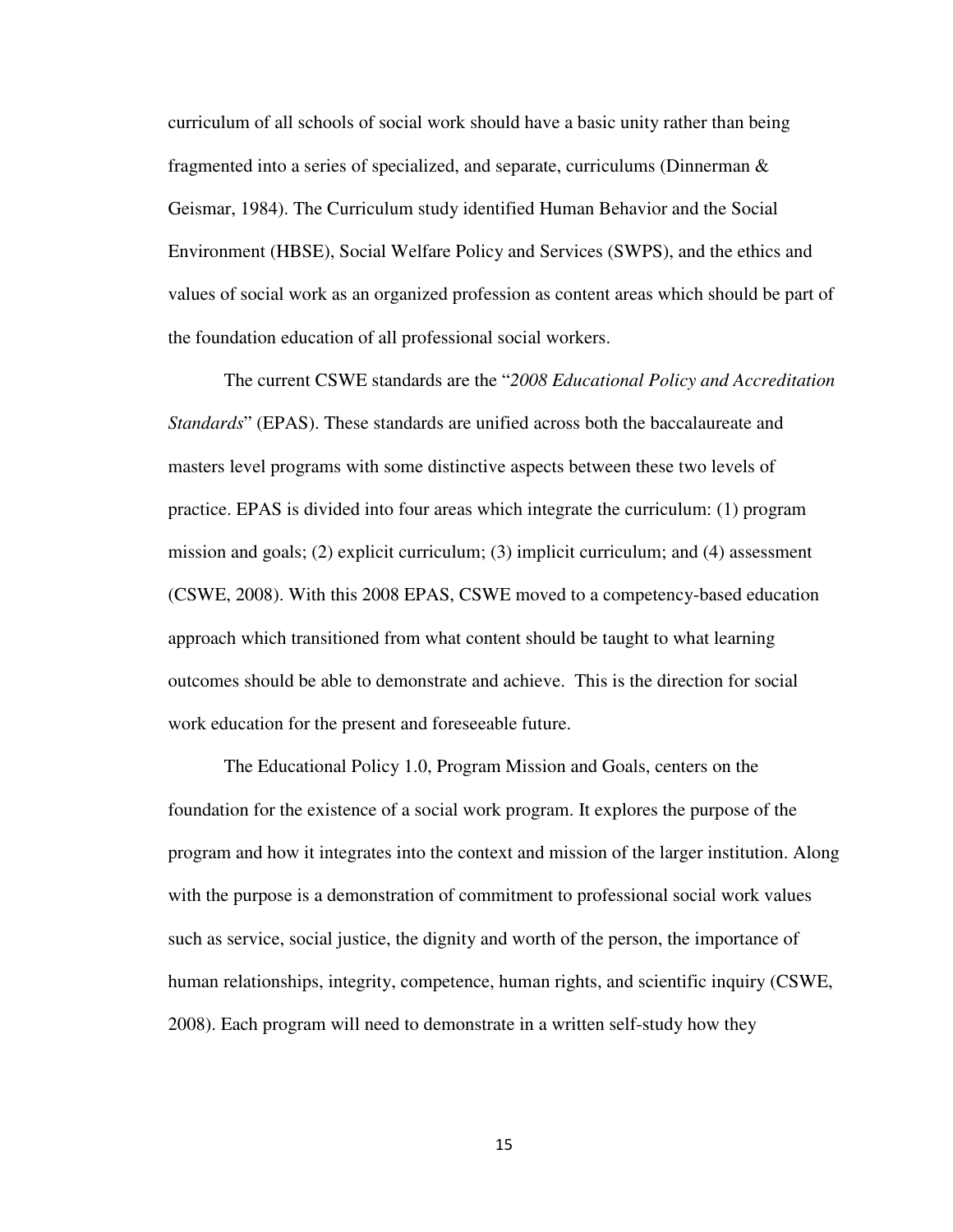curriculum of all schools of social work should have a basic unity rather than being fragmented into a series of specialized, and separate, curriculums (Dinnerman & Geismar, 1984). The Curriculum study identified Human Behavior and the Social Environment (HBSE), Social Welfare Policy and Services (SWPS), and the ethics and values of social work as an organized profession as content areas which should be part of the foundation education of all professional social workers.

The current CSWE standards are the "*2008 Educational Policy and Accreditation Standards*" (EPAS). These standards are unified across both the baccalaureate and masters level programs with some distinctive aspects between these two levels of practice. EPAS is divided into four areas which integrate the curriculum: (1) program mission and goals; (2) explicit curriculum; (3) implicit curriculum; and (4) assessment (CSWE, 2008). With this 2008 EPAS, CSWE moved to a competency-based education approach which transitioned from what content should be taught to what learning outcomes should be able to demonstrate and achieve. This is the direction for social work education for the present and foreseeable future.

The Educational Policy 1.0, Program Mission and Goals, centers on the foundation for the existence of a social work program. It explores the purpose of the program and how it integrates into the context and mission of the larger institution. Along with the purpose is a demonstration of commitment to professional social work values such as service, social justice, the dignity and worth of the person, the importance of human relationships, integrity, competence, human rights, and scientific inquiry (CSWE, 2008). Each program will need to demonstrate in a written self-study how they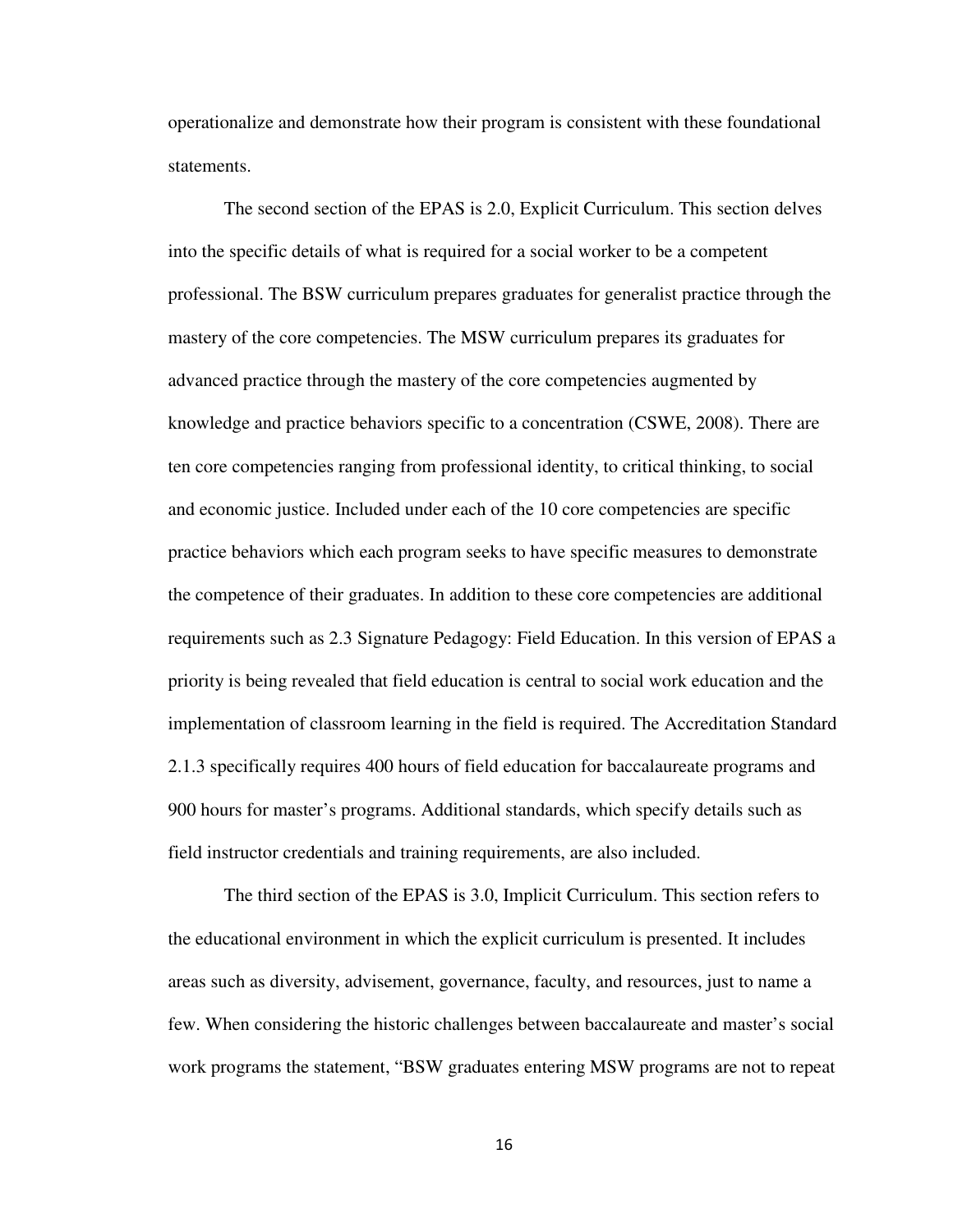operationalize and demonstrate how their program is consistent with these foundational statements.

The second section of the EPAS is 2.0, Explicit Curriculum. This section delves into the specific details of what is required for a social worker to be a competent professional. The BSW curriculum prepares graduates for generalist practice through the mastery of the core competencies. The MSW curriculum prepares its graduates for advanced practice through the mastery of the core competencies augmented by knowledge and practice behaviors specific to a concentration (CSWE, 2008). There are ten core competencies ranging from professional identity, to critical thinking, to social and economic justice. Included under each of the 10 core competencies are specific practice behaviors which each program seeks to have specific measures to demonstrate the competence of their graduates. In addition to these core competencies are additional requirements such as 2.3 Signature Pedagogy: Field Education. In this version of EPAS a priority is being revealed that field education is central to social work education and the implementation of classroom learning in the field is required. The Accreditation Standard 2.1.3 specifically requires 400 hours of field education for baccalaureate programs and 900 hours for master's programs. Additional standards, which specify details such as field instructor credentials and training requirements, are also included.

The third section of the EPAS is 3.0, Implicit Curriculum. This section refers to the educational environment in which the explicit curriculum is presented. It includes areas such as diversity, advisement, governance, faculty, and resources, just to name a few. When considering the historic challenges between baccalaureate and master's social work programs the statement, "BSW graduates entering MSW programs are not to repeat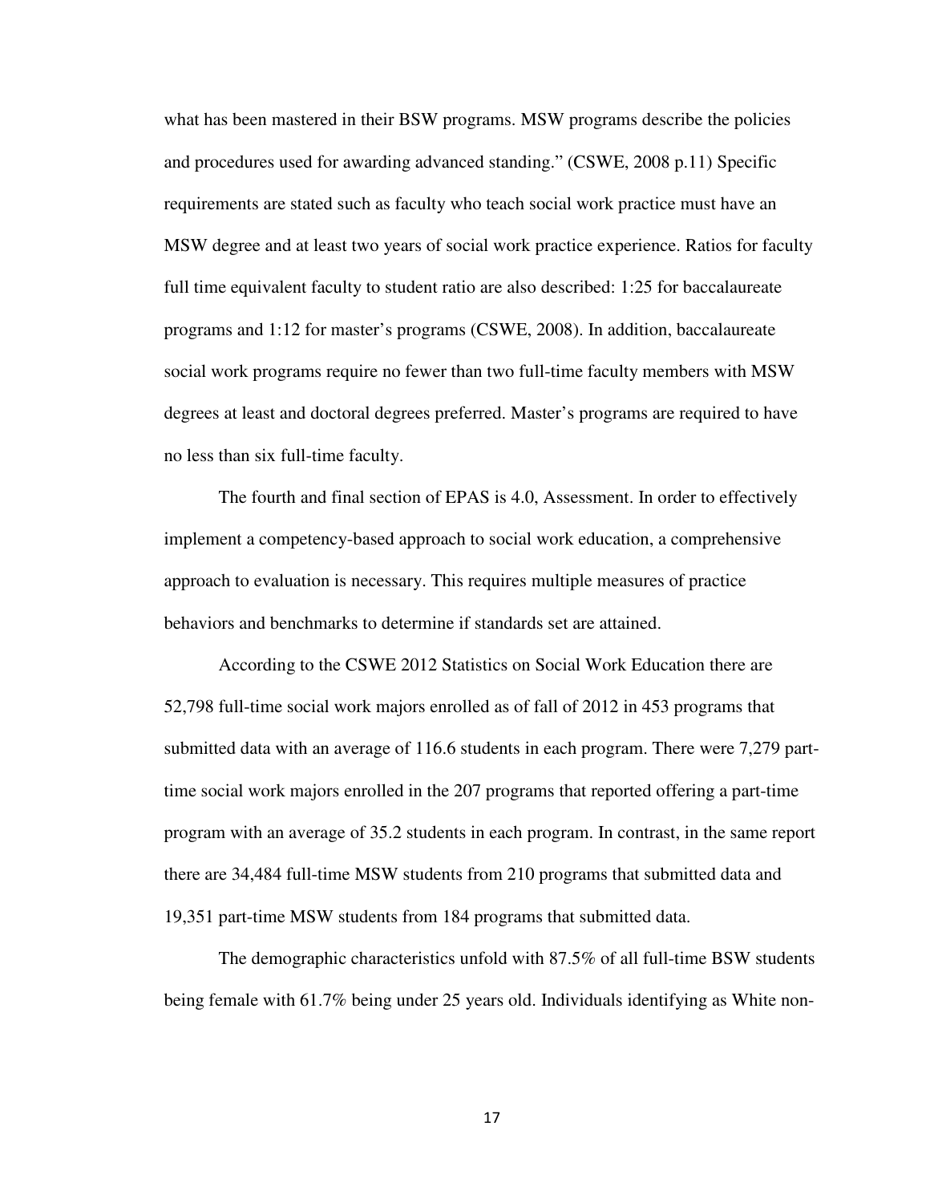what has been mastered in their BSW programs. MSW programs describe the policies and procedures used for awarding advanced standing." (CSWE, 2008 p.11) Specific requirements are stated such as faculty who teach social work practice must have an MSW degree and at least two years of social work practice experience. Ratios for faculty full time equivalent faculty to student ratio are also described: 1:25 for baccalaureate programs and 1:12 for master's programs (CSWE, 2008). In addition, baccalaureate social work programs require no fewer than two full-time faculty members with MSW degrees at least and doctoral degrees preferred. Master's programs are required to have no less than six full-time faculty.

The fourth and final section of EPAS is 4.0, Assessment. In order to effectively implement a competency-based approach to social work education, a comprehensive approach to evaluation is necessary. This requires multiple measures of practice behaviors and benchmarks to determine if standards set are attained.

According to the CSWE 2012 Statistics on Social Work Education there are 52,798 full-time social work majors enrolled as of fall of 2012 in 453 programs that submitted data with an average of 116.6 students in each program. There were 7,279 part-time social work majors enrolled in the 207 programs that reported offering a part-time program with an average of 35.2 students in each program. In contrast, in the same report there are 34,484 full-time MSW students from 210 programs that submitted data and 19,351 part-time MSW students from 184 programs that submitted data.

The demographic characteristics unfold with 87.5% of all full-time BSW students being female with 61.7% being under 25 years old. Individuals identifying as White non-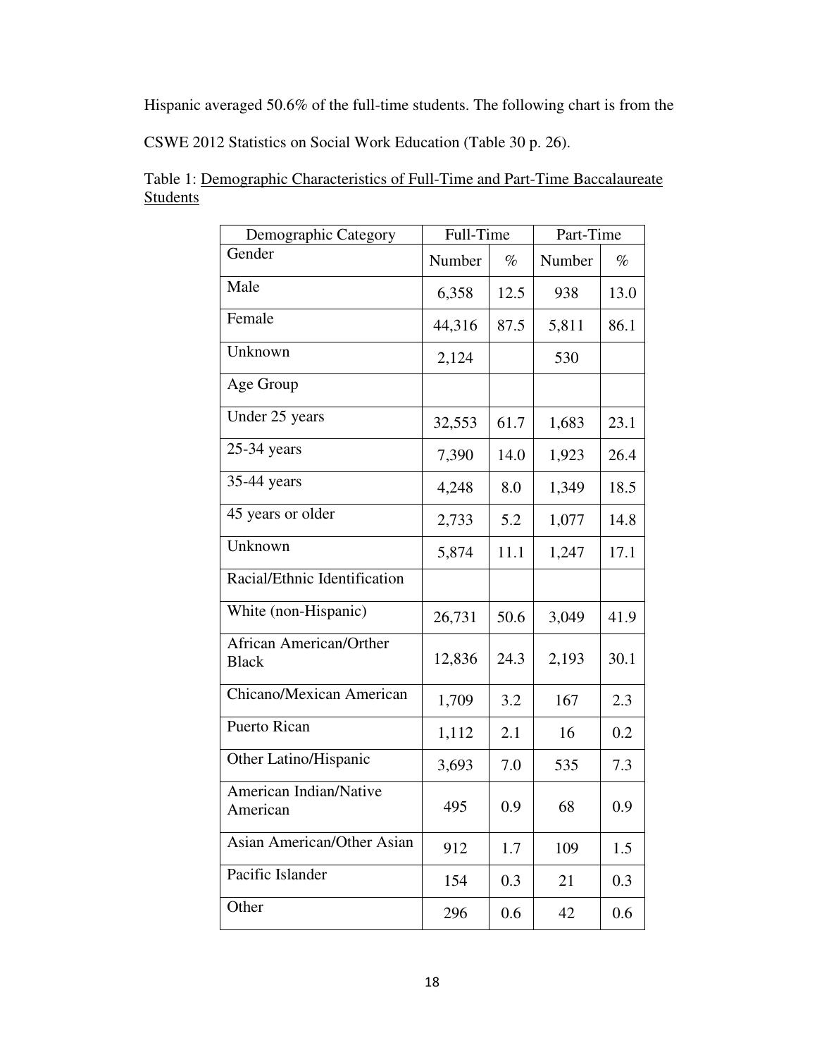Hispanic averaged 50.6% of the full-time students. The following chart is from the CSWE 2012 Statistics on Social Work Education (Table 30 p. 26).

Table 1: Demographic Characteristics of Full-Time and Part-Time Baccalaureate Students

| Demographic Category | Full-Time | | Part-Time | |
|---|---|---|---|---|
| Gender | Number | % | Number | % |
| Male | 6,358 | 12.5 | 938 | 13.0 |
| Female | 44,316 | 87.5 | 5,811 | 86.1 |
| Unknown | 2,124 | | 530 | |
| Age Group | | | | |
| Under 25 years | 32,553 | 61.7 | 1,683 | 23.1 |
| 25-34 years | 7,390 | 14.0 | 1,923 | 26.4 |
| 35-44 years | 4,248 | 8.0 | 1,349 | 18.5 |
| 45 years or older | 2,733 | 5.2 | 1,077 | 14.8 |
| Unknown | 5,874 | 11.1 | 1,247 | 17.1 |
| Racial/Ethnic Identification | | | | |
| White (non-Hispanic) | 26,731 | 50.6 | 3,049 | 41.9 |
| African American/Orther Black | 12,836 | 24.3 | 2,193 | 30.1 |
| Chicano/Mexican American | 1,709 | 3.2 | 167 | 2.3 |
| Puerto Rican | 1,112 | 2.1 | 16 | 0.2 |
| Other Latino/Hispanic | 3,693 | 7.0 | 535 | 7.3 |
| American Indian/Native American | 495 | 0.9 | 68 | 0.9 |
| Asian American/Other Asian | 912 | 1.7 | 109 | 1.5 |
| Pacific Islander | 154 | 0.3 | 21 | 0.3 |
| Other | 296 | 0.6 | 42 | 0.6 |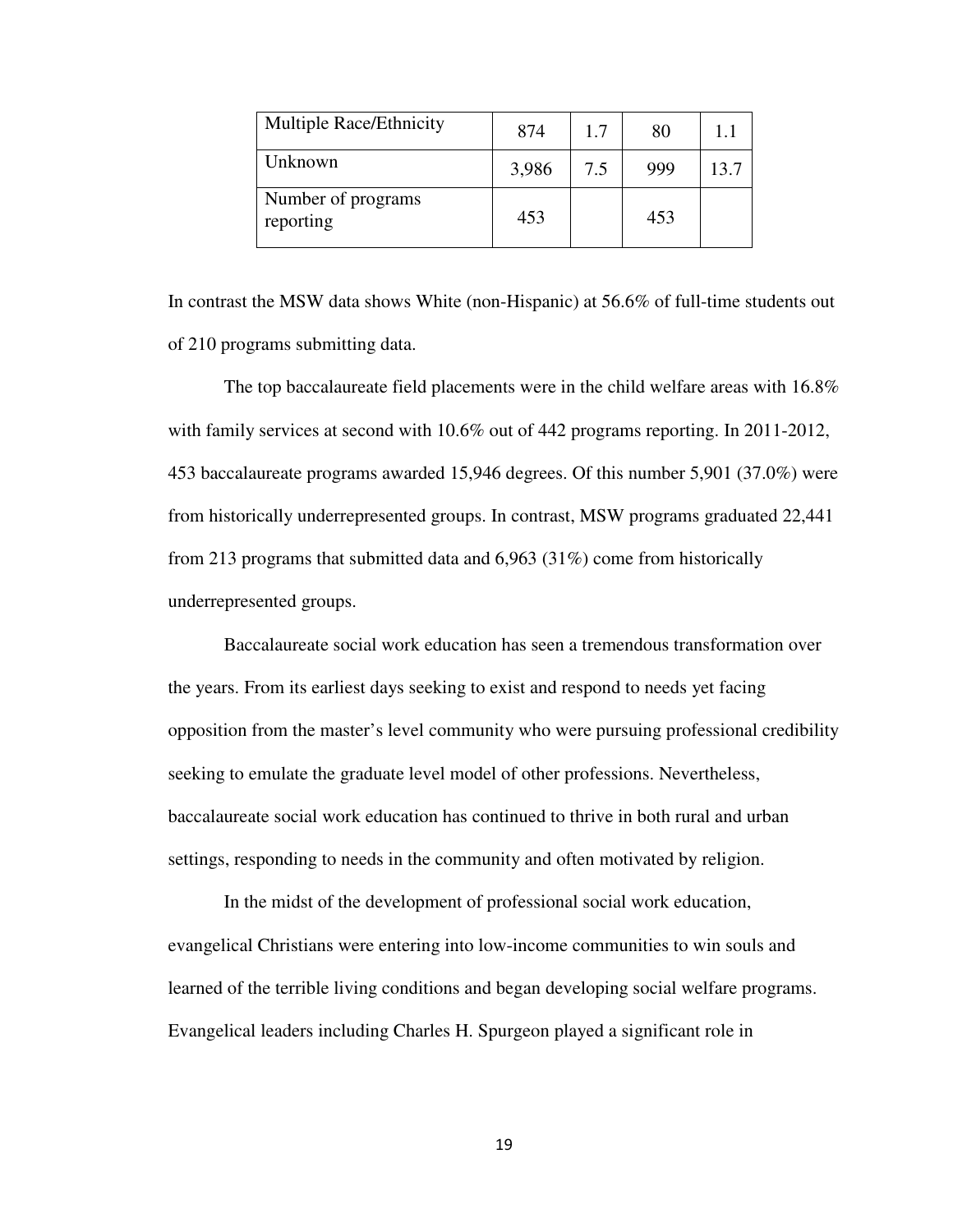| Multiple Race/Ethnicity | 874 | 1.7 | 80 | 1.1 |
|---|---|---|---|---|
| Unknown | 3,986 | 7.5 | 999 | 13.7 |
| Number of programs reporting | 453 | | 453 | |

In contrast the MSW data shows White (non-Hispanic) at 56.6% of full-time students out of 210 programs submitting data.

The top baccalaureate field placements were in the child welfare areas with 16.8% with family services at second with 10.6% out of 442 programs reporting. In 2011-2012, 453 baccalaureate programs awarded 15,946 degrees. Of this number 5,901 (37.0%) were from historically underrepresented groups. In contrast, MSW programs graduated 22,441 from 213 programs that submitted data and 6,963 (31%) come from historically underrepresented groups.

Baccalaureate social work education has seen a tremendous transformation over the years. From its earliest days seeking to exist and respond to needs yet facing opposition from the master's level community who were pursuing professional credibility seeking to emulate the graduate level model of other professions. Nevertheless, baccalaureate social work education has continued to thrive in both rural and urban settings, responding to needs in the community and often motivated by religion.

In the midst of the development of professional social work education, evangelical Christians were entering into low-income communities to win souls and learned of the terrible living conditions and began developing social welfare programs. Evangelical leaders including Charles H. Spurgeon played a significant role in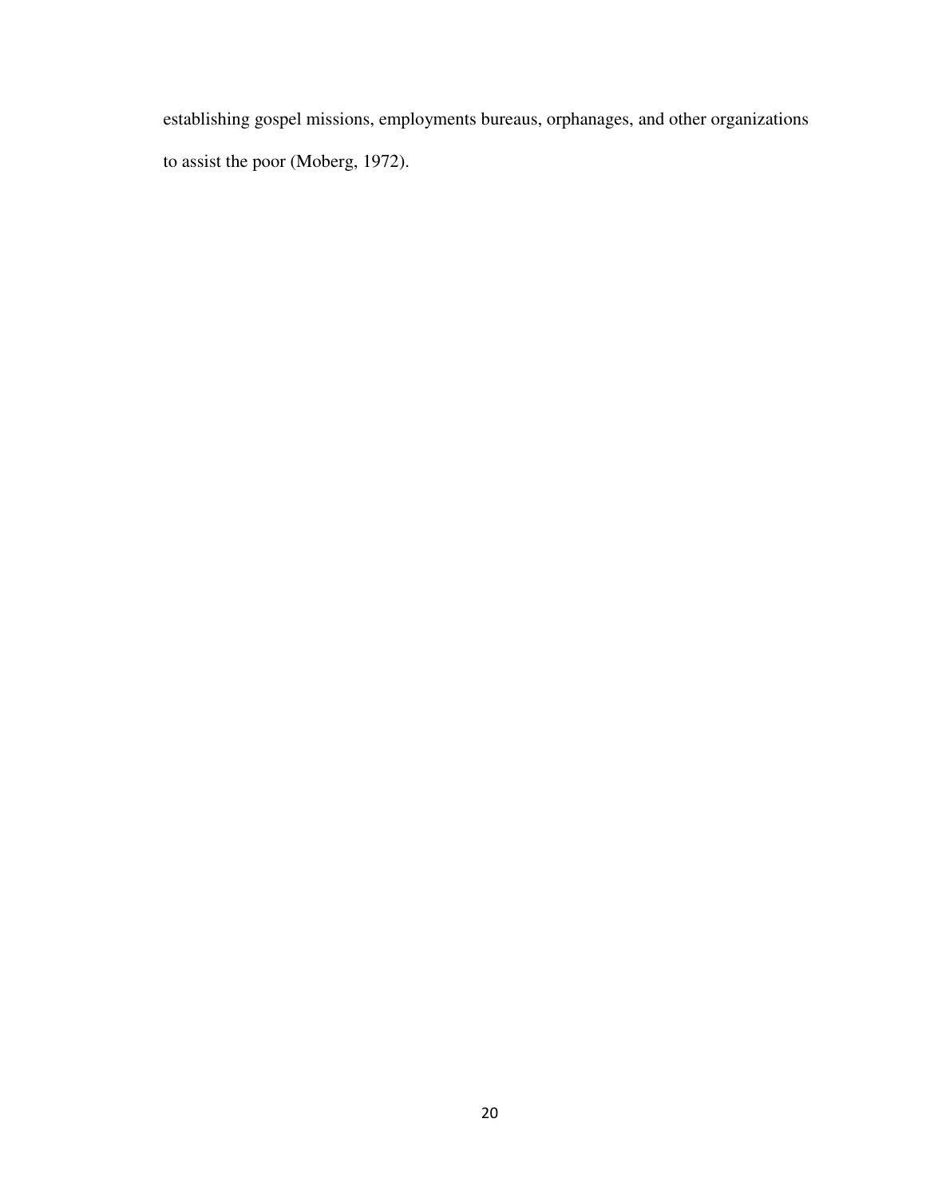establishing gospel missions, employments bureaus, orphanages, and other organizations to assist the poor (Moberg, 1972).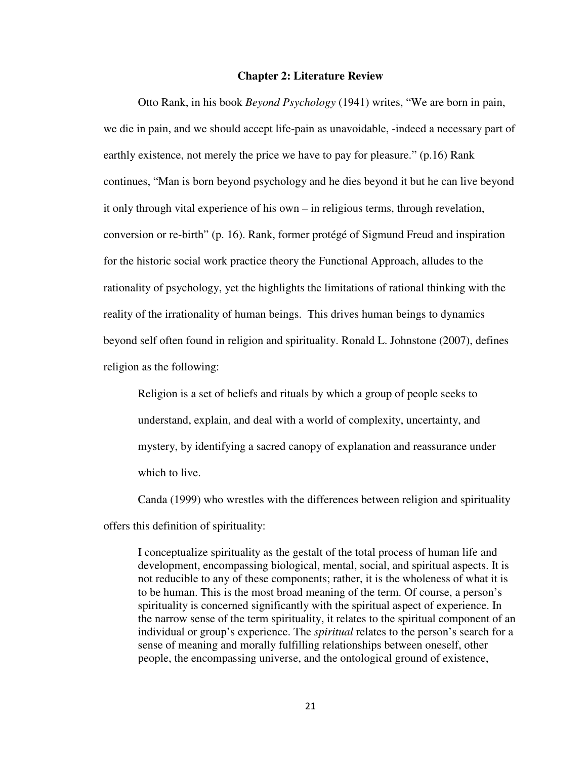## Chapter 2: Literature Review

Otto Rank, in his book *Beyond Psychology* (1941) writes, “We are born in pain, we die in pain, and we should accept life-pain as unavoidable, -indeed a necessary part of earthly existence, not merely the price we have to pay for pleasure.” (p.16) Rank continues, “Man is born beyond psychology and he dies beyond it but he can live beyond it only through vital experience of his own – in religious terms, through revelation, conversion or re-birth” (p. 16). Rank, former protégé of Sigmund Freud and inspiration for the historic social work practice theory the Functional Approach, alludes to the rationality of psychology, yet the highlights the limitations of rational thinking with the reality of the irrationality of human beings. This drives human beings to dynamics beyond self often found in religion and spirituality. Ronald L. Johnstone (2007), defines religion as the following:

> Religion is a set of beliefs and rituals by which a group of people seeks to understand, explain, and deal with a world of complexity, uncertainty, and mystery, by identifying a sacred canopy of explanation and reassurance under which to live.

Canda (1999) who wrestles with the differences between religion and spirituality offers this definition of spirituality:

> I conceptualize spirituality as the gestalt of the total process of human life and development, encompassing biological, mental, social, and spiritual aspects. It is not reducible to any of these components; rather, it is the wholeness of what it is to be human. This is the most broad meaning of the term. Of course, a person’s spirituality is concerned significantly with the spiritual aspect of experience. In the narrow sense of the term spirituality, it relates to the spiritual component of an individual or group’s experience. The *spiritual* relates to the person’s search for a sense of meaning and morally fulfilling relationships between oneself, other people, the encompassing universe, and the ontological ground of existence,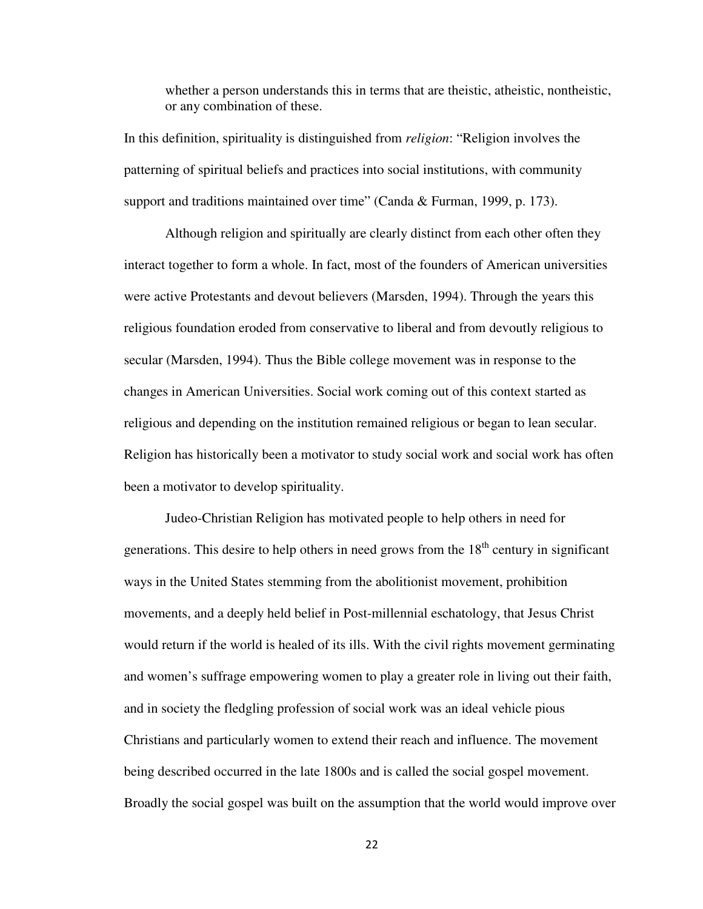whether a person understands this in terms that are theistic, atheistic, nontheistic, or any combination of these.

In this definition, spirituality is distinguished from *religion*: "Religion involves the patterning of spiritual beliefs and practices into social institutions, with community support and traditions maintained over time" (Canda & Furman, 1999, p. 173).

Although religion and spiritually are clearly distinct from each other often they interact together to form a whole. In fact, most of the founders of American universities were active Protestants and devout believers (Marsden, 1994). Through the years this religious foundation eroded from conservative to liberal and from devoutly religious to secular (Marsden, 1994). Thus the Bible college movement was in response to the changes in American Universities. Social work coming out of this context started as religious and depending on the institution remained religious or began to lean secular. Religion has historically been a motivator to study social work and social work has often been a motivator to develop spirituality.

Judeo-Christian Religion has motivated people to help others in need for generations. This desire to help others in need grows from the 18th century in significant ways in the United States stemming from the abolitionist movement, prohibition movements, and a deeply held belief in Post-millennial eschatology, that Jesus Christ would return if the world is healed of its ills. With the civil rights movement germinating and women's suffrage empowering women to play a greater role in living out their faith, and in society the fledgling profession of social work was an ideal vehicle pious Christians and particularly women to extend their reach and influence. The movement being described occurred in the late 1800s and is called the social gospel movement. Broadly the social gospel was built on the assumption that the world would improve over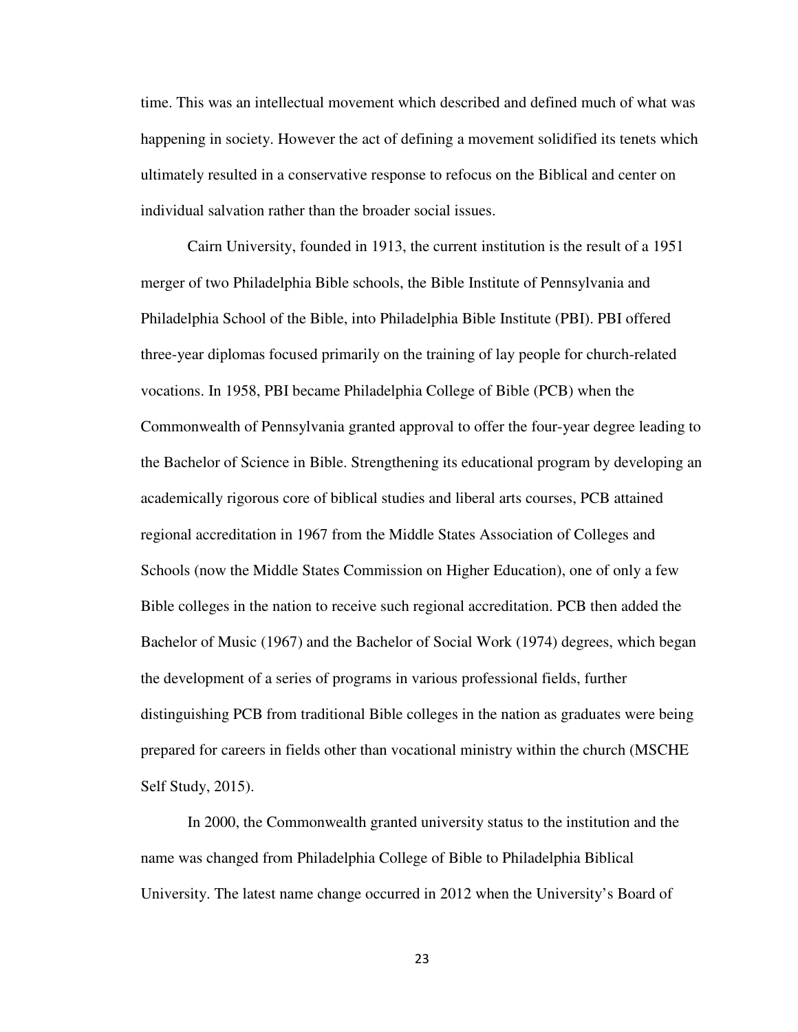time. This was an intellectual movement which described and defined much of what was happening in society. However the act of defining a movement solidified its tenets which ultimately resulted in a conservative response to refocus on the Biblical and center on individual salvation rather than the broader social issues.

Cairn University, founded in 1913, the current institution is the result of a 1951 merger of two Philadelphia Bible schools, the Bible Institute of Pennsylvania and Philadelphia School of the Bible, into Philadelphia Bible Institute (PBI). PBI offered three-year diplomas focused primarily on the training of lay people for church-related vocations. In 1958, PBI became Philadelphia College of Bible (PCB) when the Commonwealth of Pennsylvania granted approval to offer the four-year degree leading to the Bachelor of Science in Bible. Strengthening its educational program by developing an academically rigorous core of biblical studies and liberal arts courses, PCB attained regional accreditation in 1967 from the Middle States Association of Colleges and Schools (now the Middle States Commission on Higher Education), one of only a few Bible colleges in the nation to receive such regional accreditation. PCB then added the Bachelor of Music (1967) and the Bachelor of Social Work (1974) degrees, which began the development of a series of programs in various professional fields, further distinguishing PCB from traditional Bible colleges in the nation as graduates were being prepared for careers in fields other than vocational ministry within the church (MSCHE Self Study, 2015).

In 2000, the Commonwealth granted university status to the institution and the name was changed from Philadelphia College of Bible to Philadelphia Biblical University. The latest name change occurred in 2012 when the University's Board of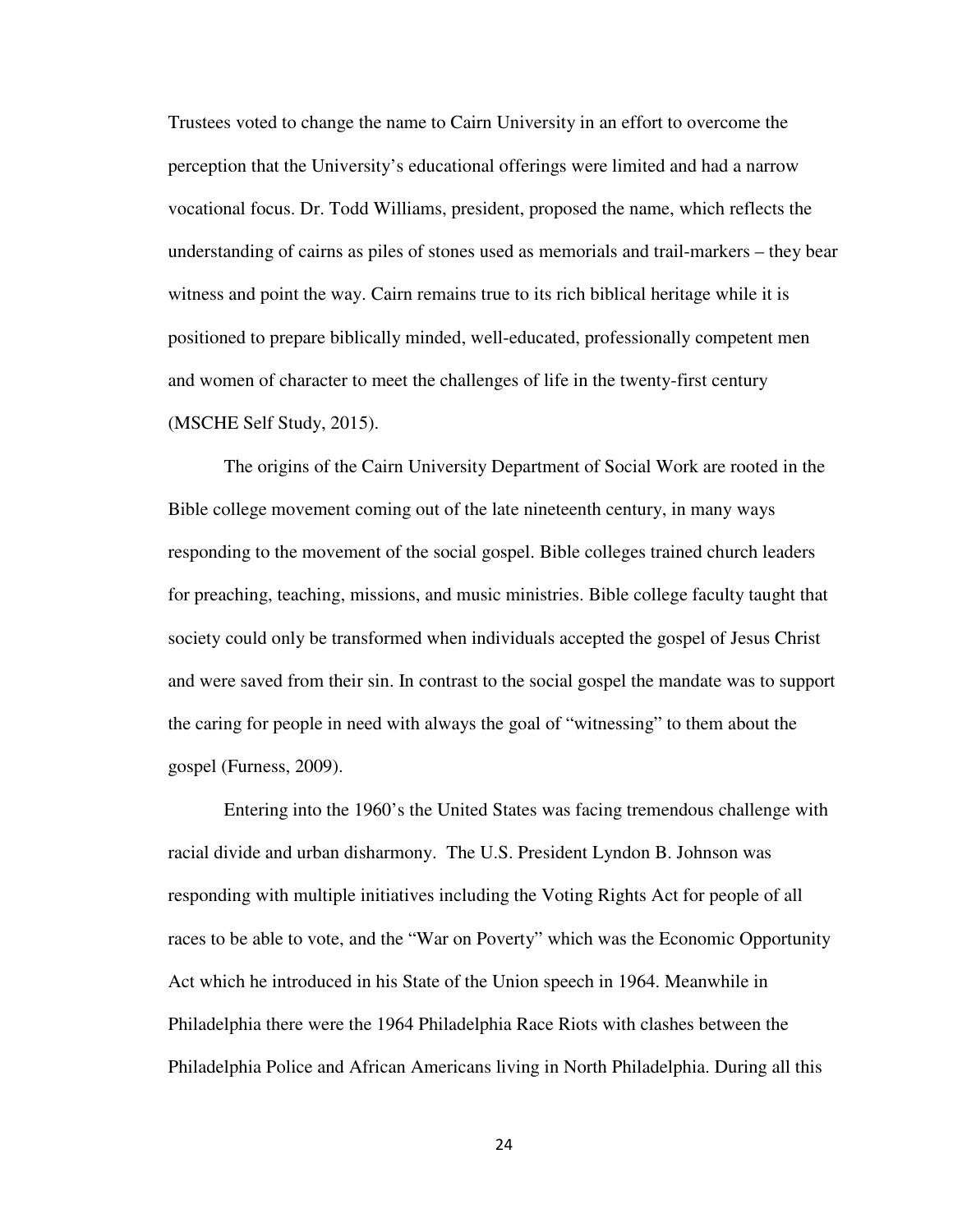Trustees voted to change the name to Cairn University in an effort to overcome the perception that the University's educational offerings were limited and had a narrow vocational focus. Dr. Todd Williams, president, proposed the name, which reflects the understanding of cairns as piles of stones used as memorials and trail-markers – they bear witness and point the way. Cairn remains true to its rich biblical heritage while it is positioned to prepare biblically minded, well-educated, professionally competent men and women of character to meet the challenges of life in the twenty-first century (MSCHE Self Study, 2015).

The origins of the Cairn University Department of Social Work are rooted in the Bible college movement coming out of the late nineteenth century, in many ways responding to the movement of the social gospel. Bible colleges trained church leaders for preaching, teaching, missions, and music ministries. Bible college faculty taught that society could only be transformed when individuals accepted the gospel of Jesus Christ and were saved from their sin. In contrast to the social gospel the mandate was to support the caring for people in need with always the goal of "witnessing" to them about the gospel (Furness, 2009).

Entering into the 1960's the United States was facing tremendous challenge with racial divide and urban disharmony. The U.S. President Lyndon B. Johnson was responding with multiple initiatives including the Voting Rights Act for people of all races to be able to vote, and the "War on Poverty" which was the Economic Opportunity Act which he introduced in his State of the Union speech in 1964. Meanwhile in Philadelphia there were the 1964 Philadelphia Race Riots with clashes between the Philadelphia Police and African Americans living in North Philadelphia. During all this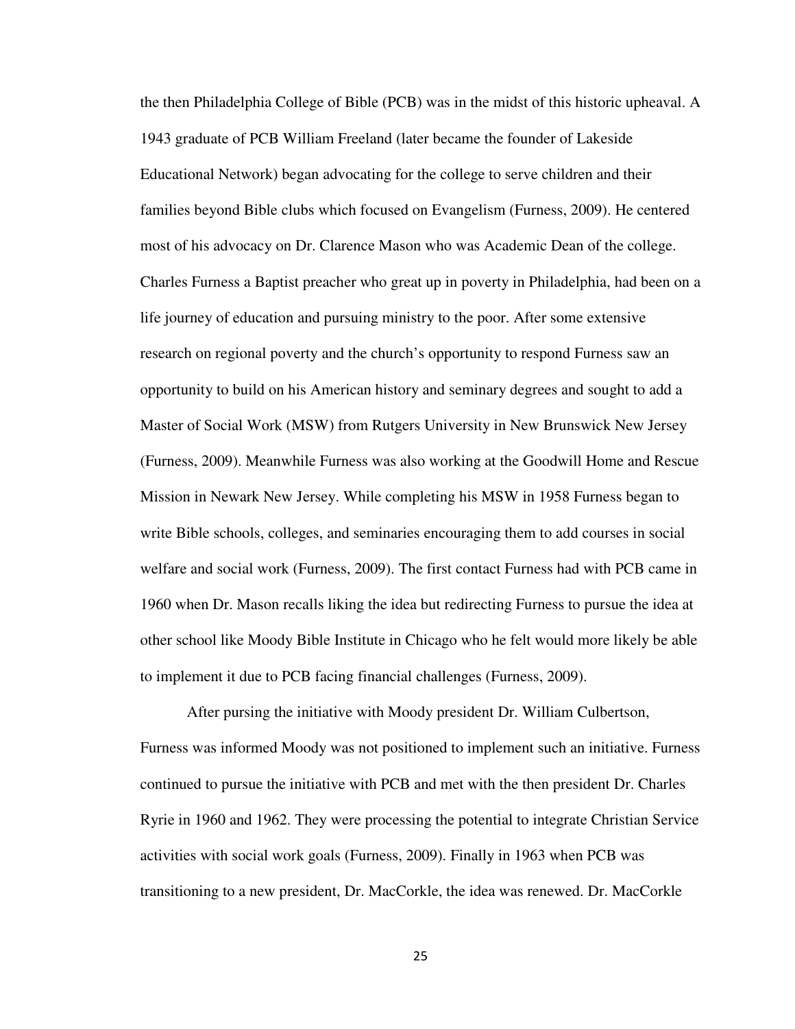the then Philadelphia College of Bible (PCB) was in the midst of this historic upheaval. A 1943 graduate of PCB William Freeland (later became the founder of Lakeside Educational Network) began advocating for the college to serve children and their families beyond Bible clubs which focused on Evangelism (Furness, 2009). He centered most of his advocacy on Dr. Clarence Mason who was Academic Dean of the college. Charles Furness a Baptist preacher who great up in poverty in Philadelphia, had been on a life journey of education and pursuing ministry to the poor. After some extensive research on regional poverty and the church's opportunity to respond Furness saw an opportunity to build on his American history and seminary degrees and sought to add a Master of Social Work (MSW) from Rutgers University in New Brunswick New Jersey (Furness, 2009). Meanwhile Furness was also working at the Goodwill Home and Rescue Mission in Newark New Jersey. While completing his MSW in 1958 Furness began to write Bible schools, colleges, and seminaries encouraging them to add courses in social welfare and social work (Furness, 2009). The first contact Furness had with PCB came in 1960 when Dr. Mason recalls liking the idea but redirecting Furness to pursue the idea at other school like Moody Bible Institute in Chicago who he felt would more likely be able to implement it due to PCB facing financial challenges (Furness, 2009).

After pursing the initiative with Moody president Dr. William Culbertson, Furness was informed Moody was not positioned to implement such an initiative. Furness continued to pursue the initiative with PCB and met with the then president Dr. Charles Ryrie in 1960 and 1962. They were processing the potential to integrate Christian Service activities with social work goals (Furness, 2009). Finally in 1963 when PCB was transitioning to a new president, Dr. MacCorkle, the idea was renewed. Dr. MacCorkle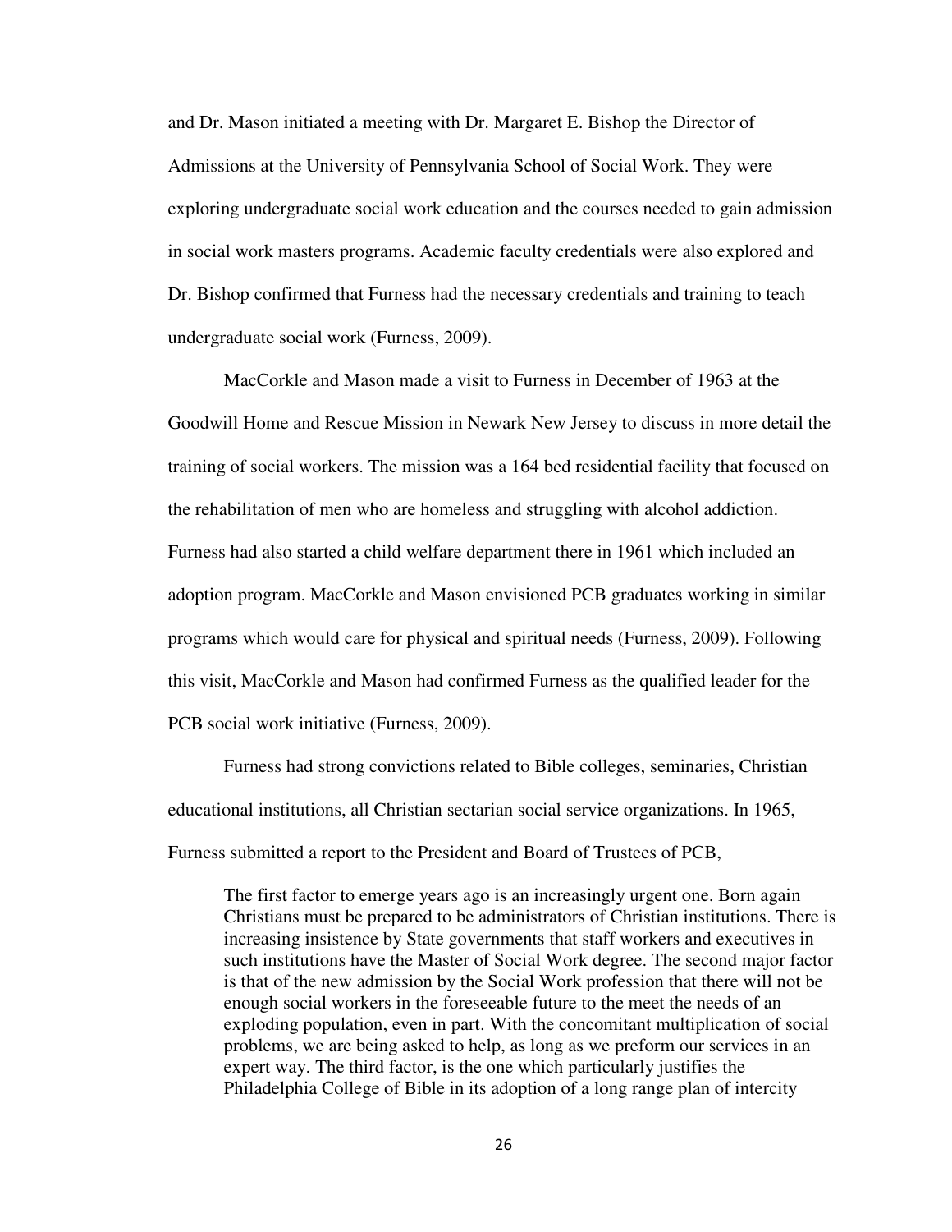and Dr. Mason initiated a meeting with Dr. Margaret E. Bishop the Director of Admissions at the University of Pennsylvania School of Social Work. They were exploring undergraduate social work education and the courses needed to gain admission in social work masters programs. Academic faculty credentials were also explored and Dr. Bishop confirmed that Furness had the necessary credentials and training to teach undergraduate social work (Furness, 2009).

MacCorkle and Mason made a visit to Furness in December of 1963 at the Goodwill Home and Rescue Mission in Newark New Jersey to discuss in more detail the training of social workers. The mission was a 164 bed residential facility that focused on the rehabilitation of men who are homeless and struggling with alcohol addiction. Furness had also started a child welfare department there in 1961 which included an adoption program. MacCorkle and Mason envisioned PCB graduates working in similar programs which would care for physical and spiritual needs (Furness, 2009). Following this visit, MacCorkle and Mason had confirmed Furness as the qualified leader for the PCB social work initiative (Furness, 2009).

Furness had strong convictions related to Bible colleges, seminaries, Christian educational institutions, all Christian sectarian social service organizations. In 1965, Furness submitted a report to the President and Board of Trustees of PCB,

> The first factor to emerge years ago is an increasingly urgent one. Born again Christians must be prepared to be administrators of Christian institutions. There is increasing insistence by State governments that staff workers and executives in such institutions have the Master of Social Work degree. The second major factor is that of the new admission by the Social Work profession that there will not be enough social workers in the foreseeable future to the meet the needs of an exploding population, even in part. With the concomitant multiplication of social problems, we are being asked to help, as long as we preform our services in an expert way. The third factor, is the one which particularly justifies the Philadelphia College of Bible in its adoption of a long range plan of intercity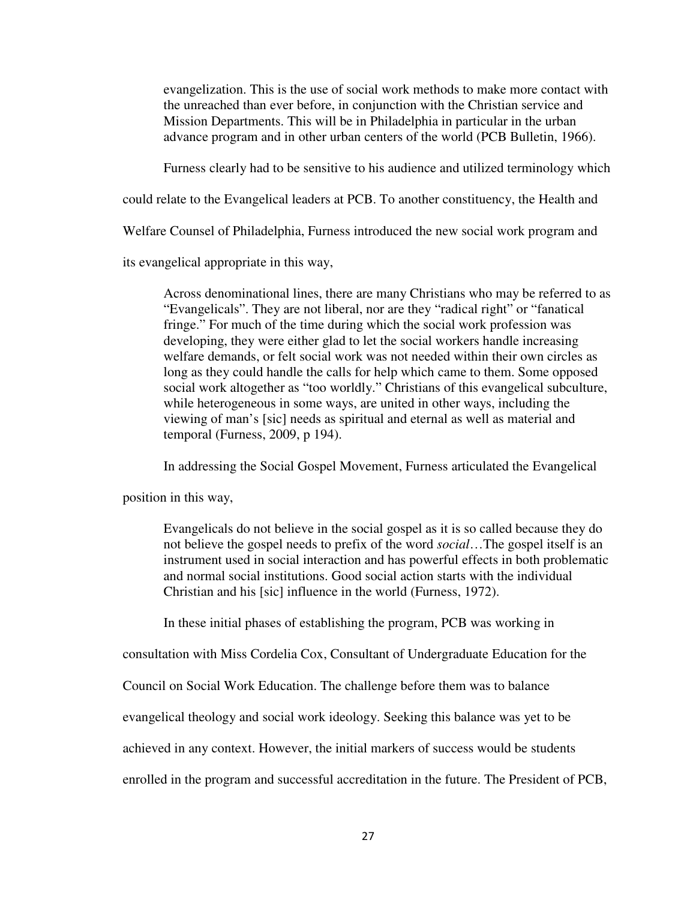> evangelization. This is the use of social work methods to make more contact with the unreached than ever before, in conjunction with the Christian service and Mission Departments. This will be in Philadelphia in particular in the urban advance program and in other urban centers of the world (PCB Bulletin, 1966).

Furness clearly had to be sensitive to his audience and utilized terminology which could relate to the Evangelical leaders at PCB. To another constituency, the Health and Welfare Counsel of Philadelphia, Furness introduced the new social work program and its evangelical appropriate in this way,

> Across denominational lines, there are many Christians who may be referred to as "Evangelicals". They are not liberal, nor are they "radical right" or "fanatical fringe." For much of the time during which the social work profession was developing, they were either glad to let the social workers handle increasing welfare demands, or felt social work was not needed within their own circles as long as they could handle the calls for help which came to them. Some opposed social work altogether as "too worldly." Christians of this evangelical subculture, while heterogeneous in some ways, are united in other ways, including the viewing of man's [sic] needs as spiritual and eternal as well as material and temporal (Furness, 2009, p 194).

In addressing the Social Gospel Movement, Furness articulated the Evangelical position in this way,

> Evangelicals do not believe in the social gospel as it is so called because they do not believe the gospel needs to prefix of the word *social*…The gospel itself is an instrument used in social interaction and has powerful effects in both problematic and normal social institutions. Good social action starts with the individual Christian and his [sic] influence in the world (Furness, 1972).

In these initial phases of establishing the program, PCB was working in consultation with Miss Cordelia Cox, Consultant of Undergraduate Education for the Council on Social Work Education. The challenge before them was to balance evangelical theology and social work ideology. Seeking this balance was yet to be achieved in any context. However, the initial markers of success would be students enrolled in the program and successful accreditation in the future. The President of PCB,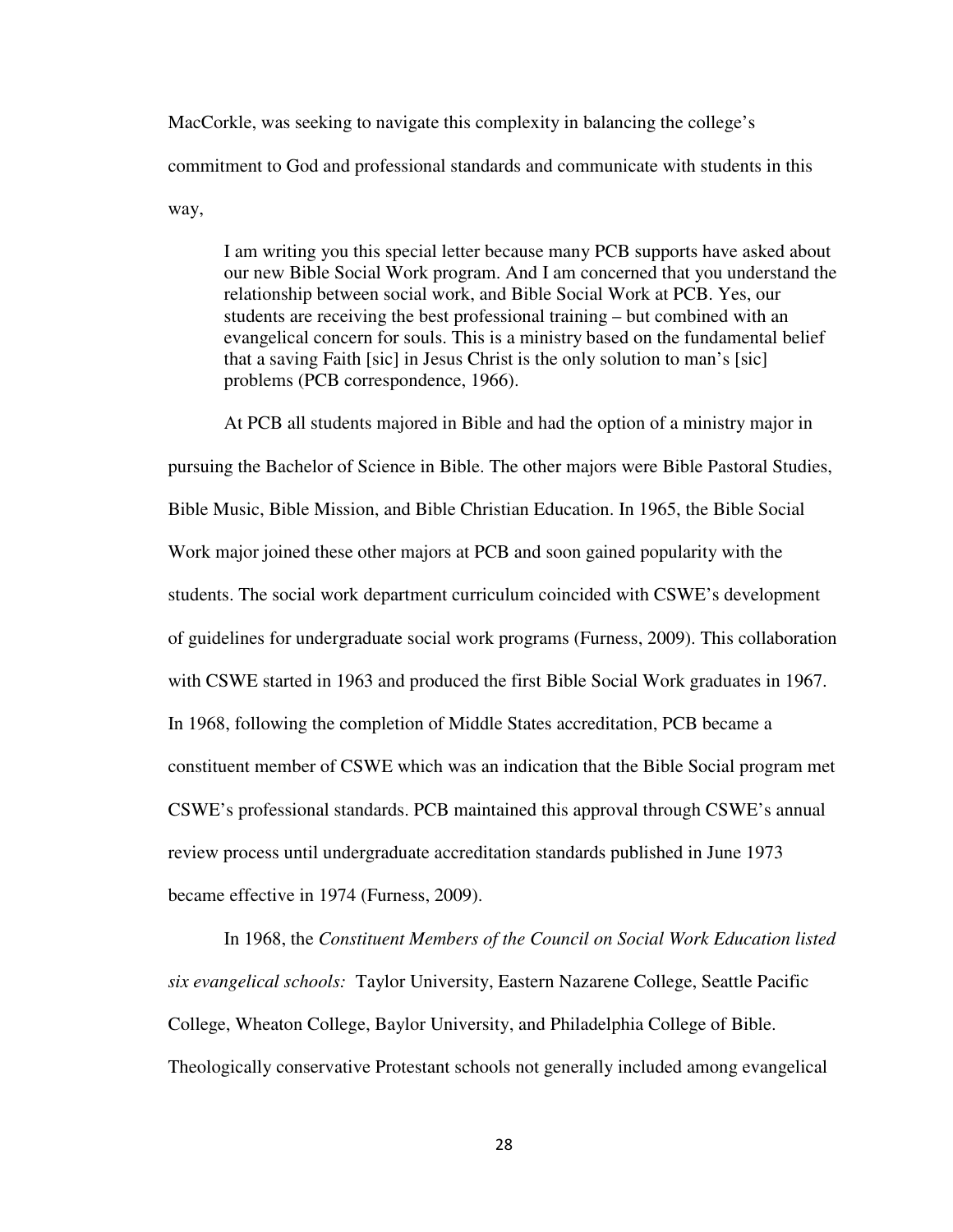MacCorkle, was seeking to navigate this complexity in balancing the college's commitment to God and professional standards and communicate with students in this way,

> I am writing you this special letter because many PCB supports have asked about our new Bible Social Work program. And I am concerned that you understand the relationship between social work, and Bible Social Work at PCB. Yes, our students are receiving the best professional training – but combined with an evangelical concern for souls. This is a ministry based on the fundamental belief that a saving Faith [sic] in Jesus Christ is the only solution to man's [sic] problems (PCB correspondence, 1966).

At PCB all students majored in Bible and had the option of a ministry major in pursuing the Bachelor of Science in Bible. The other majors were Bible Pastoral Studies, Bible Music, Bible Mission, and Bible Christian Education. In 1965, the Bible Social Work major joined these other majors at PCB and soon gained popularity with the students. The social work department curriculum coincided with CSWE's development of guidelines for undergraduate social work programs (Furness, 2009). This collaboration with CSWE started in 1963 and produced the first Bible Social Work graduates in 1967. In 1968, following the completion of Middle States accreditation, PCB became a constituent member of CSWE which was an indication that the Bible Social program met CSWE's professional standards. PCB maintained this approval through CSWE's annual review process until undergraduate accreditation standards published in June 1973 became effective in 1974 (Furness, 2009).

In 1968, the *Constituent Members of the Council on Social Work Education listed six evangelical schools:* Taylor University, Eastern Nazarene College, Seattle Pacific College, Wheaton College, Baylor University, and Philadelphia College of Bible. Theologically conservative Protestant schools not generally included among evangelical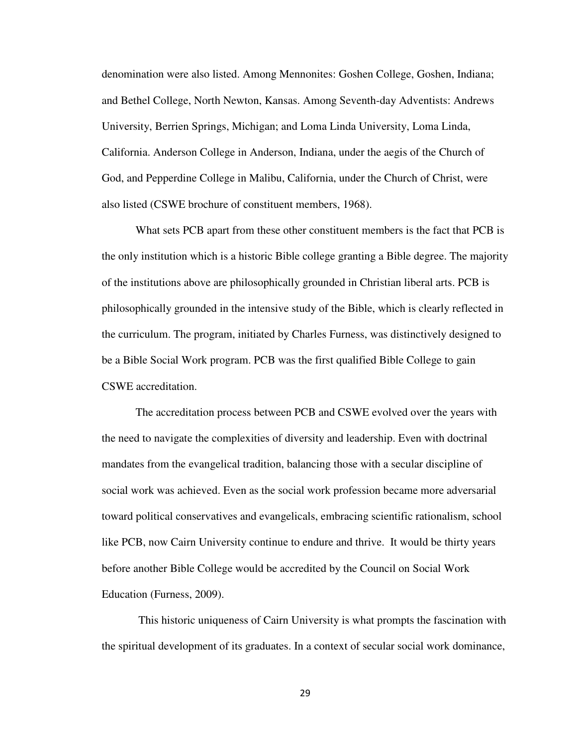denomination were also listed. Among Mennonites: Goshen College, Goshen, Indiana; and Bethel College, North Newton, Kansas. Among Seventh-day Adventists: Andrews University, Berrien Springs, Michigan; and Loma Linda University, Loma Linda, California. Anderson College in Anderson, Indiana, under the aegis of the Church of God, and Pepperdine College in Malibu, California, under the Church of Christ, were also listed (CSWE brochure of constituent members, 1968).

What sets PCB apart from these other constituent members is the fact that PCB is the only institution which is a historic Bible college granting a Bible degree. The majority of the institutions above are philosophically grounded in Christian liberal arts. PCB is philosophically grounded in the intensive study of the Bible, which is clearly reflected in the curriculum. The program, initiated by Charles Furness, was distinctively designed to be a Bible Social Work program. PCB was the first qualified Bible College to gain CSWE accreditation.

The accreditation process between PCB and CSWE evolved over the years with the need to navigate the complexities of diversity and leadership. Even with doctrinal mandates from the evangelical tradition, balancing those with a secular discipline of social work was achieved. Even as the social work profession became more adversarial toward political conservatives and evangelicals, embracing scientific rationalism, school like PCB, now Cairn University continue to endure and thrive. It would be thirty years before another Bible College would be accredited by the Council on Social Work Education (Furness, 2009).

This historic uniqueness of Cairn University is what prompts the fascination with the spiritual development of its graduates. In a context of secular social work dominance,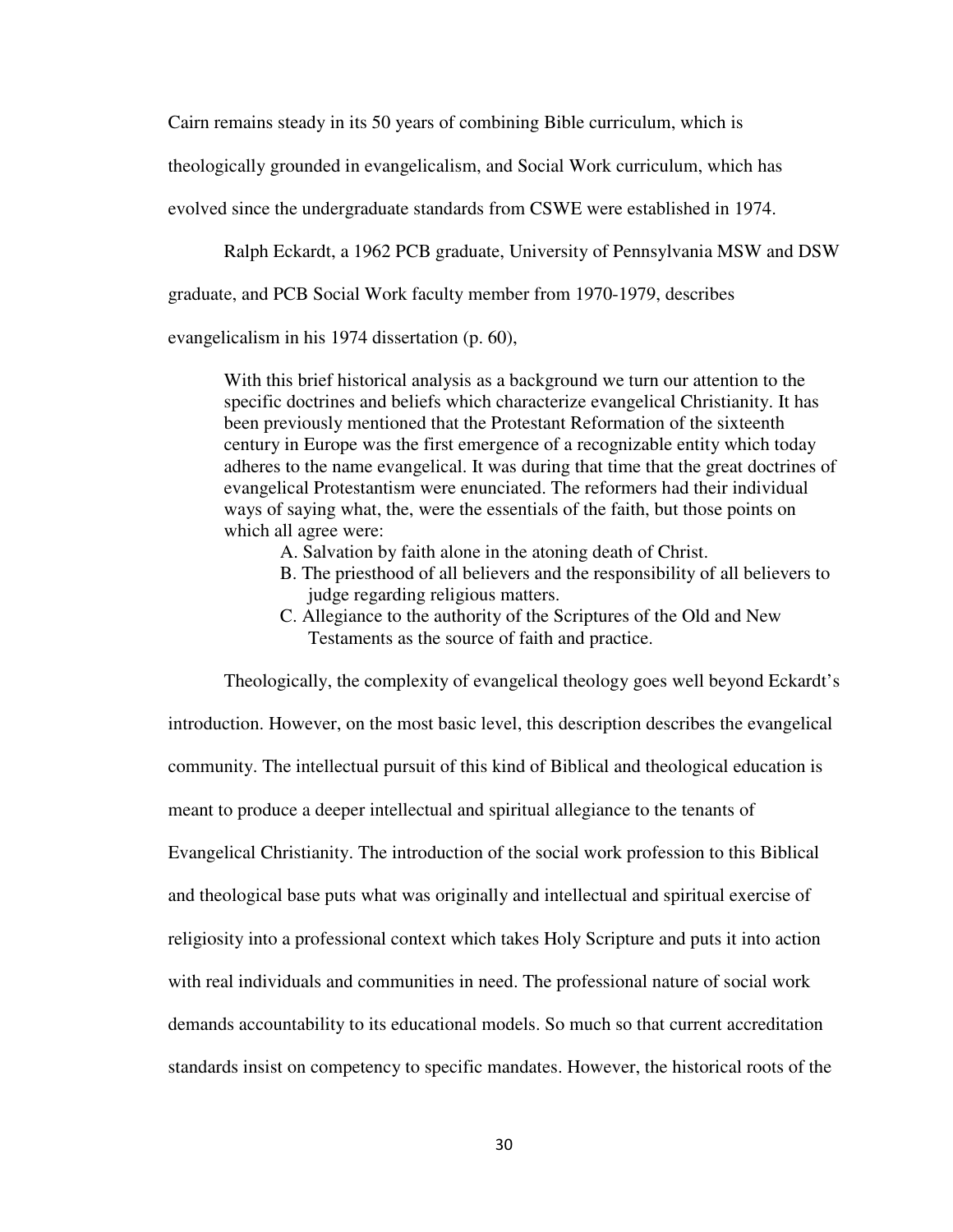Cairn remains steady in its 50 years of combining Bible curriculum, which is theologically grounded in evangelicalism, and Social Work curriculum, which has evolved since the undergraduate standards from CSWE were established in 1974.

Ralph Eckardt, a 1962 PCB graduate, University of Pennsylvania MSW and DSW graduate, and PCB Social Work faculty member from 1970-1979, describes evangelicalism in his 1974 dissertation (p. 60),

> With this brief historical analysis as a background we turn our attention to the specific doctrines and beliefs which characterize evangelical Christianity. It has been previously mentioned that the Protestant Reformation of the sixteenth century in Europe was the first emergence of a recognizable entity which today adheres to the name evangelical. It was during that time that the great doctrines of evangelical Protestantism were enunciated. The reformers had their individual ways of saying what, the, were the essentials of the faith, but those points on which all agree were:
>
> A. Salvation by faith alone in the atoning death of Christ.
> B. The priesthood of all believers and the responsibility of all believers to judge regarding religious matters.
> C. Allegiance to the authority of the Scriptures of the Old and New Testaments as the source of faith and practice.

Theologically, the complexity of evangelical theology goes well beyond Eckardt's introduction. However, on the most basic level, this description describes the evangelical community. The intellectual pursuit of this kind of Biblical and theological education is meant to produce a deeper intellectual and spiritual allegiance to the tenants of Evangelical Christianity. The introduction of the social work profession to this Biblical and theological base puts what was originally and intellectual and spiritual exercise of religiosity into a professional context which takes Holy Scripture and puts it into action with real individuals and communities in need. The professional nature of social work demands accountability to its educational models. So much so that current accreditation standards insist on competency to specific mandates. However, the historical roots of the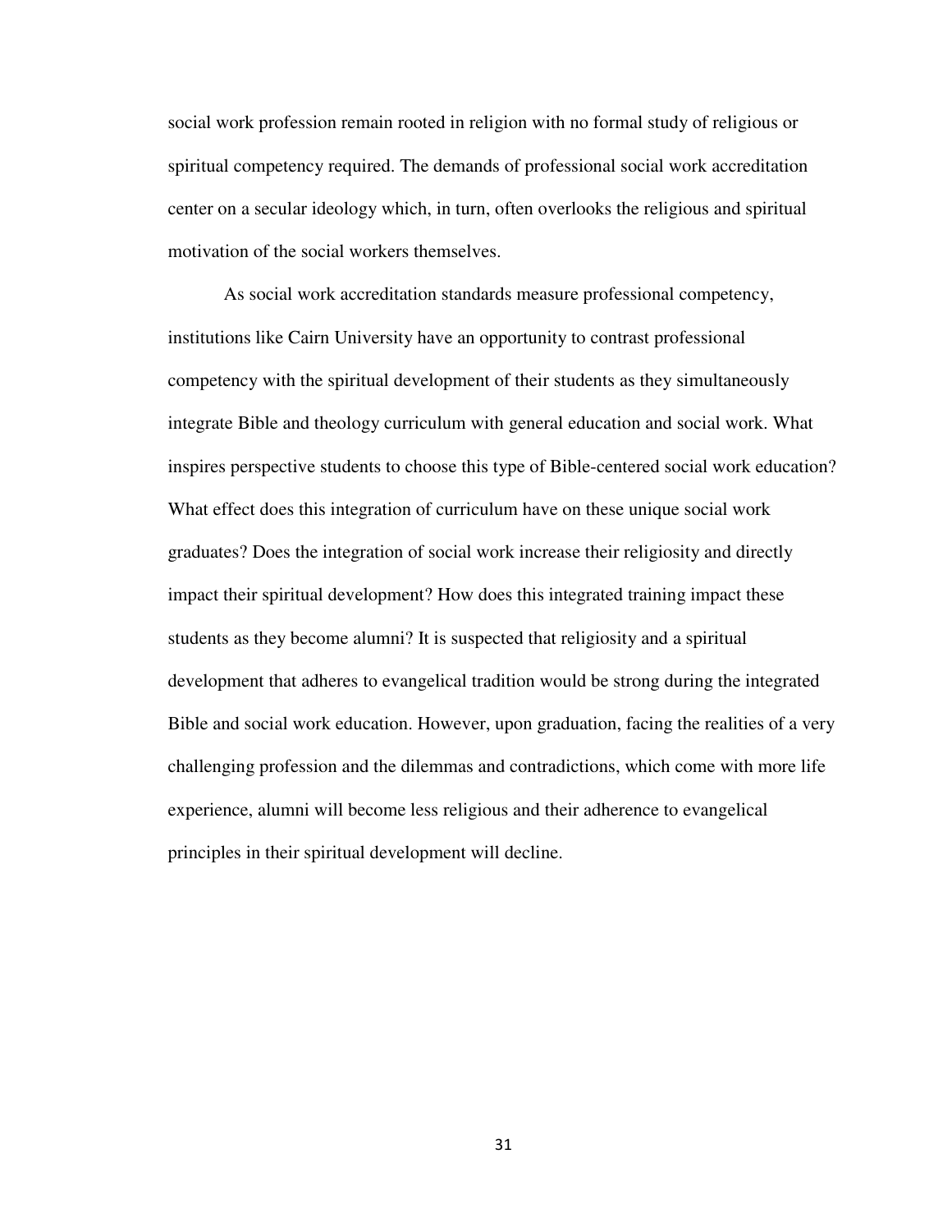social work profession remain rooted in religion with no formal study of religious or spiritual competency required. The demands of professional social work accreditation center on a secular ideology which, in turn, often overlooks the religious and spiritual motivation of the social workers themselves.

As social work accreditation standards measure professional competency, institutions like Cairn University have an opportunity to contrast professional competency with the spiritual development of their students as they simultaneously integrate Bible and theology curriculum with general education and social work. What inspires perspective students to choose this type of Bible-centered social work education? What effect does this integration of curriculum have on these unique social work graduates? Does the integration of social work increase their religiosity and directly impact their spiritual development? How does this integrated training impact these students as they become alumni? It is suspected that religiosity and a spiritual development that adheres to evangelical tradition would be strong during the integrated Bible and social work education. However, upon graduation, facing the realities of a very challenging profession and the dilemmas and contradictions, which come with more life experience, alumni will become less religious and their adherence to evangelical principles in their spiritual development will decline.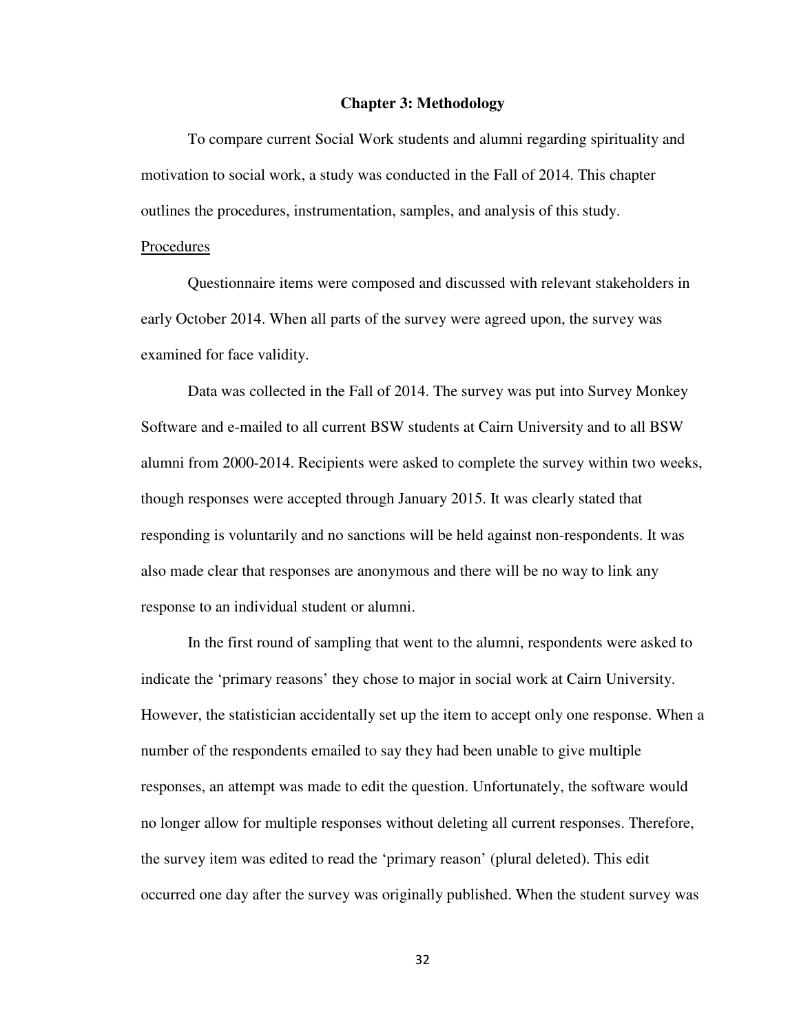## Chapter 3: Methodology

To compare current Social Work students and alumni regarding spirituality and motivation to social work, a study was conducted in the Fall of 2014. This chapter outlines the procedures, instrumentation, samples, and analysis of this study.

### Procedures

Questionnaire items were composed and discussed with relevant stakeholders in early October 2014. When all parts of the survey were agreed upon, the survey was examined for face validity.

Data was collected in the Fall of 2014. The survey was put into Survey Monkey Software and e-mailed to all current BSW students at Cairn University and to all BSW alumni from 2000-2014. Recipients were asked to complete the survey within two weeks, though responses were accepted through January 2015. It was clearly stated that responding is voluntarily and no sanctions will be held against non-respondents. It was also made clear that responses are anonymous and there will be no way to link any response to an individual student or alumni.

In the first round of sampling that went to the alumni, respondents were asked to indicate the 'primary reasons' they chose to major in social work at Cairn University. However, the statistician accidentally set up the item to accept only one response. When a number of the respondents emailed to say they had been unable to give multiple responses, an attempt was made to edit the question. Unfortunately, the software would no longer allow for multiple responses without deleting all current responses. Therefore, the survey item was edited to read the 'primary reason' (plural deleted). This edit occurred one day after the survey was originally published. When the student survey was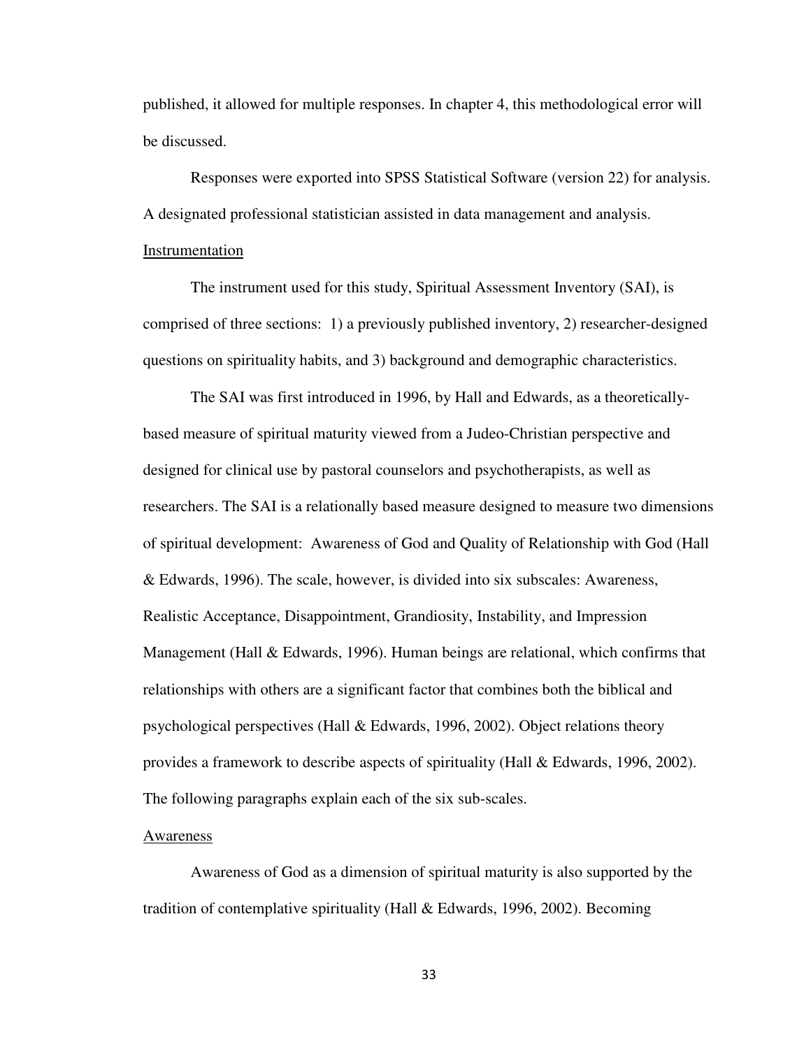published, it allowed for multiple responses. In chapter 4, this methodological error will be discussed.

Responses were exported into SPSS Statistical Software (version 22) for analysis. A designated professional statistician assisted in data management and analysis.

Instrumentation

The instrument used for this study, Spiritual Assessment Inventory (SAI), is comprised of three sections: 1) a previously published inventory, 2) researcher-designed questions on spirituality habits, and 3) background and demographic characteristics.

The SAI was first introduced in 1996, by Hall and Edwards, as a theoretically-based measure of spiritual maturity viewed from a Judeo-Christian perspective and designed for clinical use by pastoral counselors and psychotherapists, as well as researchers. The SAI is a relationally based measure designed to measure two dimensions of spiritual development: Awareness of God and Quality of Relationship with God (Hall & Edwards, 1996). The scale, however, is divided into six subscales: Awareness, Realistic Acceptance, Disappointment, Grandiosity, Instability, and Impression Management (Hall & Edwards, 1996). Human beings are relational, which confirms that relationships with others are a significant factor that combines both the biblical and psychological perspectives (Hall & Edwards, 1996, 2002). Object relations theory provides a framework to describe aspects of spirituality (Hall & Edwards, 1996, 2002). The following paragraphs explain each of the six sub-scales.

Awareness

Awareness of God as a dimension of spiritual maturity is also supported by the tradition of contemplative spirituality (Hall & Edwards, 1996, 2002). Becoming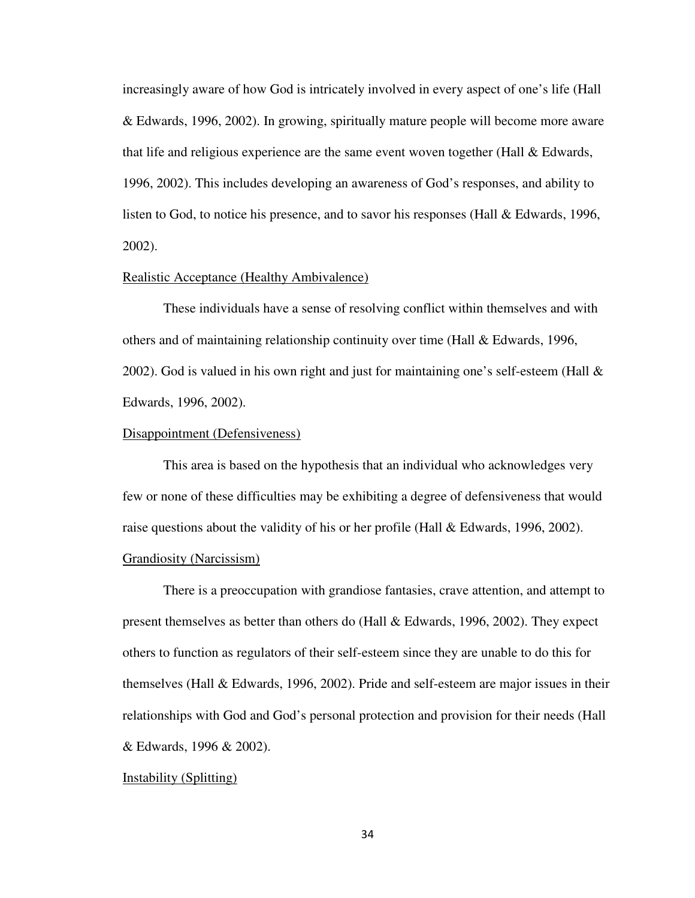increasingly aware of how God is intricately involved in every aspect of one's life (Hall & Edwards, 1996, 2002). In growing, spiritually mature people will become more aware that life and religious experience are the same event woven together (Hall & Edwards, 1996, 2002). This includes developing an awareness of God's responses, and ability to listen to God, to notice his presence, and to savor his responses (Hall & Edwards, 1996, 2002).

<u>Realistic Acceptance (Healthy Ambivalence)</u>

These individuals have a sense of resolving conflict within themselves and with others and of maintaining relationship continuity over time (Hall & Edwards, 1996, 2002). God is valued in his own right and just for maintaining one's self-esteem (Hall & Edwards, 1996, 2002).

<u>Disappointment (Defensiveness)</u>

This area is based on the hypothesis that an individual who acknowledges very few or none of these difficulties may be exhibiting a degree of defensiveness that would raise questions about the validity of his or her profile (Hall & Edwards, 1996, 2002).

<u>Grandiosity (Narcissism)</u>

There is a preoccupation with grandiose fantasies, crave attention, and attempt to present themselves as better than others do (Hall & Edwards, 1996, 2002). They expect others to function as regulators of their self-esteem since they are unable to do this for themselves (Hall & Edwards, 1996, 2002). Pride and self-esteem are major issues in their relationships with God and God's personal protection and provision for their needs (Hall & Edwards, 1996 & 2002).

<u>Instability (Splitting)</u>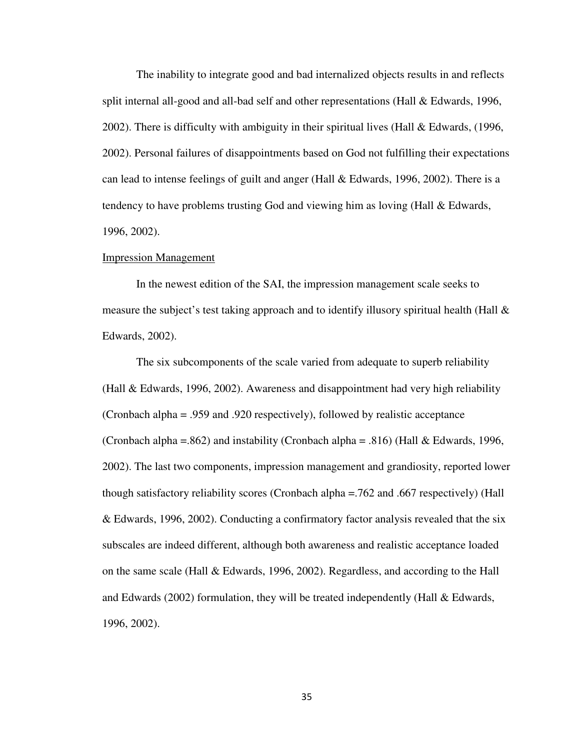The inability to integrate good and bad internalized objects results in and reflects split internal all-good and all-bad self and other representations (Hall & Edwards, 1996, 2002). There is difficulty with ambiguity in their spiritual lives (Hall & Edwards, (1996, 2002). Personal failures of disappointments based on God not fulfilling their expectations can lead to intense feelings of guilt and anger (Hall & Edwards, 1996, 2002). There is a tendency to have problems trusting God and viewing him as loving (Hall & Edwards, 1996, 2002).

Impression Management

In the newest edition of the SAI, the impression management scale seeks to measure the subject's test taking approach and to identify illusory spiritual health (Hall & Edwards, 2002).

The six subcomponents of the scale varied from adequate to superb reliability (Hall & Edwards, 1996, 2002). Awareness and disappointment had very high reliability (Cronbach alpha = .959 and .920 respectively), followed by realistic acceptance (Cronbach alpha =.862) and instability (Cronbach alpha = .816) (Hall & Edwards, 1996, 2002). The last two components, impression management and grandiosity, reported lower though satisfactory reliability scores (Cronbach alpha =.762 and .667 respectively) (Hall & Edwards, 1996, 2002). Conducting a confirmatory factor analysis revealed that the six subscales are indeed different, although both awareness and realistic acceptance loaded on the same scale (Hall & Edwards, 1996, 2002). Regardless, and according to the Hall and Edwards (2002) formulation, they will be treated independently (Hall & Edwards, 1996, 2002).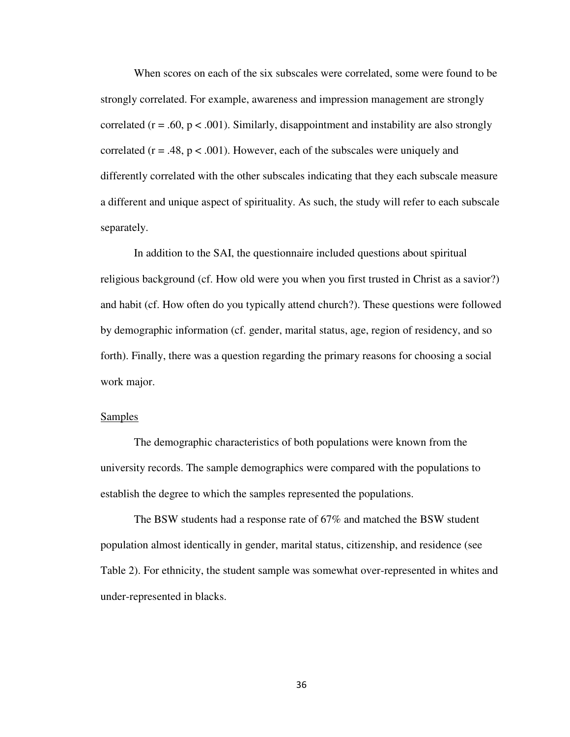When scores on each of the six subscales were correlated, some were found to be strongly correlated. For example, awareness and impression management are strongly correlated ($r = .60$, $p < .001$). Similarly, disappointment and instability are also strongly correlated ($r = .48$, $p < .001$). However, each of the subscales were uniquely and differently correlated with the other subscales indicating that they each subscale measure a different and unique aspect of spirituality. As such, the study will refer to each subscale separately.

In addition to the SAI, the questionnaire included questions about spiritual religious background (cf. How old were you when you first trusted in Christ as a savior?) and habit (cf. How often do you typically attend church?). These questions were followed by demographic information (cf. gender, marital status, age, region of residency, and so forth). Finally, there was a question regarding the primary reasons for choosing a social work major.

<u>Samples</u>

The demographic characteristics of both populations were known from the university records. The sample demographics were compared with the populations to establish the degree to which the samples represented the populations.

The BSW students had a response rate of 67% and matched the BSW student population almost identically in gender, marital status, citizenship, and residence (see Table 2). For ethnicity, the student sample was somewhat over-represented in whites and under-represented in blacks.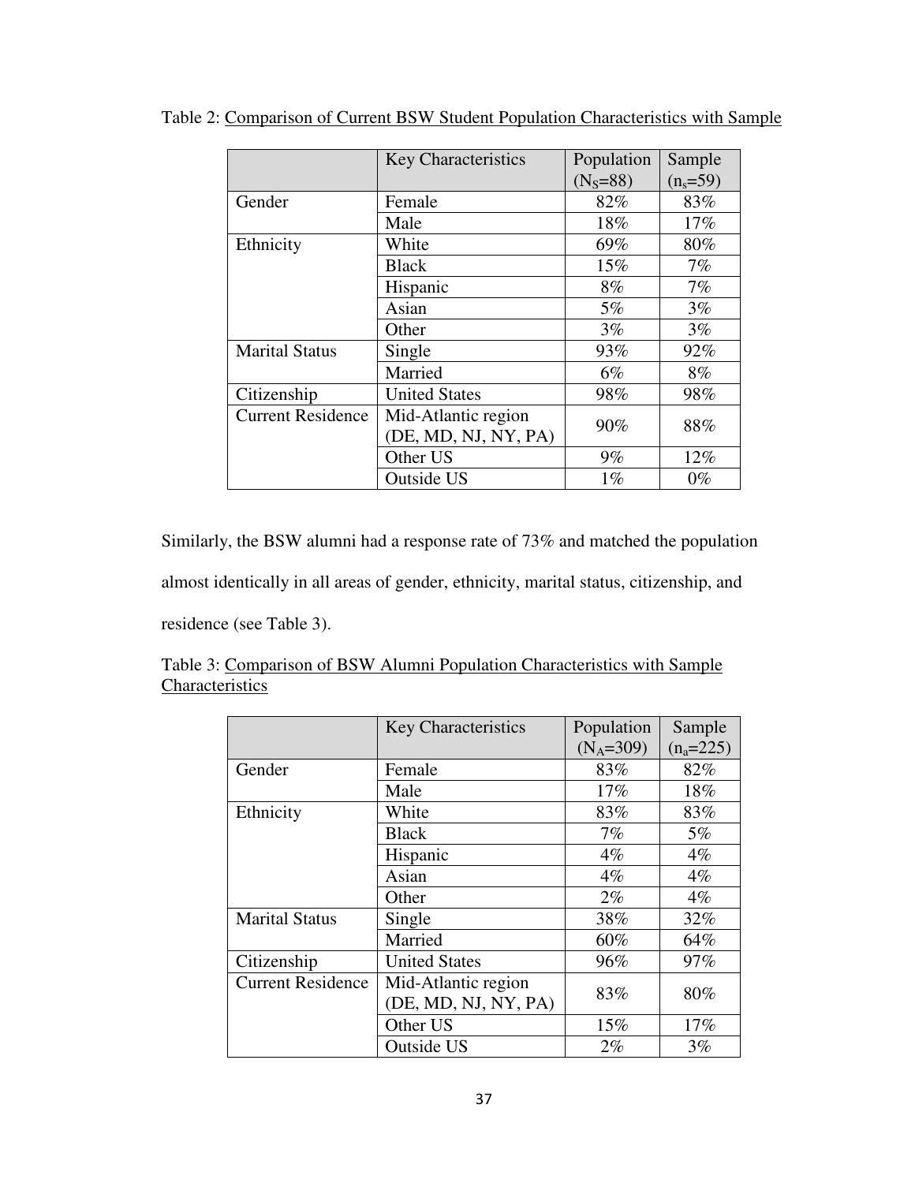Table 2: Comparison of Current BSW Student Population Characteristics with Sample

| | Key Characteristics | Population ($N_S$=88) | Sample ($n_s$=59) |
|---|---|---|---|
| Gender | Female | 82% | 83% |
| | Male | 18% | 17% |
| Ethnicity | White | 69% | 80% |
| | Black | 15% | 7% |
| | Hispanic | 8% | 7% |
| | Asian | 5% | 3% |
| | Other | 3% | 3% |
| Marital Status | Single | 93% | 92% |
| | Married | 6% | 8% |
| Citizenship | United States | 98% | 98% |
| Current Residence | Mid-Atlantic region (DE, MD, NJ, NY, PA) | 90% | 88% |
| | Other US | 9% | 12% |
| | Outside US | 1% | 0% |

Similarly, the BSW alumni had a response rate of 73% and matched the population almost identically in all areas of gender, ethnicity, marital status, citizenship, and residence (see Table 3).

Table 3: Comparison of BSW Alumni Population Characteristics with Sample Characteristics

| | Key Characteristics | Population ($N_A$=309) | Sample ($n_a$=225) |
|---|---|---|---|
| Gender | Female | 83% | 82% |
| | Male | 17% | 18% |
| Ethnicity | White | 83% | 83% |
| | Black | 7% | 5% |
| | Hispanic | 4% | 4% |
| | Asian | 4% | 4% |
| | Other | 2% | 4% |
| Marital Status | Single | 38% | 32% |
| | Married | 60% | 64% |
| Citizenship | United States | 96% | 97% |
| Current Residence | Mid-Atlantic region (DE, MD, NJ, NY, PA) | 83% | 80% |
| | Other US | 15% | 17% |
| | Outside US | 2% | 3% |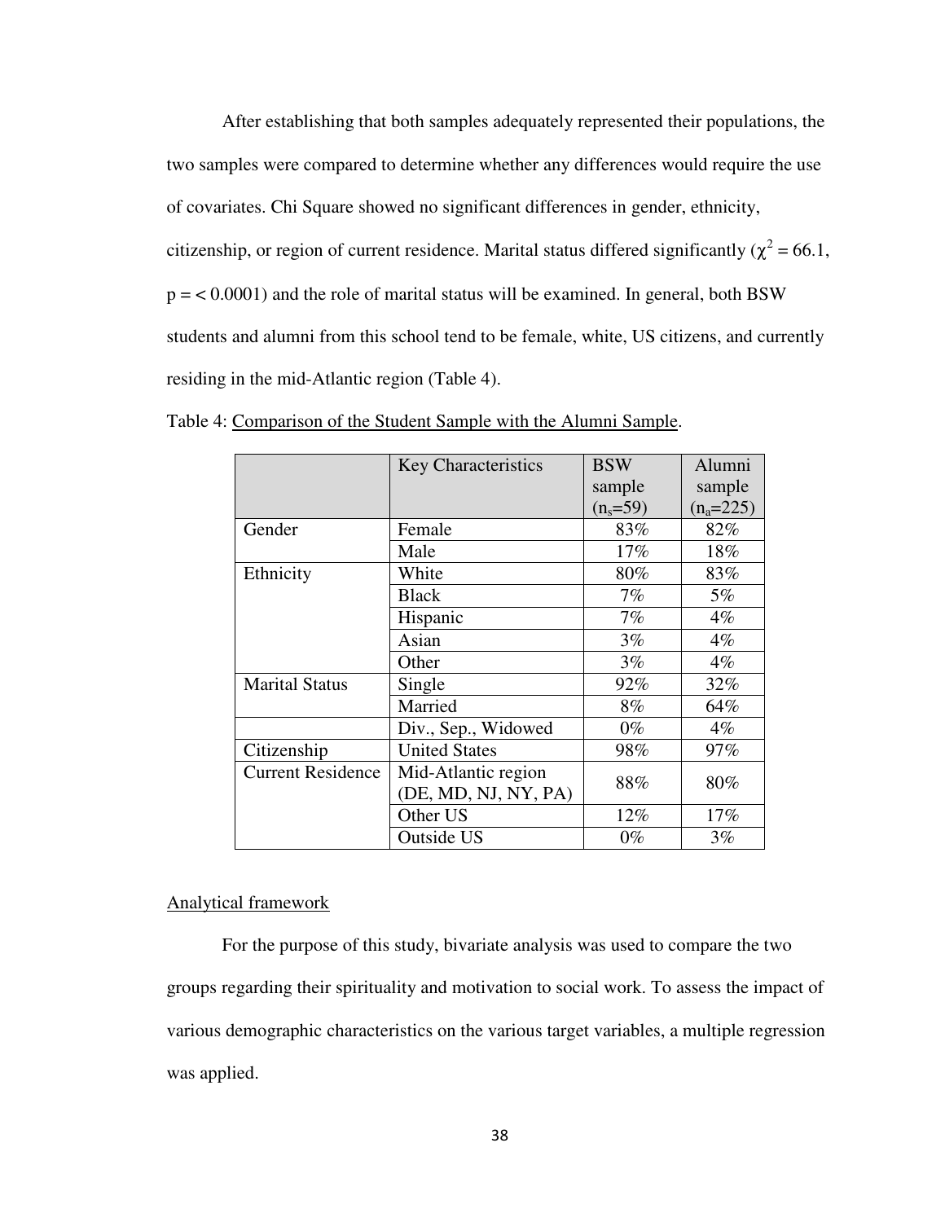After establishing that both samples adequately represented their populations, the two samples were compared to determine whether any differences would require the use of covariates. Chi Square showed no significant differences in gender, ethnicity, citizenship, or region of current residence. Marital status differed significantly ($\chi^2 = 66.1$, $p = < 0.0001$) and the role of marital status will be examined. In general, both BSW students and alumni from this school tend to be female, white, US citizens, and currently residing in the mid-Atlantic region (Table 4).

Table 4: Comparison of the Student Sample with the Alumni Sample.

| | Key Characteristics | BSW sample ($n_s$=59) | Alumni sample ($n_a$=225) |
|---|---|---|---|
| Gender | Female | 83% | 82% |
| | Male | 17% | 18% |
| Ethnicity | White | 80% | 83% |
| | Black | 7% | 5% |
| | Hispanic | 7% | 4% |
| | Asian | 3% | 4% |
| | Other | 3% | 4% |
| Marital Status | Single | 92% | 32% |
| | Married | 8% | 64% |
| | Div., Sep., Widowed | 0% | 4% |
| Citizenship | United States | 98% | 97% |
| Current Residence | Mid-Atlantic region (DE, MD, NJ, NY, PA) | 88% | 80% |
| | Other US | 12% | 17% |
| | Outside US | 0% | 3% |

## Analytical framework

For the purpose of this study, bivariate analysis was used to compare the two groups regarding their spirituality and motivation to social work. To assess the impact of various demographic characteristics on the various target variables, a multiple regression was applied.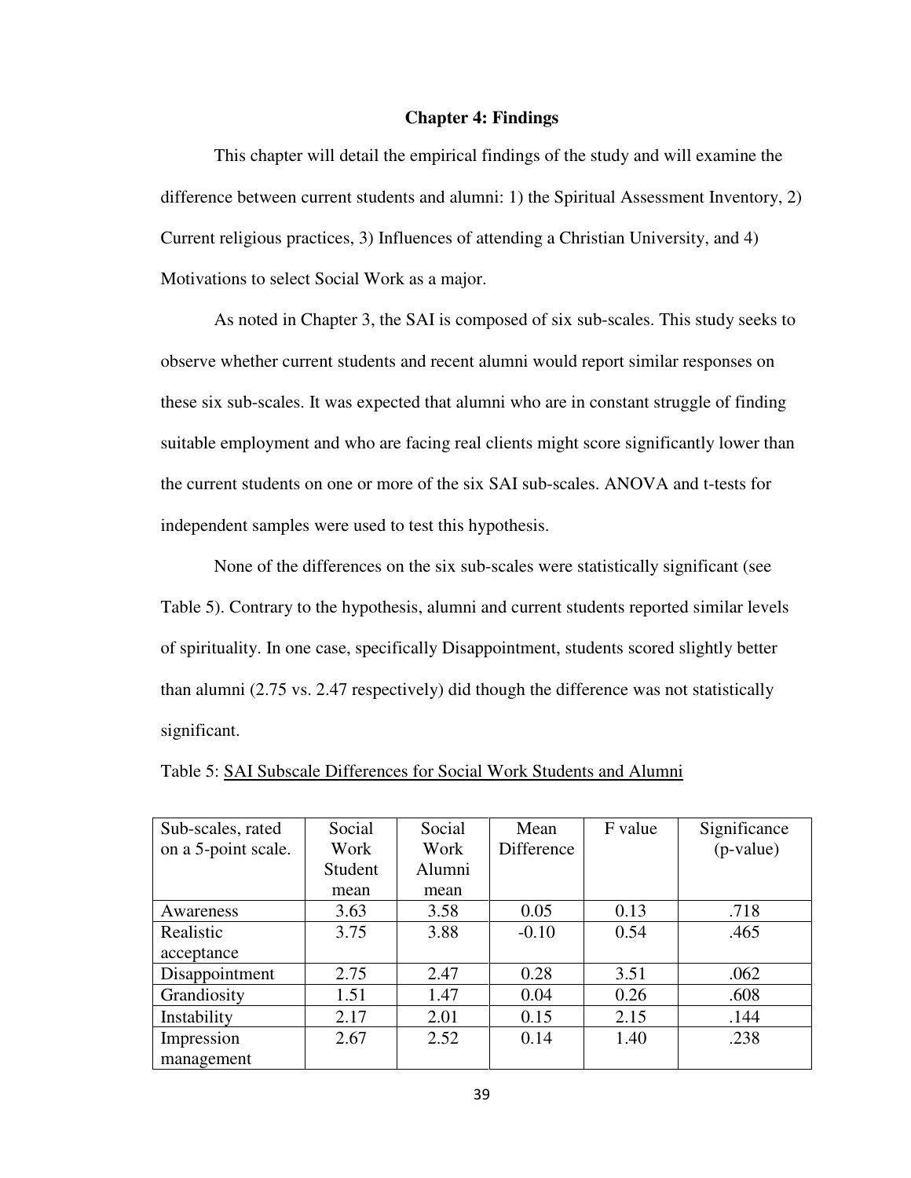# Chapter 4: Findings

This chapter will detail the empirical findings of the study and will examine the difference between current students and alumni: 1) the Spiritual Assessment Inventory, 2) Current religious practices, 3) Influences of attending a Christian University, and 4) Motivations to select Social Work as a major.

As noted in Chapter 3, the SAI is composed of six sub-scales. This study seeks to observe whether current students and recent alumni would report similar responses on these six sub-scales. It was expected that alumni who are in constant struggle of finding suitable employment and who are facing real clients might score significantly lower than the current students on one or more of the six SAI sub-scales. ANOVA and t-tests for independent samples were used to test this hypothesis.

None of the differences on the six sub-scales were statistically significant (see Table 5). Contrary to the hypothesis, alumni and current students reported similar levels of spirituality. In one case, specifically Disappointment, students scored slightly better than alumni (2.75 vs. 2.47 respectively) did though the difference was not statistically significant.

Table 5: SAI Subscale Differences for Social Work Students and Alumni

| Sub-scales, rated on a 5-point scale. | Social Work Student mean | Social Work Alumni mean | Mean Difference | F value | Significance (p-value) |
|---|---|---|---|---|---|
| Awareness | 3.63 | 3.58 | 0.05 | 0.13 | .718 |
| Realistic acceptance | 3.75 | 3.88 | -0.10 | 0.54 | .465 |
| Disappointment | 2.75 | 2.47 | 0.28 | 3.51 | .062 |
| Grandiosity | 1.51 | 1.47 | 0.04 | 0.26 | .608 |
| Instability | 2.17 | 2.01 | 0.15 | 2.15 | .144 |
| Impression management | 2.67 | 2.52 | 0.14 | 1.40 | .238 |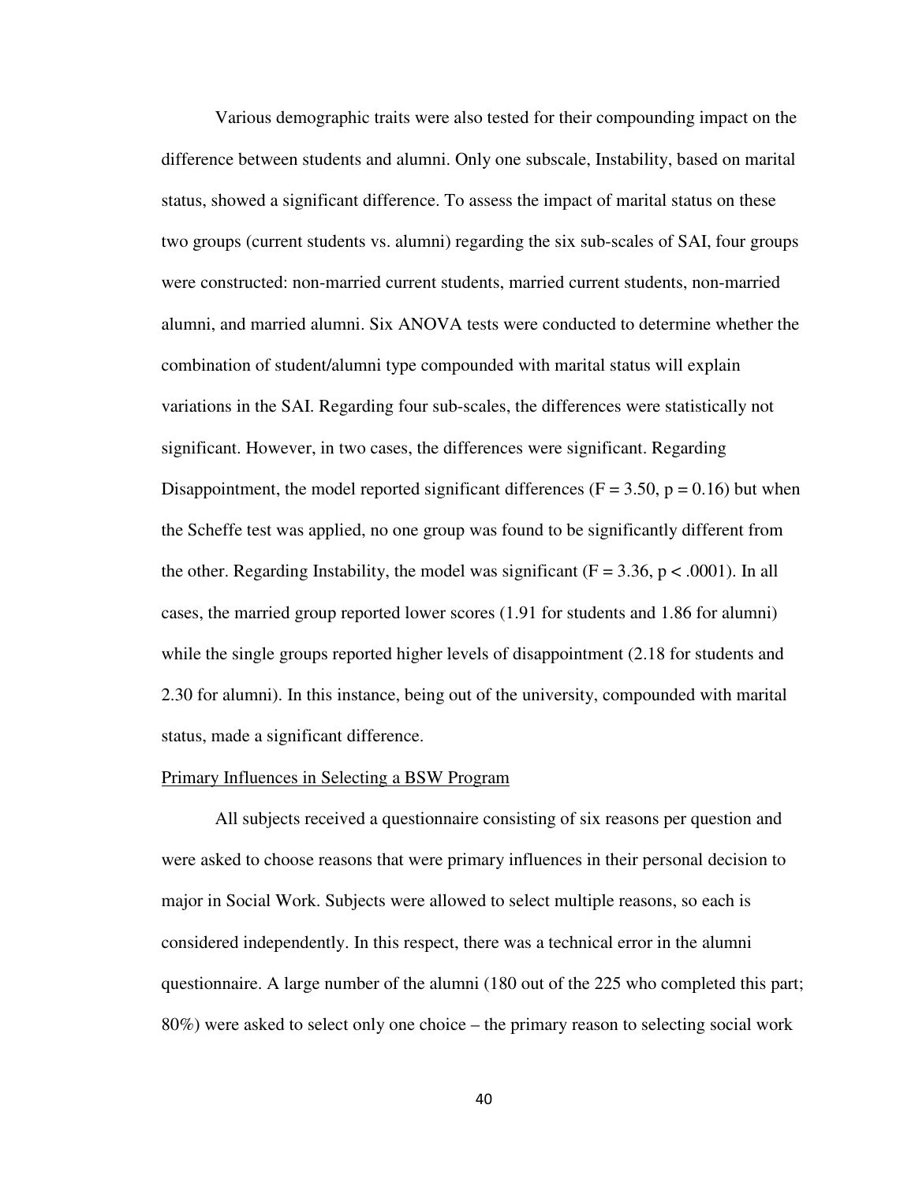Various demographic traits were also tested for their compounding impact on the difference between students and alumni. Only one subscale, Instability, based on marital status, showed a significant difference. To assess the impact of marital status on these two groups (current students vs. alumni) regarding the six sub-scales of SAI, four groups were constructed: non-married current students, married current students, non-married alumni, and married alumni. Six ANOVA tests were conducted to determine whether the combination of student/alumni type compounded with marital status will explain variations in the SAI. Regarding four sub-scales, the differences were statistically not significant. However, in two cases, the differences were significant. Regarding Disappointment, the model reported significant differences ($F = 3.50$, $p = 0.16$) but when the Scheffe test was applied, no one group was found to be significantly different from the other. Regarding Instability, the model was significant ($F = 3.36$, $p < .0001$). In all cases, the married group reported lower scores (1.91 for students and 1.86 for alumni) while the single groups reported higher levels of disappointment (2.18 for students and 2.30 for alumni). In this instance, being out of the university, compounded with marital status, made a significant difference.

<u>Primary Influences in Selecting a BSW Program</u>

All subjects received a questionnaire consisting of six reasons per question and were asked to choose reasons that were primary influences in their personal decision to major in Social Work. Subjects were allowed to select multiple reasons, so each is considered independently. In this respect, there was a technical error in the alumni questionnaire. A large number of the alumni (180 out of the 225 who completed this part; 80%) were asked to select only one choice – the primary reason to selecting social work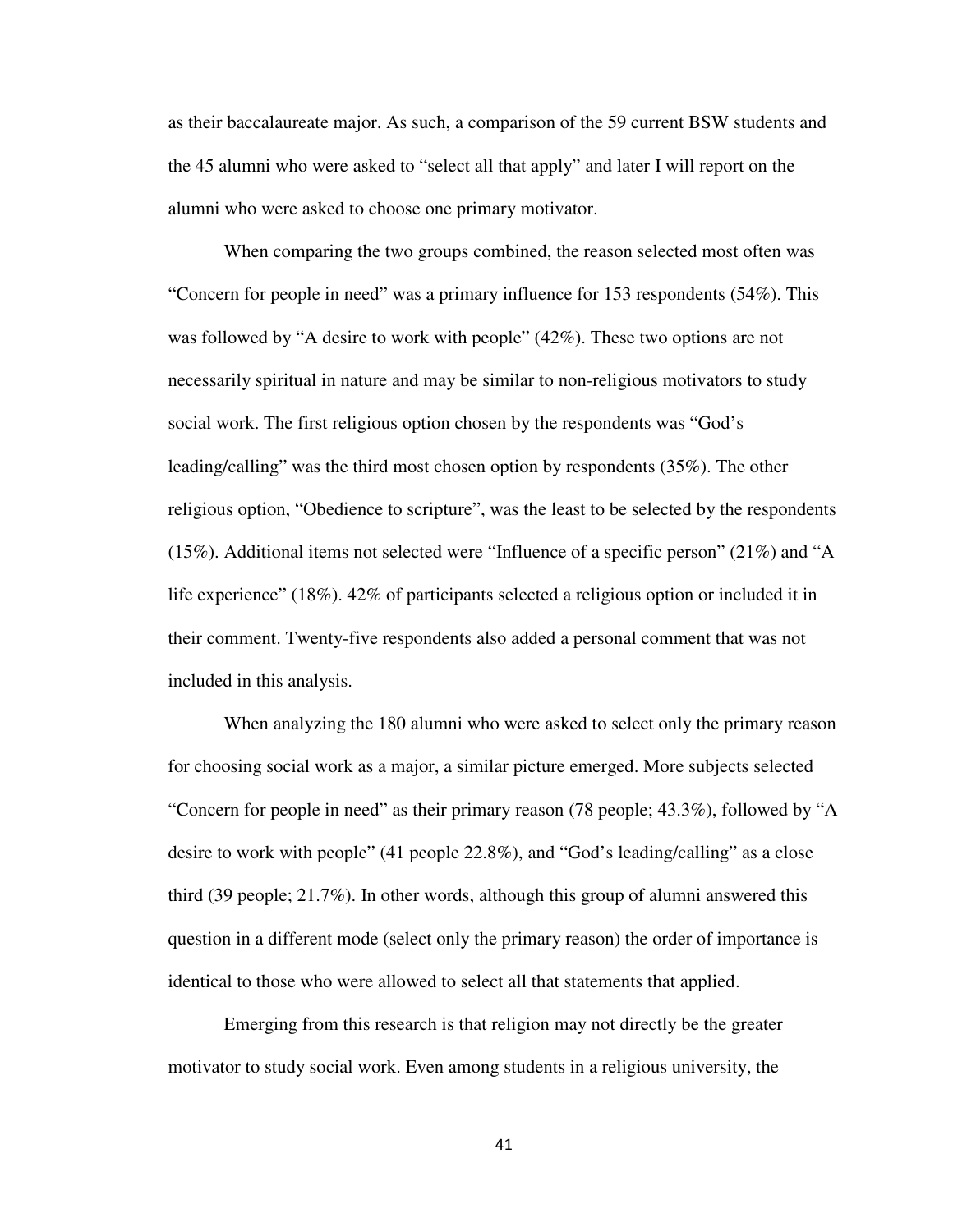as their baccalaureate major. As such, a comparison of the 59 current BSW students and the 45 alumni who were asked to "select all that apply" and later I will report on the alumni who were asked to choose one primary motivator.

When comparing the two groups combined, the reason selected most often was "Concern for people in need" was a primary influence for 153 respondents (54%). This was followed by "A desire to work with people" (42%). These two options are not necessarily spiritual in nature and may be similar to non-religious motivators to study social work. The first religious option chosen by the respondents was "God's leading/calling" was the third most chosen option by respondents (35%). The other religious option, "Obedience to scripture", was the least to be selected by the respondents (15%). Additional items not selected were "Influence of a specific person" (21%) and "A life experience" (18%). 42% of participants selected a religious option or included it in their comment. Twenty-five respondents also added a personal comment that was not included in this analysis.

When analyzing the 180 alumni who were asked to select only the primary reason for choosing social work as a major, a similar picture emerged. More subjects selected "Concern for people in need" as their primary reason (78 people; 43.3%), followed by "A desire to work with people" (41 people 22.8%), and "God's leading/calling" as a close third (39 people; 21.7%). In other words, although this group of alumni answered this question in a different mode (select only the primary reason) the order of importance is identical to those who were allowed to select all that statements that applied.

Emerging from this research is that religion may not directly be the greater motivator to study social work. Even among students in a religious university, the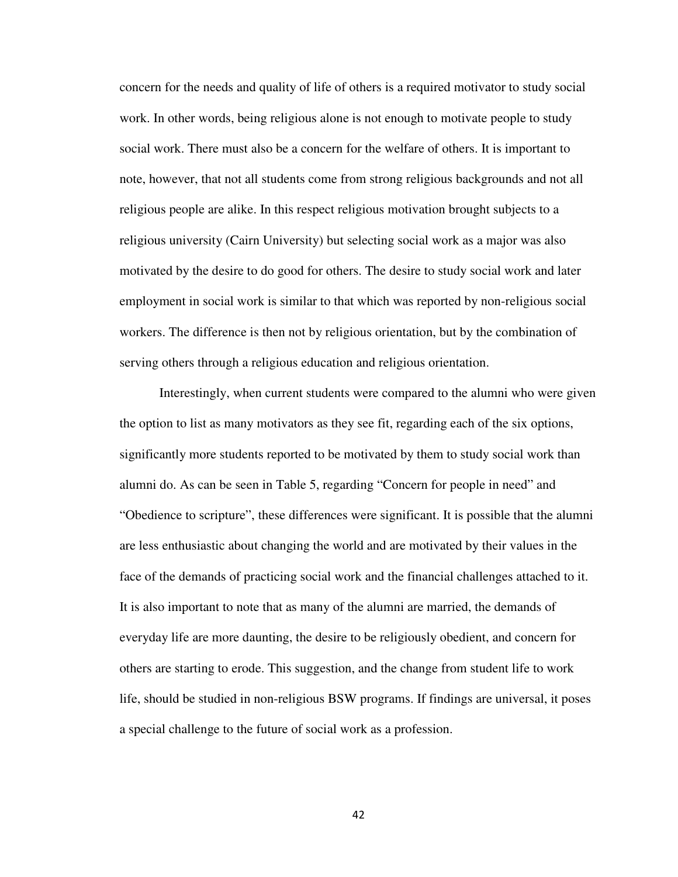concern for the needs and quality of life of others is a required motivator to study social work. In other words, being religious alone is not enough to motivate people to study social work. There must also be a concern for the welfare of others. It is important to note, however, that not all students come from strong religious backgrounds and not all religious people are alike. In this respect religious motivation brought subjects to a religious university (Cairn University) but selecting social work as a major was also motivated by the desire to do good for others. The desire to study social work and later employment in social work is similar to that which was reported by non-religious social workers. The difference is then not by religious orientation, but by the combination of serving others through a religious education and religious orientation.

Interestingly, when current students were compared to the alumni who were given the option to list as many motivators as they see fit, regarding each of the six options, significantly more students reported to be motivated by them to study social work than alumni do. As can be seen in Table 5, regarding "Concern for people in need" and "Obedience to scripture", these differences were significant. It is possible that the alumni are less enthusiastic about changing the world and are motivated by their values in the face of the demands of practicing social work and the financial challenges attached to it. It is also important to note that as many of the alumni are married, the demands of everyday life are more daunting, the desire to be religiously obedient, and concern for others are starting to erode. This suggestion, and the change from student life to work life, should be studied in non-religious BSW programs. If findings are universal, it poses a special challenge to the future of social work as a profession.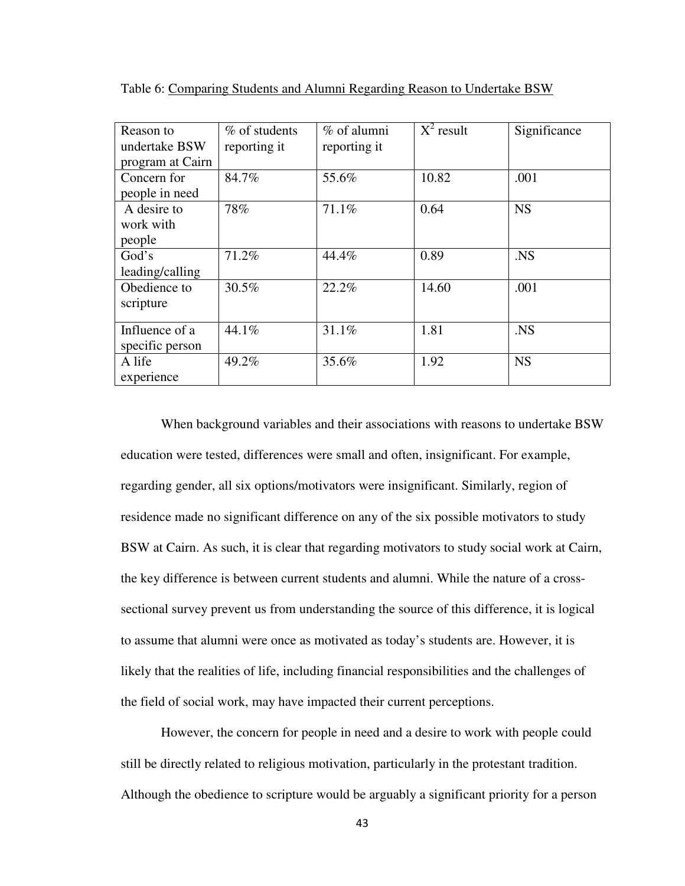Table 6: Comparing Students and Alumni Regarding Reason to Undertake BSW

| Reason to undertake BSW program at Cairn | % of students reporting it | % of alumni reporting it | $X^2$ result | Significance |
|---|---|---|---|---|
| Concern for people in need | 84.7% | 55.6% | 10.82 | .001 |
| A desire to work with people | 78% | 71.1% | 0.64 | NS |
| God's leading/calling | 71.2% | 44.4% | 0.89 | .NS |
| Obedience to scripture | 30.5% | 22.2% | 14.60 | .001 |
| Influence of a specific person | 44.1% | 31.1% | 1.81 | .NS |
| A life experience | 49.2% | 35.6% | 1.92 | NS |

When background variables and their associations with reasons to undertake BSW education were tested, differences were small and often, insignificant. For example, regarding gender, all six options/motivators were insignificant. Similarly, region of residence made no significant difference on any of the six possible motivators to study BSW at Cairn. As such, it is clear that regarding motivators to study social work at Cairn, the key difference is between current students and alumni. While the nature of a cross-sectional survey prevent us from understanding the source of this difference, it is logical to assume that alumni were once as motivated as today's students are. However, it is likely that the realities of life, including financial responsibilities and the challenges of the field of social work, may have impacted their current perceptions.

However, the concern for people in need and a desire to work with people could still be directly related to religious motivation, particularly in the protestant tradition. Although the obedience to scripture would be arguably a significant priority for a person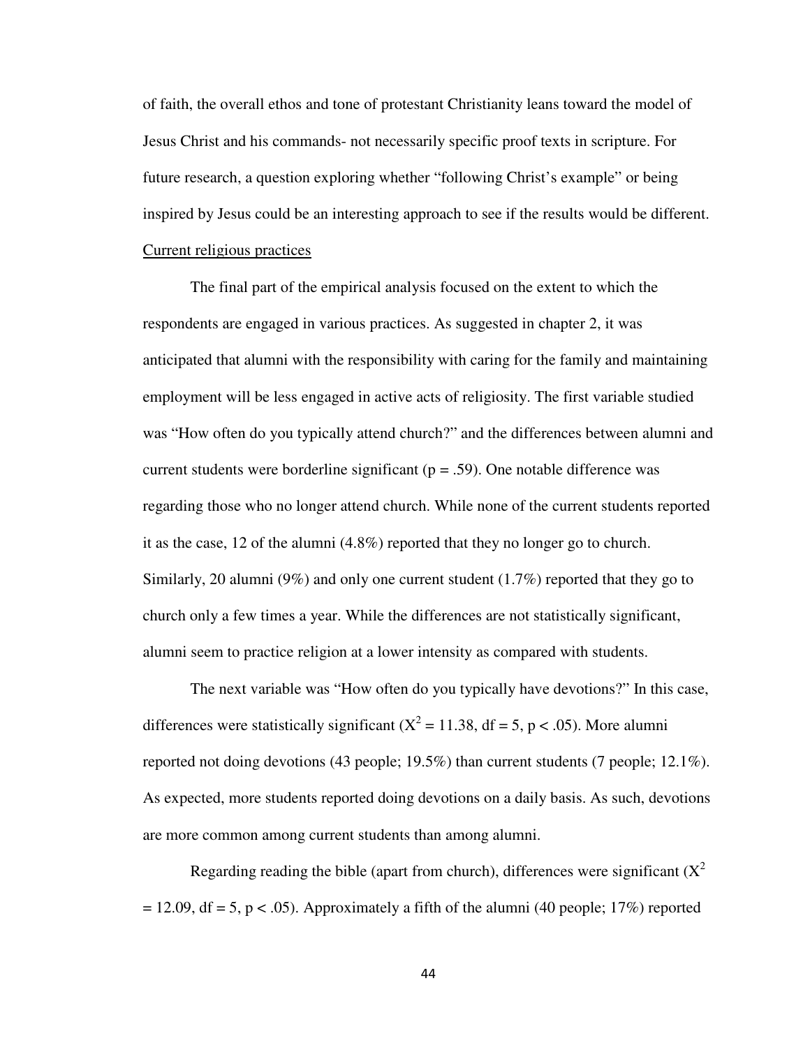of faith, the overall ethos and tone of protestant Christianity leans toward the model of Jesus Christ and his commands- not necessarily specific proof texts in scripture. For future research, a question exploring whether "following Christ's example" or being inspired by Jesus could be an interesting approach to see if the results would be different.

Current religious practices

The final part of the empirical analysis focused on the extent to which the respondents are engaged in various practices. As suggested in chapter 2, it was anticipated that alumni with the responsibility with caring for the family and maintaining employment will be less engaged in active acts of religiosity. The first variable studied was "How often do you typically attend church?" and the differences between alumni and current students were borderline significant ($p = .59$). One notable difference was regarding those who no longer attend church. While none of the current students reported it as the case, 12 of the alumni (4.8%) reported that they no longer go to church. Similarly, 20 alumni (9%) and only one current student (1.7%) reported that they go to church only a few times a year. While the differences are not statistically significant, alumni seem to practice religion at a lower intensity as compared with students.

The next variable was "How often do you typically have devotions?" In this case, differences were statistically significant ($X^2 = 11.38$, df = 5, $p < .05$). More alumni reported not doing devotions (43 people; 19.5%) than current students (7 people; 12.1%). As expected, more students reported doing devotions on a daily basis. As such, devotions are more common among current students than among alumni.

Regarding reading the bible (apart from church), differences were significant ($X^2 = 12.09$, df = 5, $p < .05$). Approximately a fifth of the alumni (40 people; 17%) reported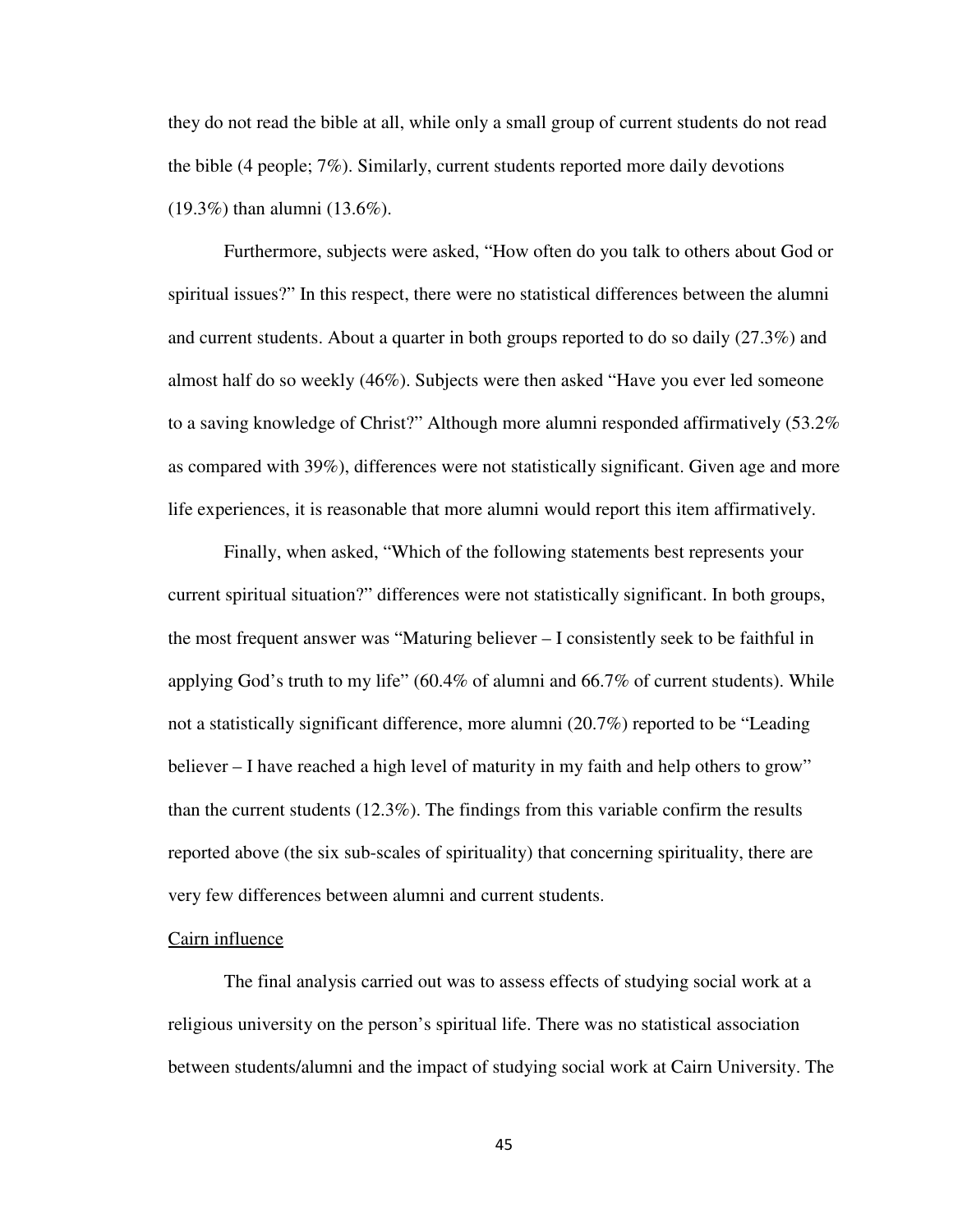they do not read the bible at all, while only a small group of current students do not read the bible (4 people; 7%). Similarly, current students reported more daily devotions (19.3%) than alumni (13.6%).

Furthermore, subjects were asked, "How often do you talk to others about God or spiritual issues?" In this respect, there were no statistical differences between the alumni and current students. About a quarter in both groups reported to do so daily (27.3%) and almost half do so weekly (46%). Subjects were then asked "Have you ever led someone to a saving knowledge of Christ?" Although more alumni responded affirmatively (53.2% as compared with 39%), differences were not statistically significant. Given age and more life experiences, it is reasonable that more alumni would report this item affirmatively.

Finally, when asked, "Which of the following statements best represents your current spiritual situation?" differences were not statistically significant. In both groups, the most frequent answer was "Maturing believer – I consistently seek to be faithful in applying God's truth to my life" (60.4% of alumni and 66.7% of current students). While not a statistically significant difference, more alumni (20.7%) reported to be "Leading believer – I have reached a high level of maturity in my faith and help others to grow" than the current students (12.3%). The findings from this variable confirm the results reported above (the six sub-scales of spirituality) that concerning spirituality, there are very few differences between alumni and current students.

Cairn influence

The final analysis carried out was to assess effects of studying social work at a religious university on the person's spiritual life. There was no statistical association between students/alumni and the impact of studying social work at Cairn University. The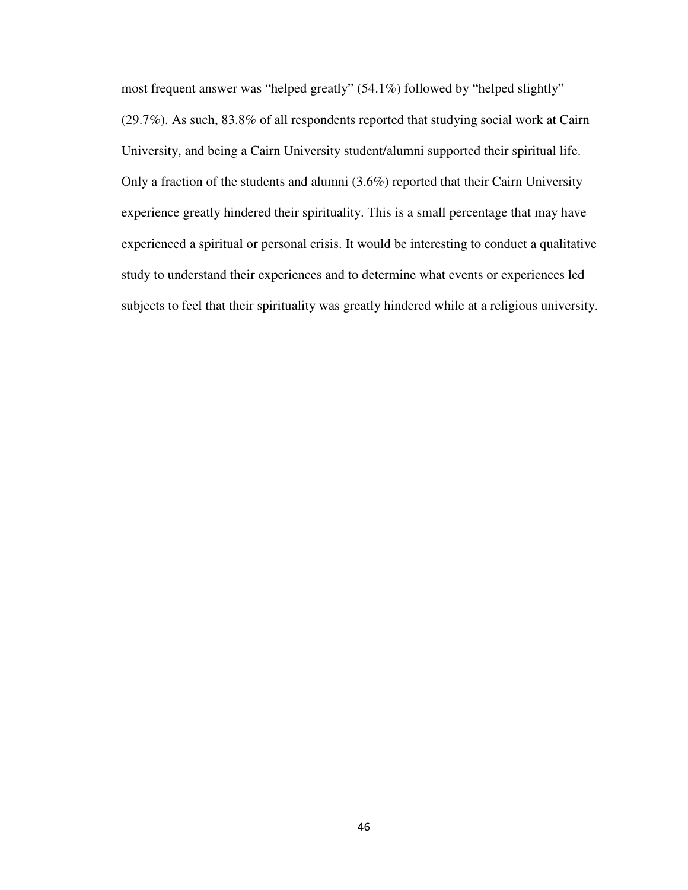most frequent answer was "helped greatly" (54.1%) followed by "helped slightly" (29.7%). As such, 83.8% of all respondents reported that studying social work at Cairn University, and being a Cairn University student/alumni supported their spiritual life. Only a fraction of the students and alumni (3.6%) reported that their Cairn University experience greatly hindered their spirituality. This is a small percentage that may have experienced a spiritual or personal crisis. It would be interesting to conduct a qualitative study to understand their experiences and to determine what events or experiences led subjects to feel that their spirituality was greatly hindered while at a religious university.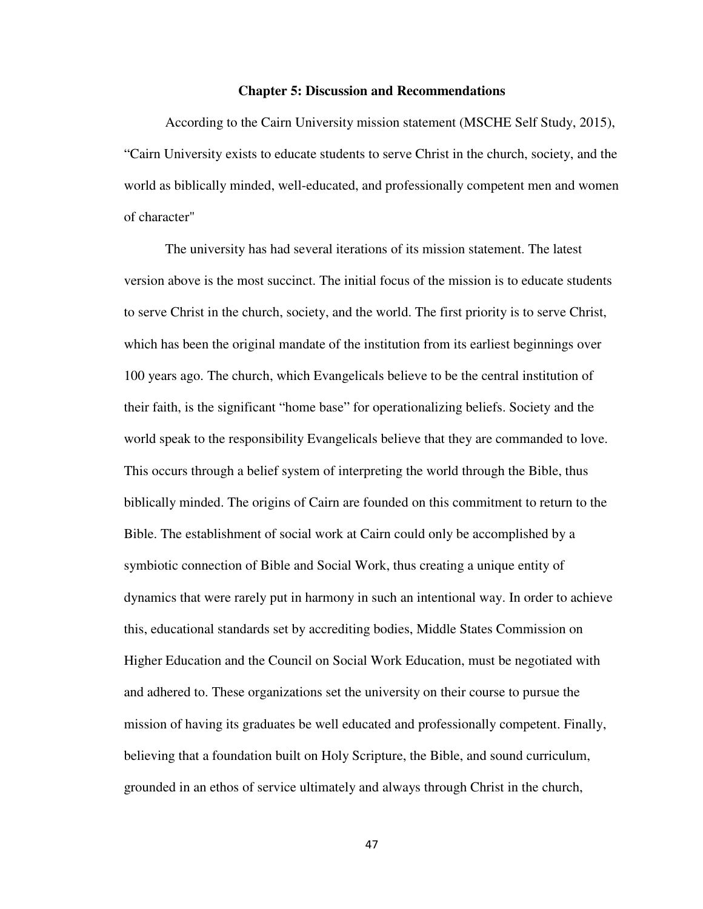# Chapter 5: Discussion and Recommendations

According to the Cairn University mission statement (MSCHE Self Study, 2015), "Cairn University exists to educate students to serve Christ in the church, society, and the world as biblically minded, well-educated, and professionally competent men and women of character"

The university has had several iterations of its mission statement. The latest version above is the most succinct. The initial focus of the mission is to educate students to serve Christ in the church, society, and the world. The first priority is to serve Christ, which has been the original mandate of the institution from its earliest beginnings over 100 years ago. The church, which Evangelicals believe to be the central institution of their faith, is the significant "home base" for operationalizing beliefs. Society and the world speak to the responsibility Evangelicals believe that they are commanded to love. This occurs through a belief system of interpreting the world through the Bible, thus biblically minded. The origins of Cairn are founded on this commitment to return to the Bible. The establishment of social work at Cairn could only be accomplished by a symbiotic connection of Bible and Social Work, thus creating a unique entity of dynamics that were rarely put in harmony in such an intentional way. In order to achieve this, educational standards set by accrediting bodies, Middle States Commission on Higher Education and the Council on Social Work Education, must be negotiated with and adhered to. These organizations set the university on their course to pursue the mission of having its graduates be well educated and professionally competent. Finally, believing that a foundation built on Holy Scripture, the Bible, and sound curriculum, grounded in an ethos of service ultimately and always through Christ in the church,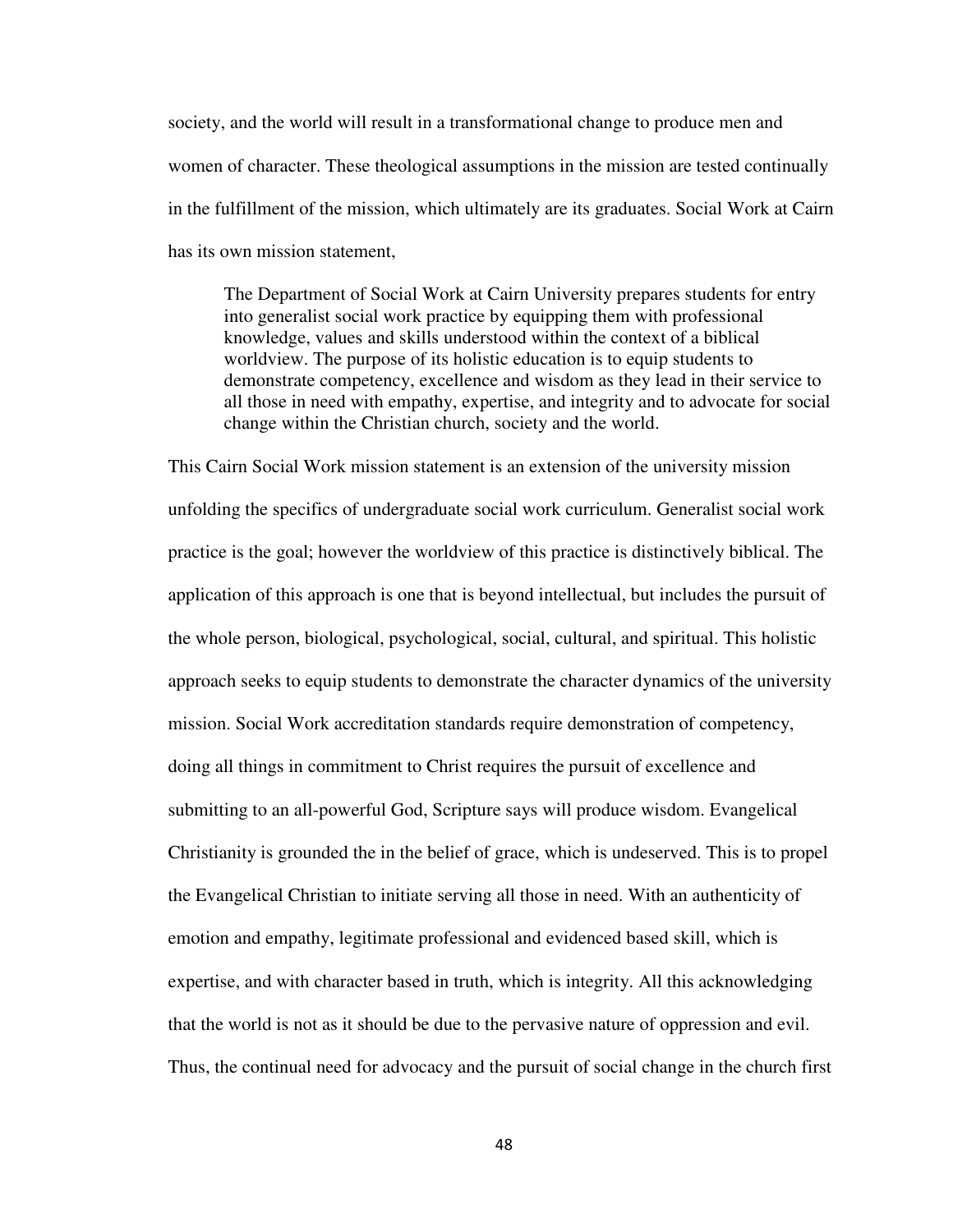society, and the world will result in a transformational change to produce men and women of character. These theological assumptions in the mission are tested continually in the fulfillment of the mission, which ultimately are its graduates. Social Work at Cairn has its own mission statement,

> The Department of Social Work at Cairn University prepares students for entry into generalist social work practice by equipping them with professional knowledge, values and skills understood within the context of a biblical worldview. The purpose of its holistic education is to equip students to demonstrate competency, excellence and wisdom as they lead in their service to all those in need with empathy, expertise, and integrity and to advocate for social change within the Christian church, society and the world.

This Cairn Social Work mission statement is an extension of the university mission unfolding the specifics of undergraduate social work curriculum. Generalist social work practice is the goal; however the worldview of this practice is distinctively biblical. The application of this approach is one that is beyond intellectual, but includes the pursuit of the whole person, biological, psychological, social, cultural, and spiritual. This holistic approach seeks to equip students to demonstrate the character dynamics of the university mission. Social Work accreditation standards require demonstration of competency, doing all things in commitment to Christ requires the pursuit of excellence and submitting to an all-powerful God, Scripture says will produce wisdom. Evangelical Christianity is grounded the in the belief of grace, which is undeserved. This is to propel the Evangelical Christian to initiate serving all those in need. With an authenticity of emotion and empathy, legitimate professional and evidenced based skill, which is expertise, and with character based in truth, which is integrity. All this acknowledging that the world is not as it should be due to the pervasive nature of oppression and evil. Thus, the continual need for advocacy and the pursuit of social change in the church first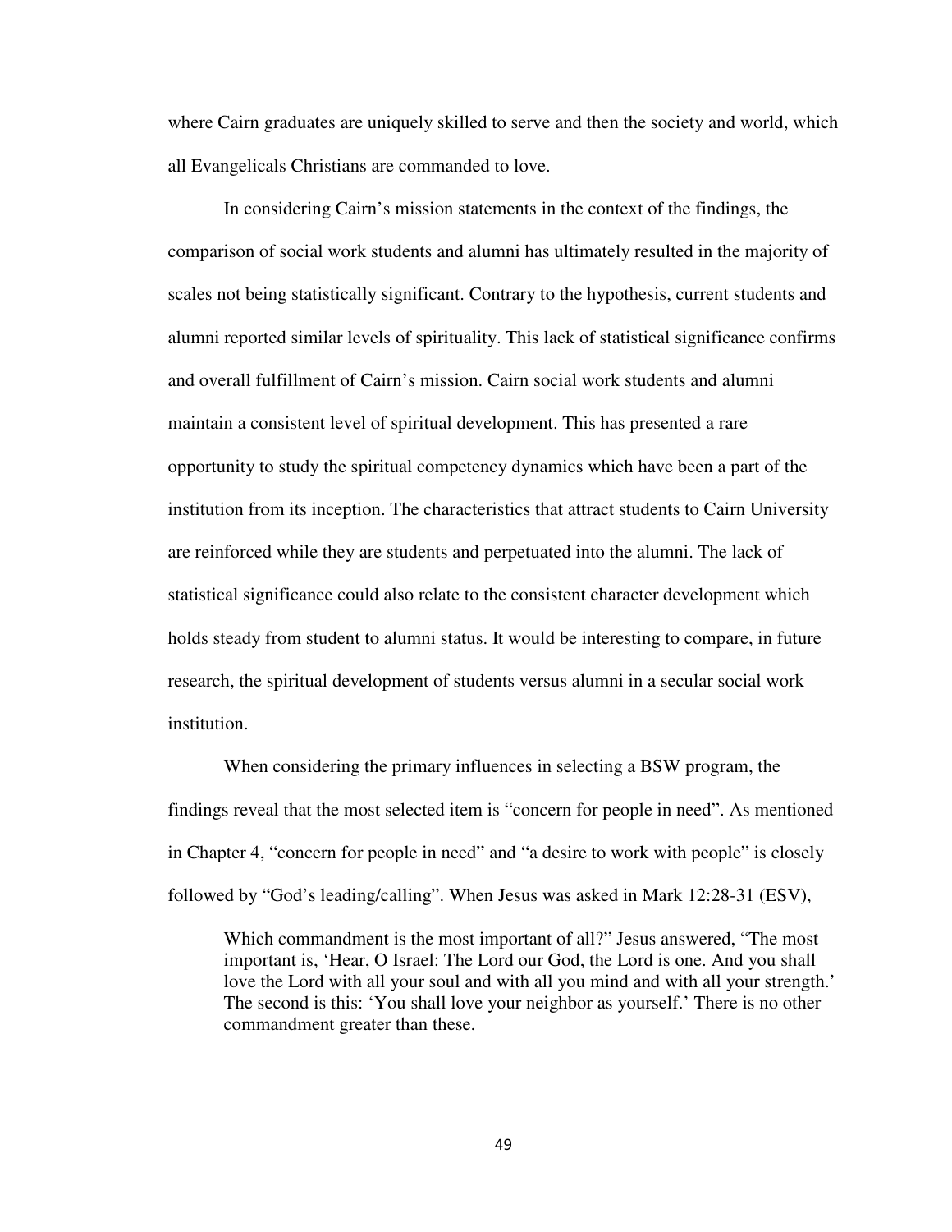where Cairn graduates are uniquely skilled to serve and then the society and world, which all Evangelicals Christians are commanded to love.

In considering Cairn's mission statements in the context of the findings, the comparison of social work students and alumni has ultimately resulted in the majority of scales not being statistically significant. Contrary to the hypothesis, current students and alumni reported similar levels of spirituality. This lack of statistical significance confirms and overall fulfillment of Cairn's mission. Cairn social work students and alumni maintain a consistent level of spiritual development. This has presented a rare opportunity to study the spiritual competency dynamics which have been a part of the institution from its inception. The characteristics that attract students to Cairn University are reinforced while they are students and perpetuated into the alumni. The lack of statistical significance could also relate to the consistent character development which holds steady from student to alumni status. It would be interesting to compare, in future research, the spiritual development of students versus alumni in a secular social work institution.

When considering the primary influences in selecting a BSW program, the findings reveal that the most selected item is "concern for people in need". As mentioned in Chapter 4, "concern for people in need" and "a desire to work with people" is closely followed by "God's leading/calling". When Jesus was asked in Mark 12:28-31 (ESV),

> Which commandment is the most important of all?" Jesus answered, "The most important is, 'Hear, O Israel: The Lord our God, the Lord is one. And you shall love the Lord with all your soul and with all you mind and with all your strength.' The second is this: 'You shall love your neighbor as yourself.' There is no other commandment greater than these.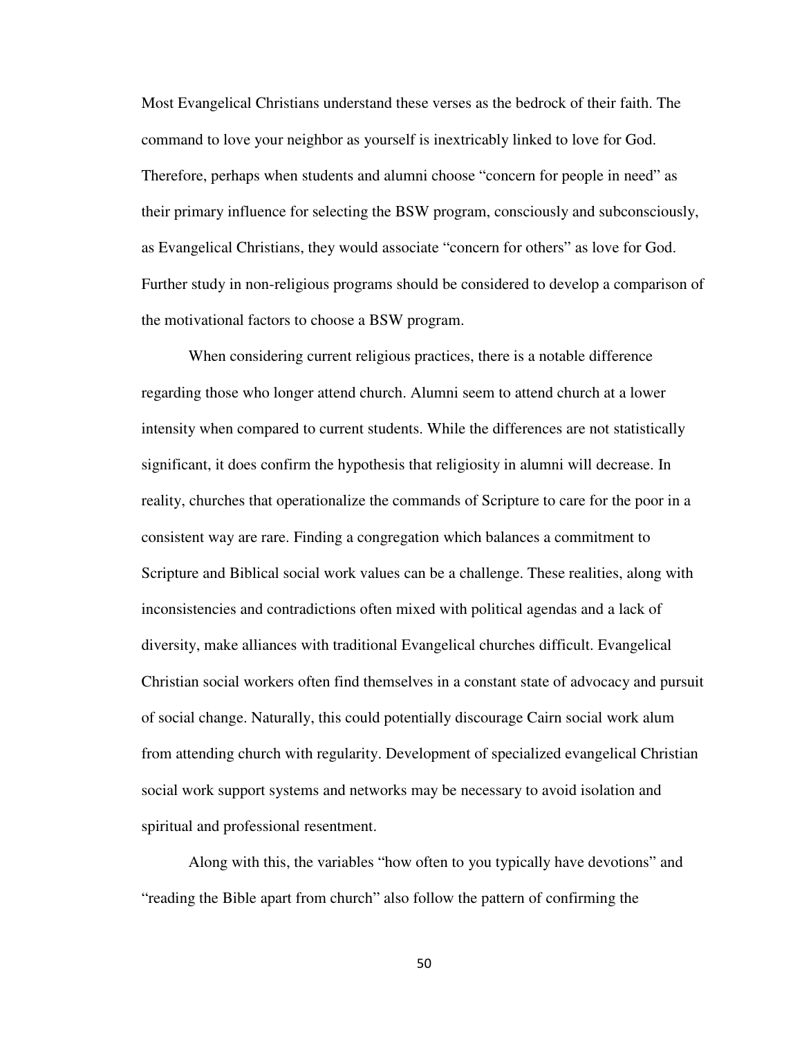Most Evangelical Christians understand these verses as the bedrock of their faith. The command to love your neighbor as yourself is inextricably linked to love for God. Therefore, perhaps when students and alumni choose "concern for people in need" as their primary influence for selecting the BSW program, consciously and subconsciously, as Evangelical Christians, they would associate "concern for others" as love for God. Further study in non-religious programs should be considered to develop a comparison of the motivational factors to choose a BSW program.

When considering current religious practices, there is a notable difference regarding those who longer attend church. Alumni seem to attend church at a lower intensity when compared to current students. While the differences are not statistically significant, it does confirm the hypothesis that religiosity in alumni will decrease. In reality, churches that operationalize the commands of Scripture to care for the poor in a consistent way are rare. Finding a congregation which balances a commitment to Scripture and Biblical social work values can be a challenge. These realities, along with inconsistencies and contradictions often mixed with political agendas and a lack of diversity, make alliances with traditional Evangelical churches difficult. Evangelical Christian social workers often find themselves in a constant state of advocacy and pursuit of social change. Naturally, this could potentially discourage Cairn social work alum from attending church with regularity. Development of specialized evangelical Christian social work support systems and networks may be necessary to avoid isolation and spiritual and professional resentment.

Along with this, the variables "how often to you typically have devotions" and "reading the Bible apart from church" also follow the pattern of confirming the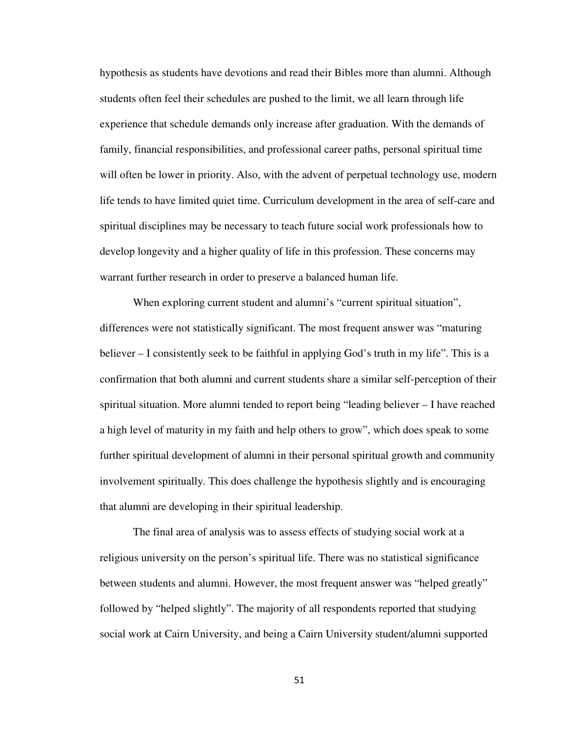hypothesis as students have devotions and read their Bibles more than alumni. Although students often feel their schedules are pushed to the limit, we all learn through life experience that schedule demands only increase after graduation. With the demands of family, financial responsibilities, and professional career paths, personal spiritual time will often be lower in priority. Also, with the advent of perpetual technology use, modern life tends to have limited quiet time. Curriculum development in the area of self-care and spiritual disciplines may be necessary to teach future social work professionals how to develop longevity and a higher quality of life in this profession. These concerns may warrant further research in order to preserve a balanced human life.

When exploring current student and alumni's "current spiritual situation", differences were not statistically significant. The most frequent answer was "maturing believer – I consistently seek to be faithful in applying God's truth in my life". This is a confirmation that both alumni and current students share a similar self-perception of their spiritual situation. More alumni tended to report being "leading believer – I have reached a high level of maturity in my faith and help others to grow", which does speak to some further spiritual development of alumni in their personal spiritual growth and community involvement spiritually. This does challenge the hypothesis slightly and is encouraging that alumni are developing in their spiritual leadership.

The final area of analysis was to assess effects of studying social work at a religious university on the person's spiritual life. There was no statistical significance between students and alumni. However, the most frequent answer was "helped greatly" followed by "helped slightly". The majority of all respondents reported that studying social work at Cairn University, and being a Cairn University student/alumni supported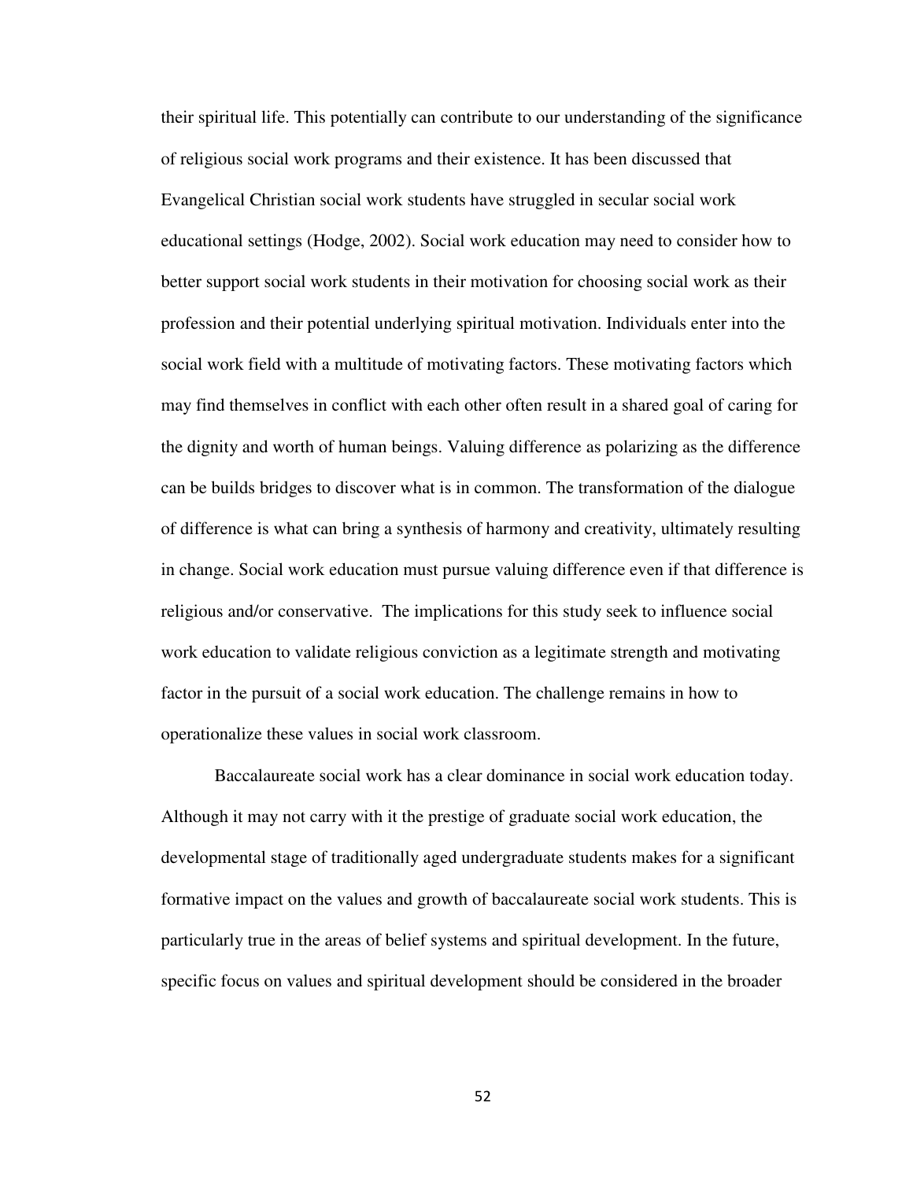their spiritual life. This potentially can contribute to our understanding of the significance of religious social work programs and their existence. It has been discussed that Evangelical Christian social work students have struggled in secular social work educational settings (Hodge, 2002). Social work education may need to consider how to better support social work students in their motivation for choosing social work as their profession and their potential underlying spiritual motivation. Individuals enter into the social work field with a multitude of motivating factors. These motivating factors which may find themselves in conflict with each other often result in a shared goal of caring for the dignity and worth of human beings. Valuing difference as polarizing as the difference can be builds bridges to discover what is in common. The transformation of the dialogue of difference is what can bring a synthesis of harmony and creativity, ultimately resulting in change. Social work education must pursue valuing difference even if that difference is religious and/or conservative. The implications for this study seek to influence social work education to validate religious conviction as a legitimate strength and motivating factor in the pursuit of a social work education. The challenge remains in how to operationalize these values in social work classroom.

Baccalaureate social work has a clear dominance in social work education today. Although it may not carry with it the prestige of graduate social work education, the developmental stage of traditionally aged undergraduate students makes for a significant formative impact on the values and growth of baccalaureate social work students. This is particularly true in the areas of belief systems and spiritual development. In the future, specific focus on values and spiritual development should be considered in the broader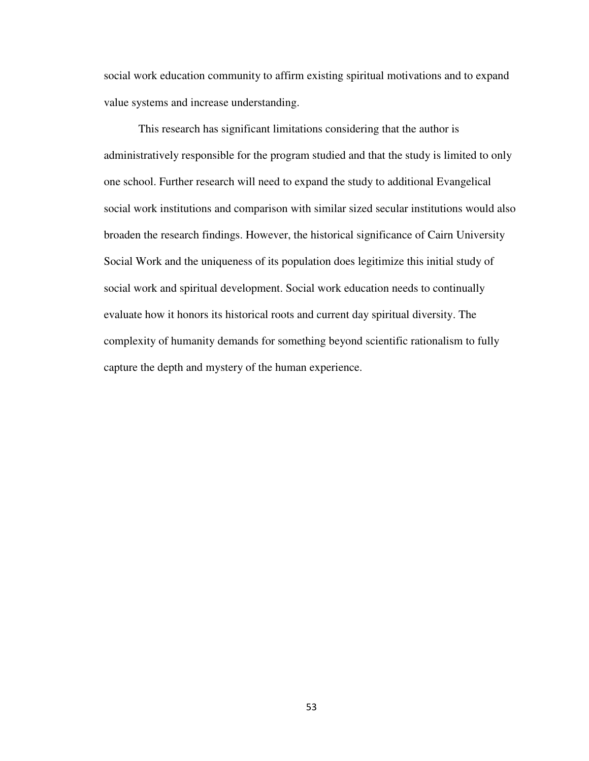social work education community to affirm existing spiritual motivations and to expand value systems and increase understanding.

This research has significant limitations considering that the author is administratively responsible for the program studied and that the study is limited to only one school. Further research will need to expand the study to additional Evangelical social work institutions and comparison with similar sized secular institutions would also broaden the research findings. However, the historical significance of Cairn University Social Work and the uniqueness of its population does legitimize this initial study of social work and spiritual development. Social work education needs to continually evaluate how it honors its historical roots and current day spiritual diversity. The complexity of humanity demands for something beyond scientific rationalism to fully capture the depth and mystery of the human experience.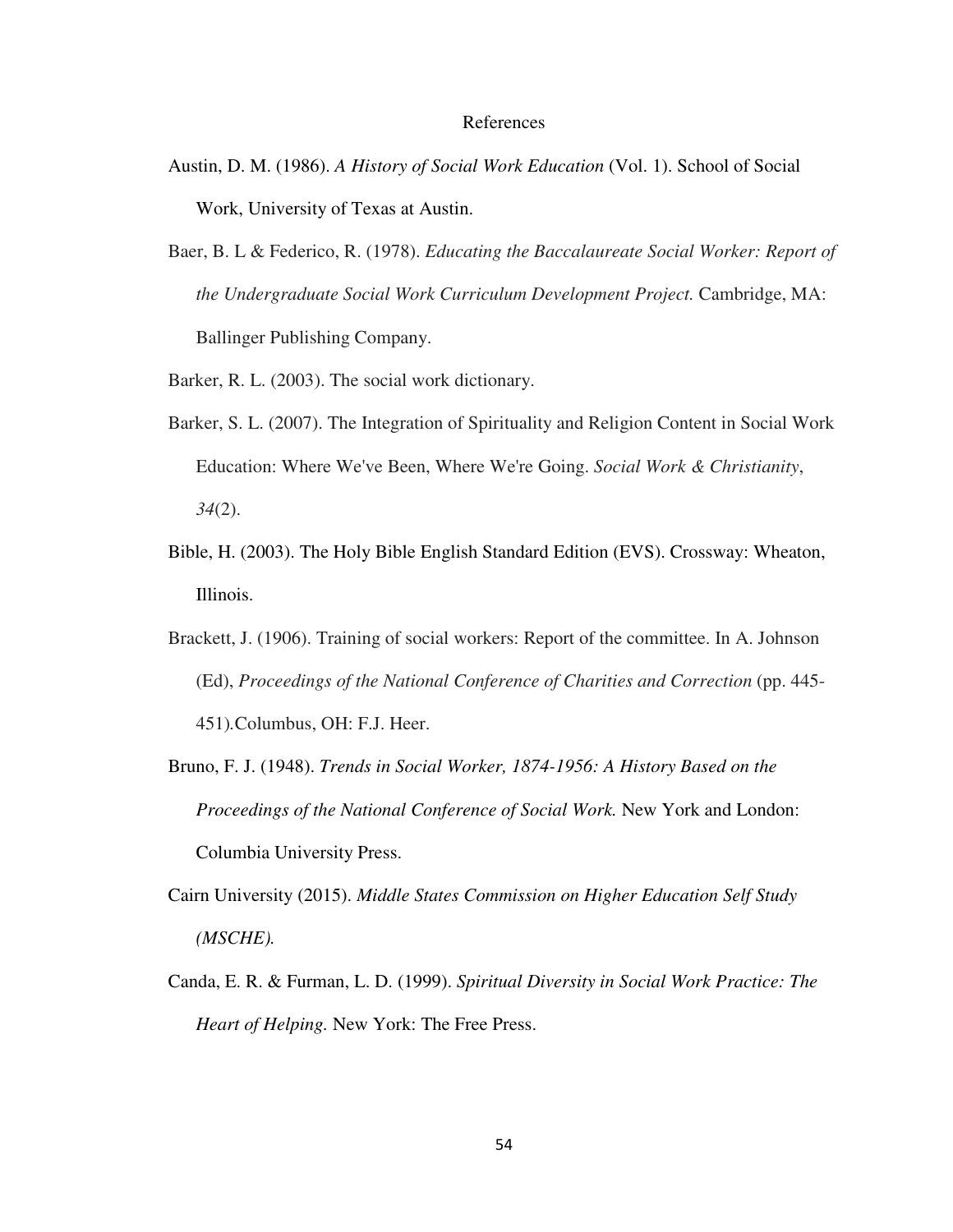# References

Austin, D. M. (1986). *A History of Social Work Education* (Vol. 1). School of Social Work, University of Texas at Austin.

Baer, B. L & Federico, R. (1978). *Educating the Baccalaureate Social Worker: Report of the Undergraduate Social Work Curriculum Development Project.* Cambridge, MA: Ballinger Publishing Company.

Barker, R. L. (2003). The social work dictionary.

Barker, S. L. (2007). The Integration of Spirituality and Religion Content in Social Work Education: Where We've Been, Where We're Going. *Social Work & Christianity*, *34*(2).

Bible, H. (2003). The Holy Bible English Standard Edition (EVS). Crossway: Wheaton, Illinois.

Brackett, J. (1906). Training of social workers: Report of the committee. In A. Johnson (Ed), *Proceedings of the National Conference of Charities and Correction* (pp. 445-451).Columbus, OH: F.J. Heer.

Bruno, F. J. (1948). *Trends in Social Worker, 1874-1956: A History Based on the Proceedings of the National Conference of Social Work.* New York and London: Columbia University Press.

Cairn University (2015). *Middle States Commission on Higher Education Self Study (MSCHE).*

Canda, E. R. & Furman, L. D. (1999). *Spiritual Diversity in Social Work Practice: The Heart of Helping.* New York: The Free Press.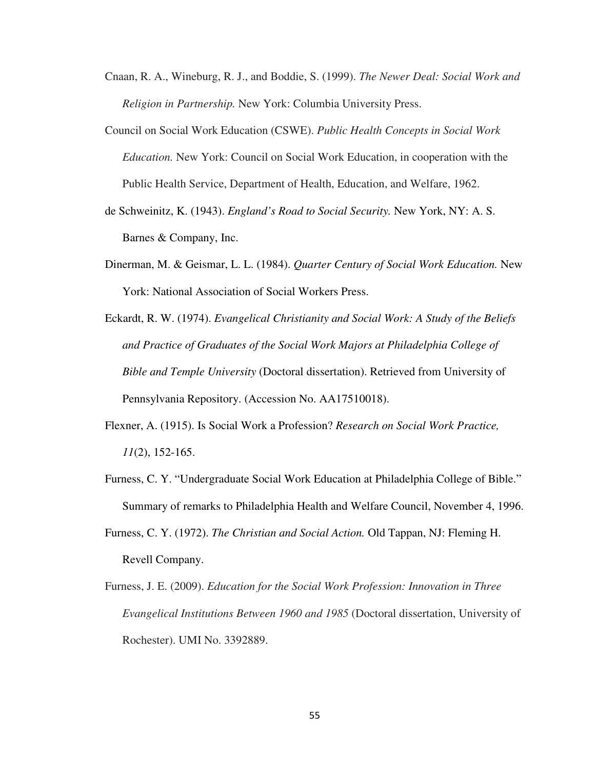Cnaan, R. A., Wineburg, R. J., and Boddie, S. (1999). *The Newer Deal: Social Work and Religion in Partnership.* New York: Columbia University Press.

Council on Social Work Education (CSWE). *Public Health Concepts in Social Work Education.* New York: Council on Social Work Education, in cooperation with the Public Health Service, Department of Health, Education, and Welfare, 1962.

de Schweinitz, K. (1943). *England's Road to Social Security.* New York, NY: A. S. Barnes & Company, Inc.

Dinerman, M. & Geismar, L. L. (1984). *Quarter Century of Social Work Education.* New York: National Association of Social Workers Press.

Eckardt, R. W. (1974). *Evangelical Christianity and Social Work: A Study of the Beliefs and Practice of Graduates of the Social Work Majors at Philadelphia College of Bible and Temple University* (Doctoral dissertation). Retrieved from University of Pennsylvania Repository. (Accession No. AA17510018).

Flexner, A. (1915). Is Social Work a Profession? *Research on Social Work Practice, 11*(2), 152-165.

Furness, C. Y. "Undergraduate Social Work Education at Philadelphia College of Bible." Summary of remarks to Philadelphia Health and Welfare Council, November 4, 1996.

Furness, C. Y. (1972). *The Christian and Social Action.* Old Tappan, NJ: Fleming H. Revell Company.

Furness, J. E. (2009). *Education for the Social Work Profession: Innovation in Three Evangelical Institutions Between 1960 and 1985* (Doctoral dissertation, University of Rochester). UMI No. 3392889.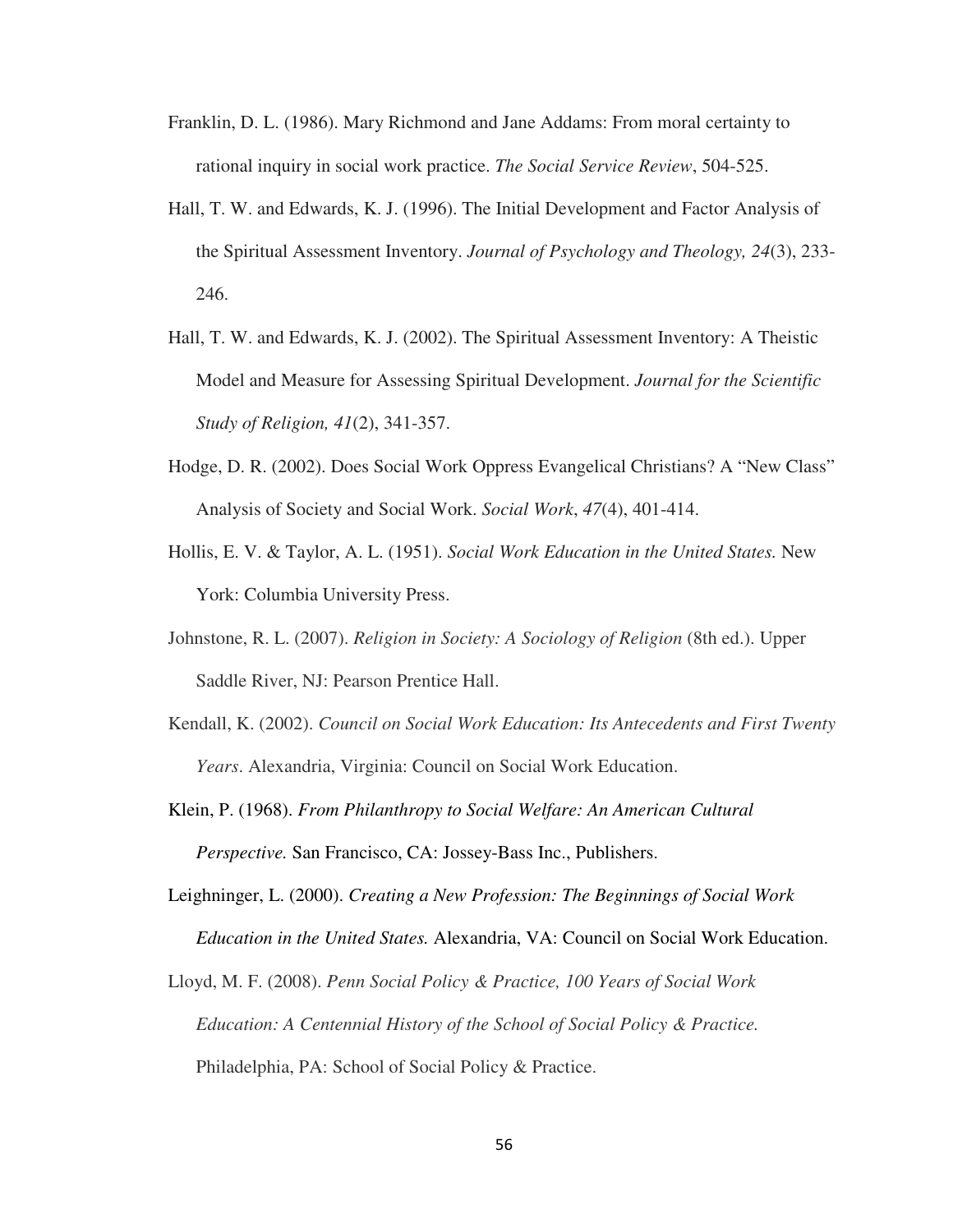Franklin, D. L. (1986). Mary Richmond and Jane Addams: From moral certainty to rational inquiry in social work practice. *The Social Service Review*, 504-525.

Hall, T. W. and Edwards, K. J. (1996). The Initial Development and Factor Analysis of the Spiritual Assessment Inventory. *Journal of Psychology and Theology, 24*(3), 233-246.

Hall, T. W. and Edwards, K. J. (2002). The Spiritual Assessment Inventory: A Theistic Model and Measure for Assessing Spiritual Development. *Journal for the Scientific Study of Religion, 41*(2), 341-357.

Hodge, D. R. (2002). Does Social Work Oppress Evangelical Christians? A "New Class" Analysis of Society and Social Work. *Social Work*, *47*(4), 401-414.

Hollis, E. V. & Taylor, A. L. (1951). *Social Work Education in the United States.* New York: Columbia University Press.

Johnstone, R. L. (2007). *Religion in Society: A Sociology of Religion* (8th ed.). Upper Saddle River, NJ: Pearson Prentice Hall.

Kendall, K. (2002). *Council on Social Work Education: Its Antecedents and First Twenty Years*. Alexandria, Virginia: Council on Social Work Education.

Klein, P. (1968). *From Philanthropy to Social Welfare: An American Cultural Perspective.* San Francisco, CA: Jossey-Bass Inc., Publishers.

Leighninger, L. (2000). *Creating a New Profession: The Beginnings of Social Work Education in the United States.* Alexandria, VA: Council on Social Work Education.

Lloyd, M. F. (2008). *Penn Social Policy & Practice, 100 Years of Social Work Education: A Centennial History of the School of Social Policy & Practice.* Philadelphia, PA: School of Social Policy & Practice.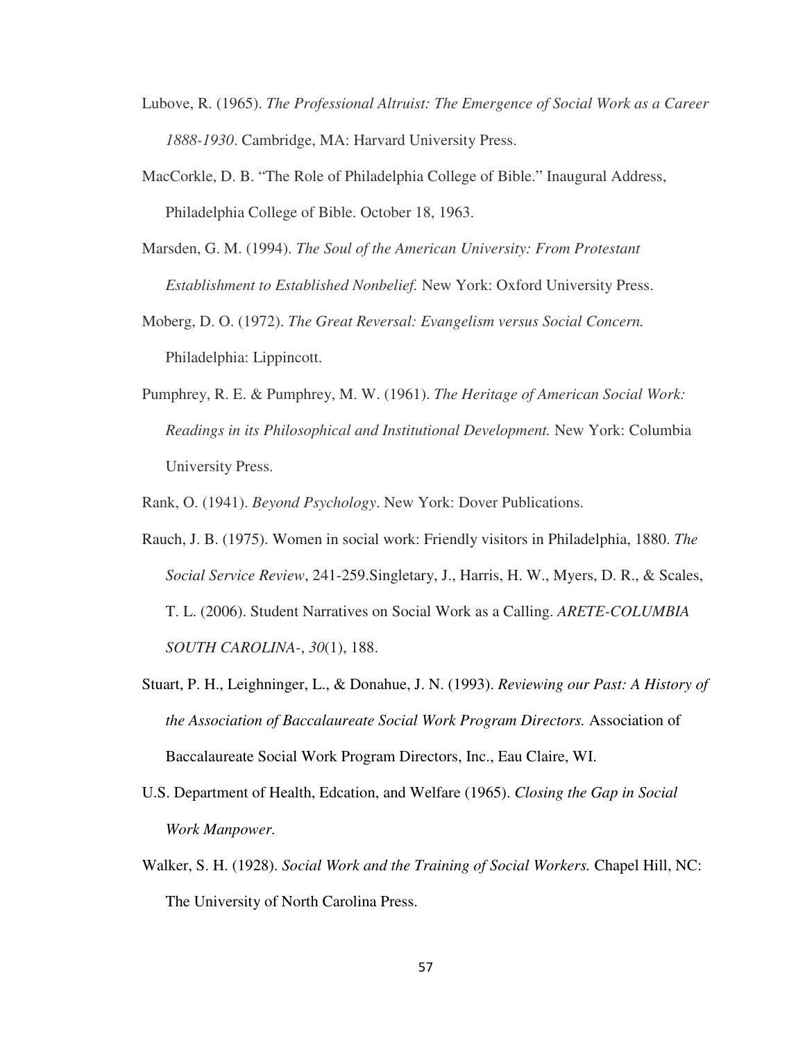Lubove, R. (1965). *The Professional Altruist: The Emergence of Social Work as a Career 1888-1930*. Cambridge, MA: Harvard University Press.

MacCorkle, D. B. "The Role of Philadelphia College of Bible." Inaugural Address, Philadelphia College of Bible. October 18, 1963.

Marsden, G. M. (1994). *The Soul of the American University: From Protestant Establishment to Established Nonbelief.* New York: Oxford University Press.

Moberg, D. O. (1972). *The Great Reversal: Evangelism versus Social Concern.* Philadelphia: Lippincott.

Pumphrey, R. E. & Pumphrey, M. W. (1961). *The Heritage of American Social Work: Readings in its Philosophical and Institutional Development.* New York: Columbia University Press.

Rank, O. (1941). *Beyond Psychology*. New York: Dover Publications.

Rauch, J. B. (1975). Women in social work: Friendly visitors in Philadelphia, 1880. *The Social Service Review*, 241-259.Singletary, J., Harris, H. W., Myers, D. R., & Scales, T. L. (2006). Student Narratives on Social Work as a Calling. *ARETE-COLUMBIA SOUTH CAROLINA-*, *30*(1), 188.

Stuart, P. H., Leighninger, L., & Donahue, J. N. (1993). *Reviewing our Past: A History of the Association of Baccalaureate Social Work Program Directors.* Association of Baccalaureate Social Work Program Directors, Inc., Eau Claire, WI.

U.S. Department of Health, Edcation, and Welfare (1965). *Closing the Gap in Social Work Manpower.*

Walker, S. H. (1928). *Social Work and the Training of Social Workers.* Chapel Hill, NC: The University of North Carolina Press.